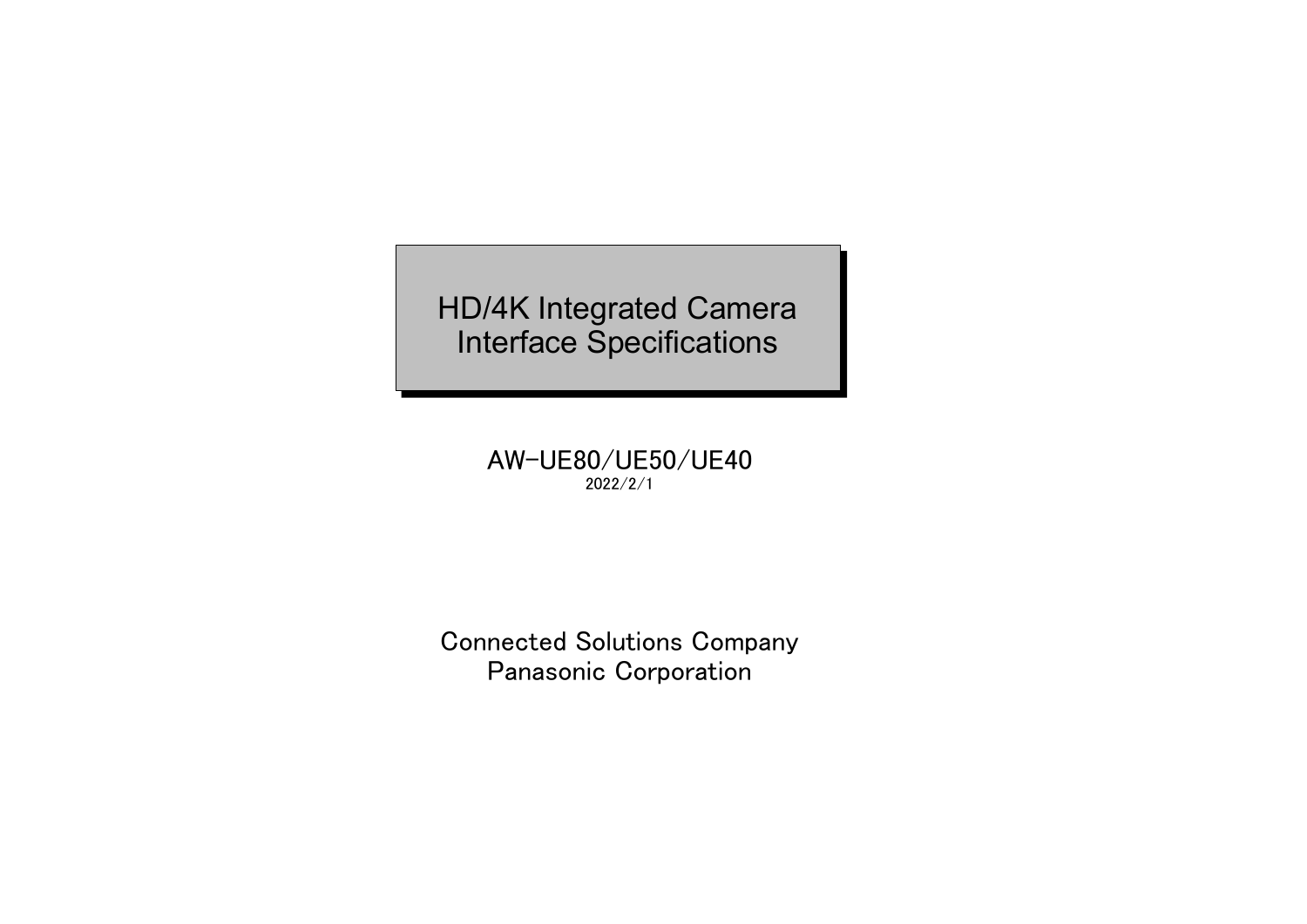# HD/4K Integrated Camera Interface Specifications

AW-UE80/UE50/UE40

2022/2/1

Connected Solutions Company

Panasonic Corporation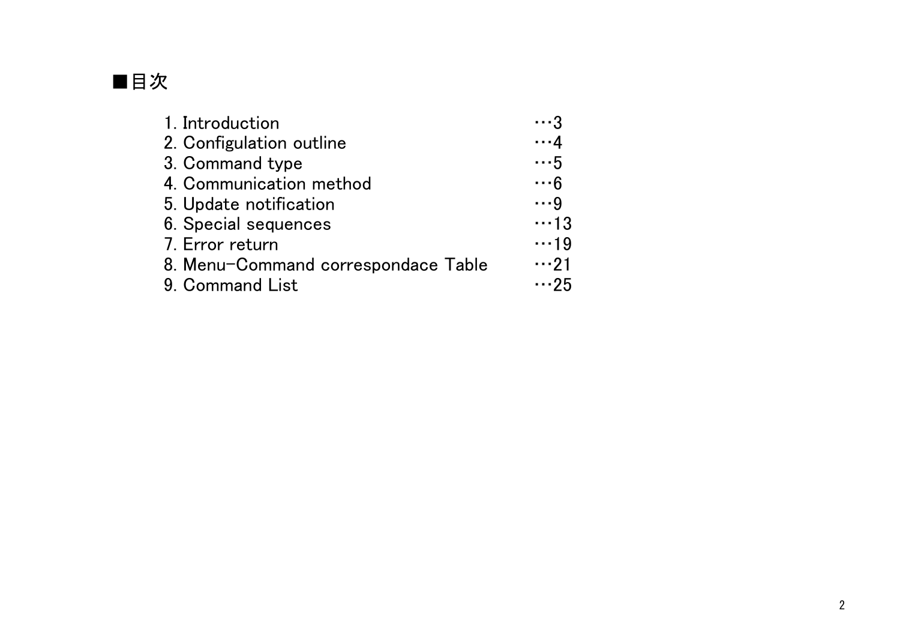## ■目次

| | |
|---|---|
| 1. Introduction | …3 |
| 2. Configulation outline | …4 |
| 3. Command type | …5 |
| 4. Communication method | …6 |
| 5. Update notification | …9 |
| 6. Special sequences | …13 |
| 7. Error return | …19 |
| 8. Menu-Command correspondace Table | …21 |
| 9. Command List | …25 |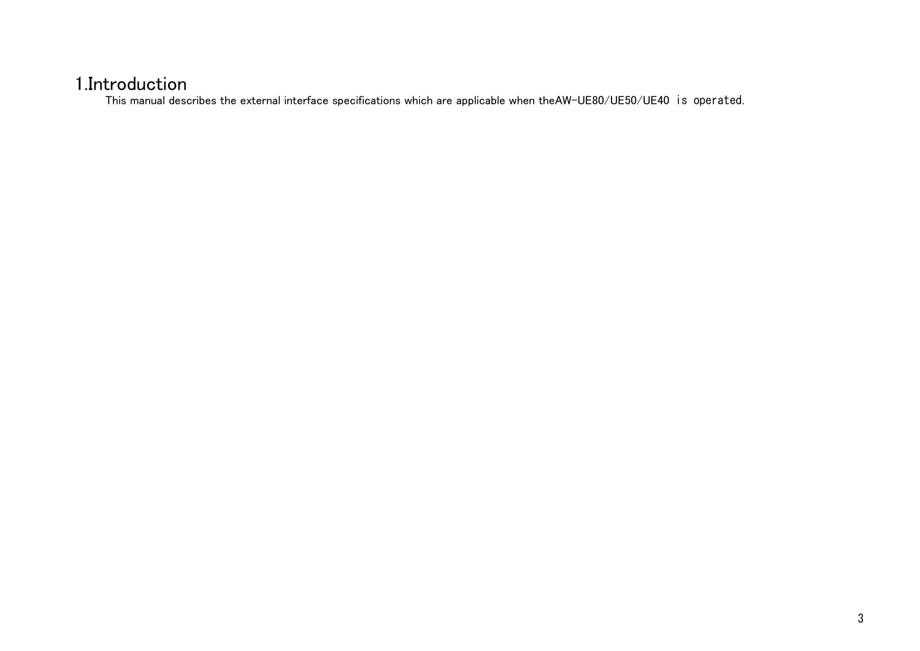# 1.Introduction

This manual describes the external interface specifications which are applicable when theAW-UE80/UE50/UE40 is operated.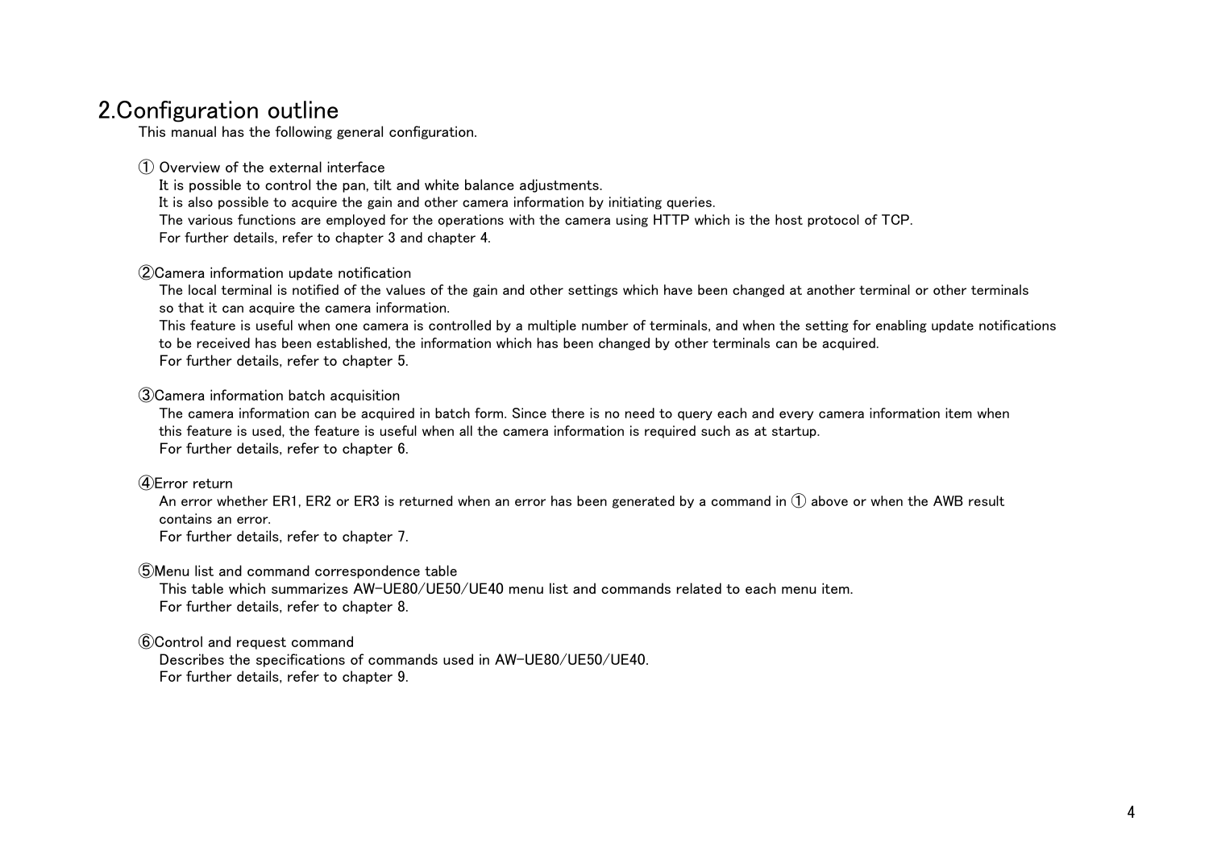# 2.Configuration outline

This manual has the following general configuration.

① Overview of the external interface

It is possible to control the pan, tilt and white balance adjustments.
It is also possible to acquire the gain and other camera information by initiating queries.
The various functions are employed for the operations with the camera using HTTP which is the host protocol of TCP.
For further details, refer to chapter 3 and chapter 4.

②Camera information update notification

The local terminal is notified of the values of the gain and other settings which have been changed at another terminal or other terminals so that it can acquire the camera information.
This feature is useful when one camera is controlled by a multiple number of terminals, and when the setting for enabling update notifications to be received has been established, the information which has been changed by other terminals can be acquired.
For further details, refer to chapter 5.

③Camera information batch acquisition

The camera information can be acquired in batch form. Since there is no need to query each and every camera information item when this feature is used, the feature is useful when all the camera information is required such as at startup.
For further details, refer to chapter 6.

④Error return

An error whether ER1, ER2 or ER3 is returned when an error has been generated by a command in ① above or when the AWB result contains an error.
For further details, refer to chapter 7.

⑤Menu list and command correspondence table

This table which summarizes AW-UE80/UE50/UE40 menu list and commands related to each menu item.
For further details, refer to chapter 8.

⑥Control and request command

Describes the specifications of commands used in AW-UE80/UE50/UE40.
For further details, refer to chapter 9.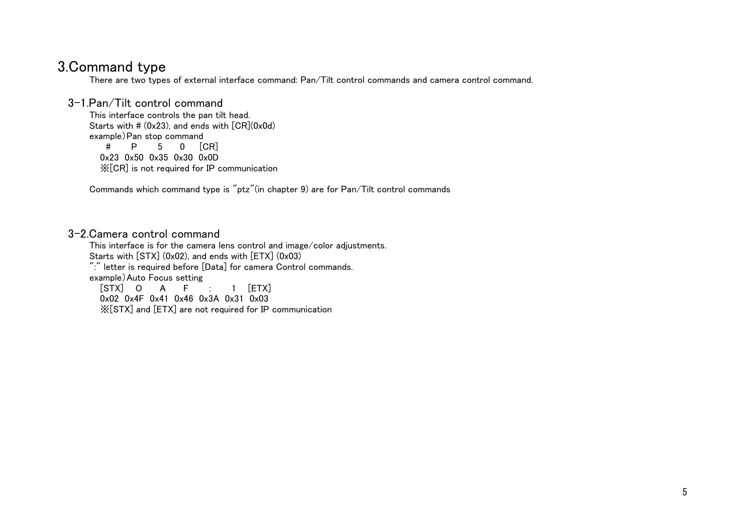# 3.Command type

There are two types of external interface command: Pan/Tilt control commands and camera control command.

## 3-1.Pan/Tilt control command

This interface controls the pan tilt head.
Starts with # (0x23), and ends with [CR](0x0d)
example) Pan stop command

| # | P | 5 | 0 | [CR] |
|---|---|---|---|---|
| 0x23 | 0x50 | 0x35 | 0x30 | 0x0D |

※[CR] is not required for IP communication

Commands which command type is "ptz"(in chapter 9) are for Pan/Tilt control commands

## 3-2.Camera control command

This interface is for the camera lens control and image/color adjustments.
Starts with [STX] (0x02), and ends with [ETX] (0x03)
":" letter is required before [Data] for camera Control commands.
example) Auto Focus setting

| [STX] | O | A | F | : | 1 | [ETX] |
|---|---|---|---|---|---|---|
| 0x02 | 0x4F | 0x41 | 0x46 | 0x3A | 0x31 | 0x03 |

※[STX] and [ETX] are not required for IP communication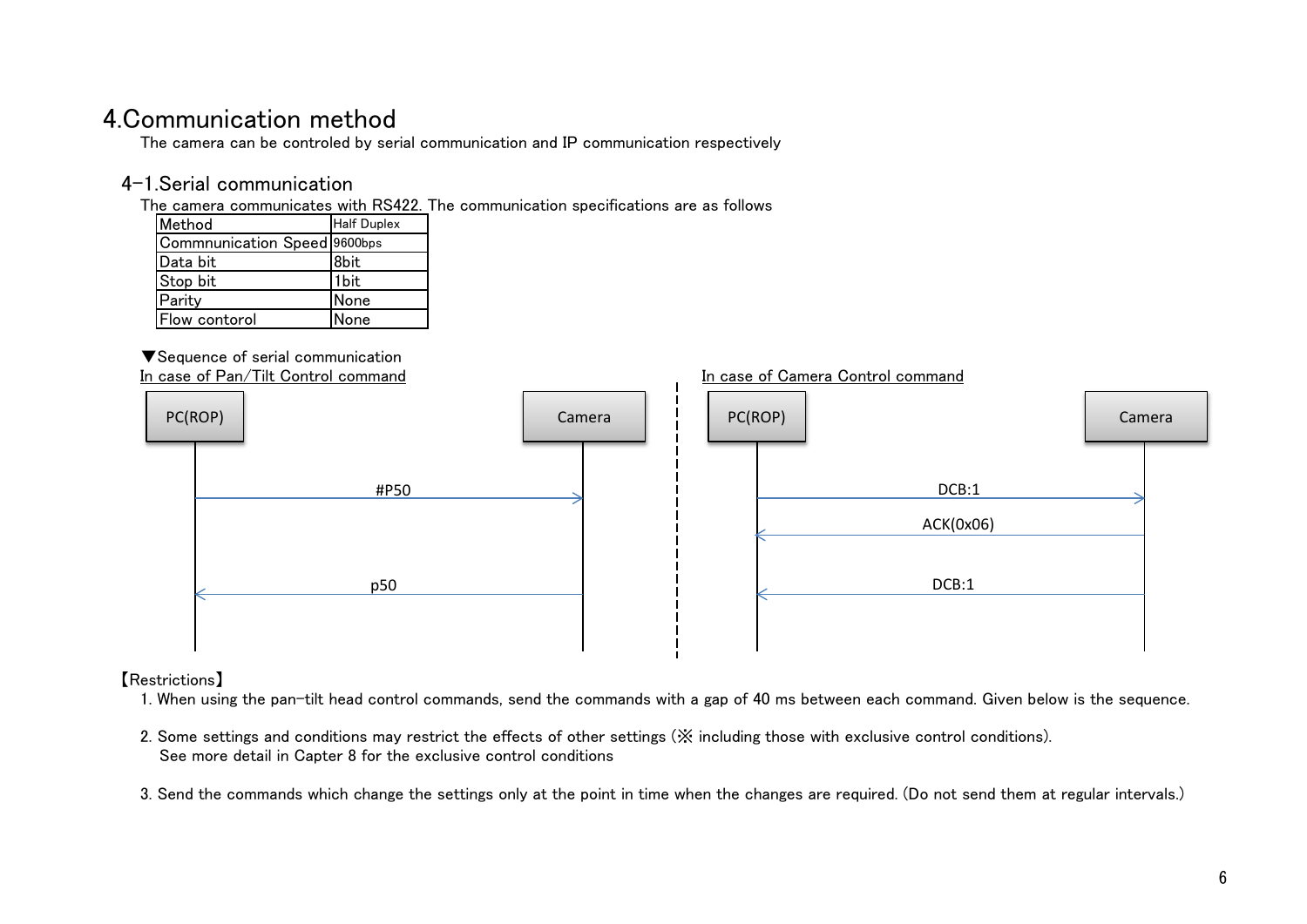# 4.Communication method

The camera can be controled by serial communication and IP communication respectively

## 4−1.Serial communication

The camera communicates with RS422. The communication specifications are as follows

| Method | Half Duplex |
|---|---|
| Commnunication Speed | 9600bps |
| Data bit | 8bit |
| Stop bit | 1bit |
| Parity | None |
| Flow contorol | None |

▼Sequence of serial communication

In case of Pan/Tilt Control command

PC(ROP) → Camera: #P50

Camera → PC(ROP): p50

In case of Camera Control command

PC(ROP) → Camera: DCB:1

Camera → PC(ROP): ACK(0x06)

Camera → PC(ROP): DCB:1

【Restrictions】

1. When using the pan−tilt head control commands, send the commands with a gap of 40 ms between each command. Given below is the sequence.

2. Some settings and conditions may restrict the effects of other settings (※ including those with exclusive control conditions).
   See more detail in Capter 8 for the exclusive control conditions

3. Send the commands which change the settings only at the point in time when the changes are required. (Do not send them at regular intervals.)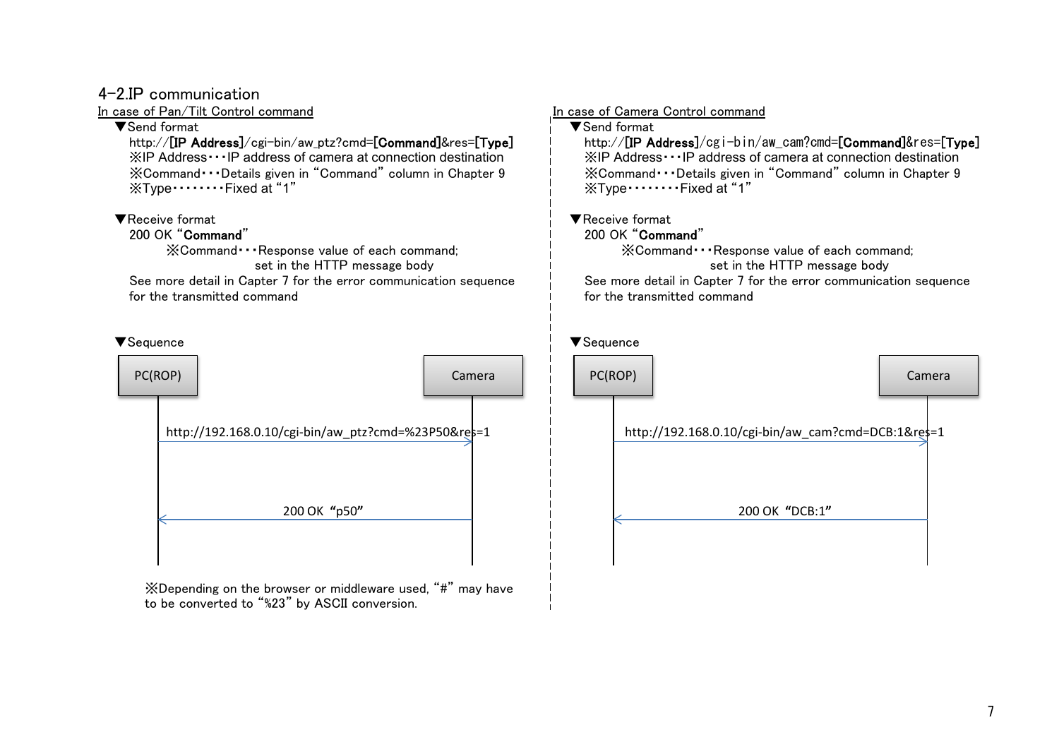## 4-2.IP communication

### In case of Pan/Tilt Control command

▼Send format

http://**[IP Address]**/cgi-bin/aw_ptz?cmd=**[Command]**&res=**[Type]**

※IP Address･･･IP address of camera at connection destination
※Command･･･Details given in "Command" column in Chapter 9
※Type････････Fixed at "1"

▼Receive format

200 OK "**Command**"

※Command･･･Response value of each command; set in the HTTP message body

See more detail in Capter 7 for the error communication sequence for the transmitted command

▼Sequence

PC(ROP) → Camera: http://192.168.0.10/cgi-bin/aw_ptz?cmd=%23P50&res=1

Camera → PC(ROP): 200 OK "p50"

※Depending on the browser or middleware used, "#" may have to be converted to "%23" by ASCII conversion.

### In case of Camera Control command

▼Send format

http://**[IP Address]**/cgi-bin/aw_cam?cmd=**[Command]**&res=**[Type]**

※IP Address･･･IP address of camera at connection destination
※Command･･･Details given in "Command" column in Chapter 9
※Type････････Fixed at "1"

▼Receive format

200 OK "**Command**"

※Command･･･Response value of each command; set in the HTTP message body

See more detail in Capter 7 for the error communication sequence for the transmitted command

▼Sequence

PC(ROP) → Camera: http://192.168.0.10/cgi-bin/aw_cam?cmd=DCB:1&res=1

Camera → PC(ROP): 200 OK "DCB:1"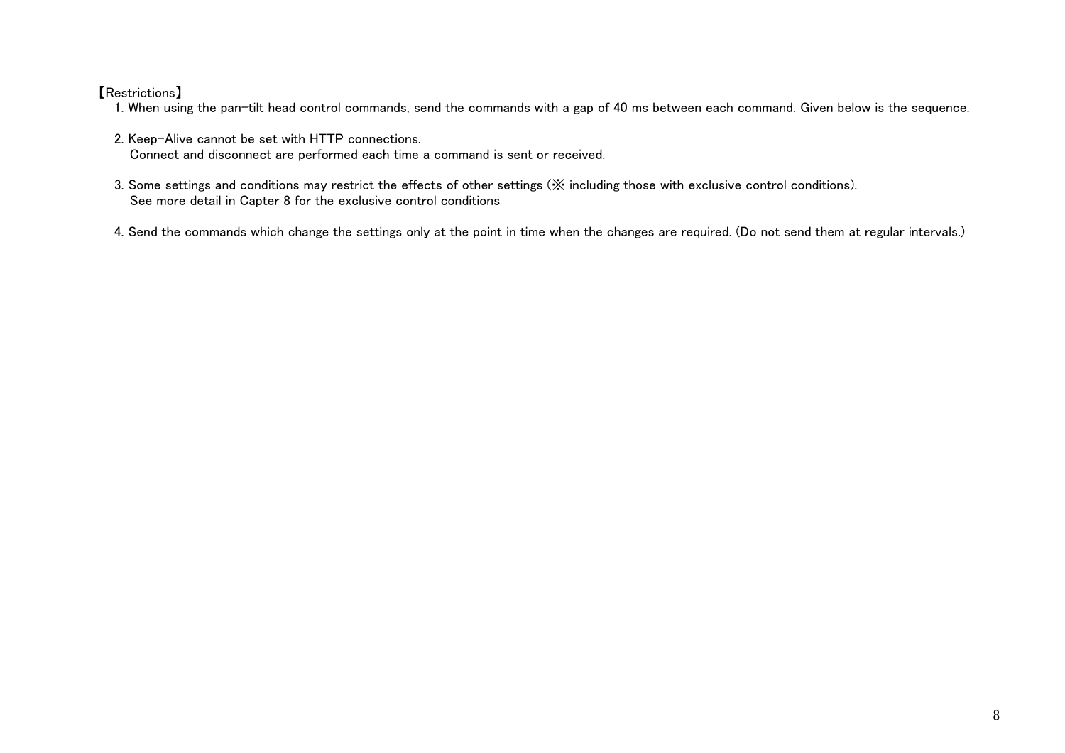【Restrictions】

1. When using the pan−tilt head control commands, send the commands with a gap of 40 ms between each command. Given below is the sequence.

2. Keep−Alive cannot be set with HTTP connections.
   Connect and disconnect are performed each time a command is sent or received.

3. Some settings and conditions may restrict the effects of other settings (※ including those with exclusive control conditions).
   See more detail in Capter 8 for the exclusive control conditions

4. Send the commands which change the settings only at the point in time when the changes are required. (Do not send them at regular intervals.)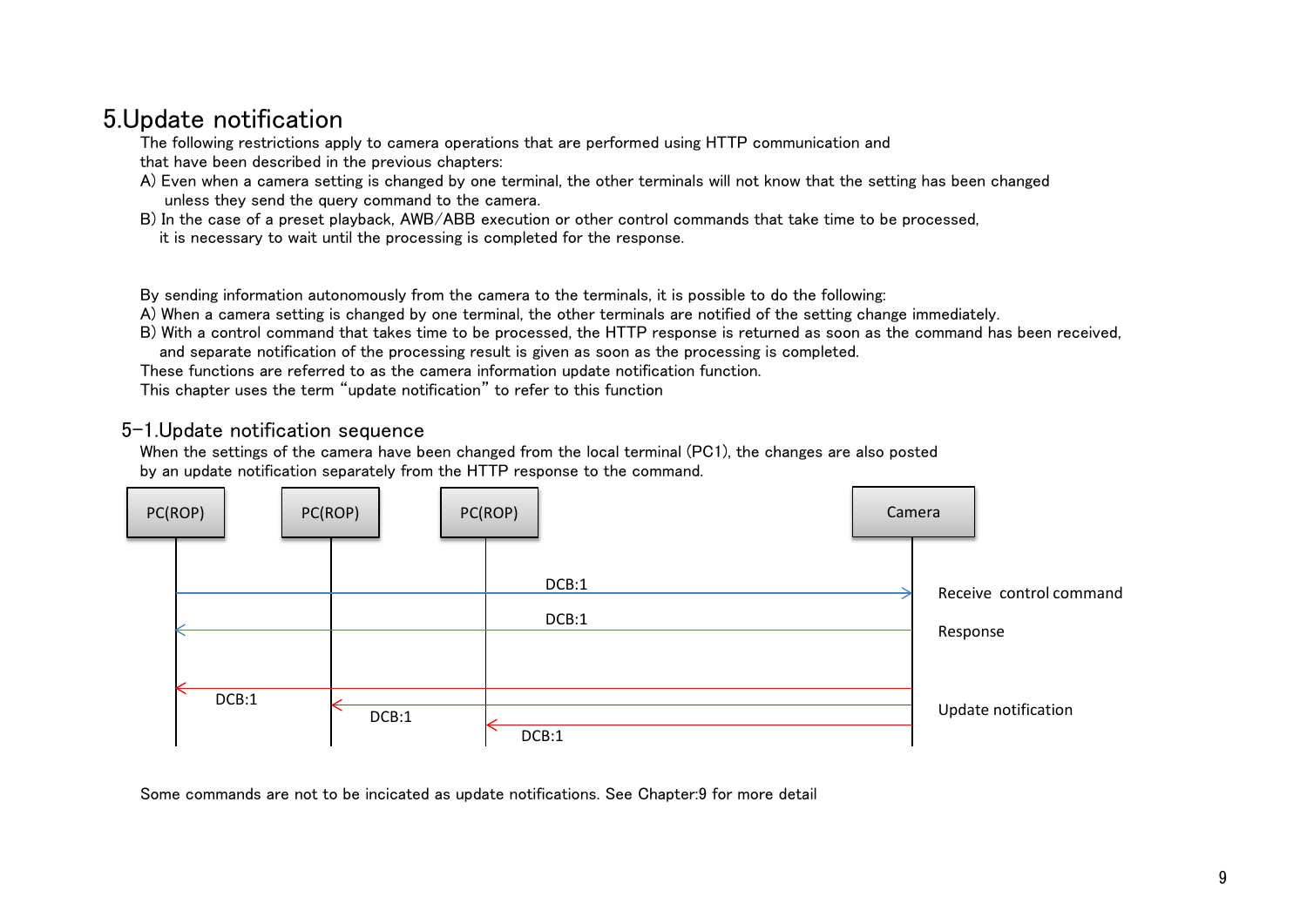# 5.Update notification

The following restrictions apply to camera operations that are performed using HTTP communication and that have been described in the previous chapters:

A) Even when a camera setting is changed by one terminal, the other terminals will not know that the setting has been changed unless they send the query command to the camera.

B) In the case of a preset playback, AWB/ABB execution or other control commands that take time to be processed, it is necessary to wait until the processing is completed for the response.

By sending information autonomously from the camera to the terminals, it is possible to do the following:

A) When a camera setting is changed by one terminal, the other terminals are notified of the setting change immediately.

B) With a control command that takes time to be processed, the HTTP response is returned as soon as the command has been received, and separate notification of the processing result is given as soon as the processing is completed.

These functions are referred to as the camera information update notification function.

This chapter uses the term "update notification" to refer to this function

## 5-1.Update notification sequence

When the settings of the camera have been changed from the local terminal (PC1), the changes are also posted by an update notification separately from the HTTP response to the command.

| PC(ROP) | PC(ROP) | PC(ROP) | Camera | |
|---|---|---|---|---|
| DCB:1 → | | | | Receive control command |
| ← DCB:1 | | | | Response |
| ← DCB:1 | ← DCB:1 | ← DCB:1 | | Update notification |

Some commands are not to be incicated as update notifications. See Chapter:9 for more detail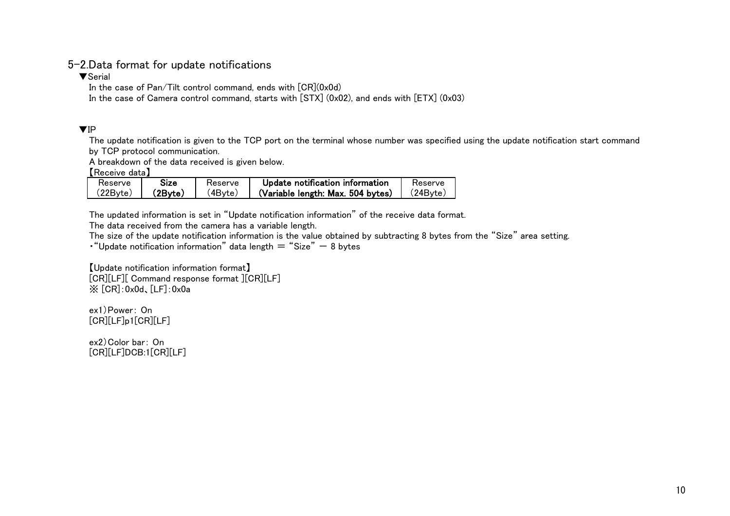## 5-2.Data format for update notifications

▼Serial

In the case of Pan/Tilt control command, ends with [CR](0x0d)

In the case of Camera control command, starts with [STX] (0x02), and ends with [ETX] (0x03)

▼IP

The update notification is given to the TCP port on the terminal whose number was specified using the update notification start command by TCP protocol communication.

A breakdown of the data received is given below.

【Receive data】

| Reserve (22Byte) | **Size (2Byte)** | Reserve (4Byte) | **Update notification information (Variable length: Max. 504 bytes)** | Reserve (24Byte) |
|---|---|---|---|---|

The updated information is set in “Update notification information” of the receive data format.

The data received from the camera has a variable length.

The size of the update notification information is the value obtained by subtracting 8 bytes from the “Size” area setting.

・“Update notification information” data length ＝ “Size” － 8 bytes

【Update notification information format】

[CR][LF][ Command response format ][CR][LF]

※ [CR]：0x0d、[LF]：0x0a

ex1）Power： On

[CR][LF]p1[CR][LF]

ex2）Color bar： On

[CR][LF]DCB:1[CR][LF]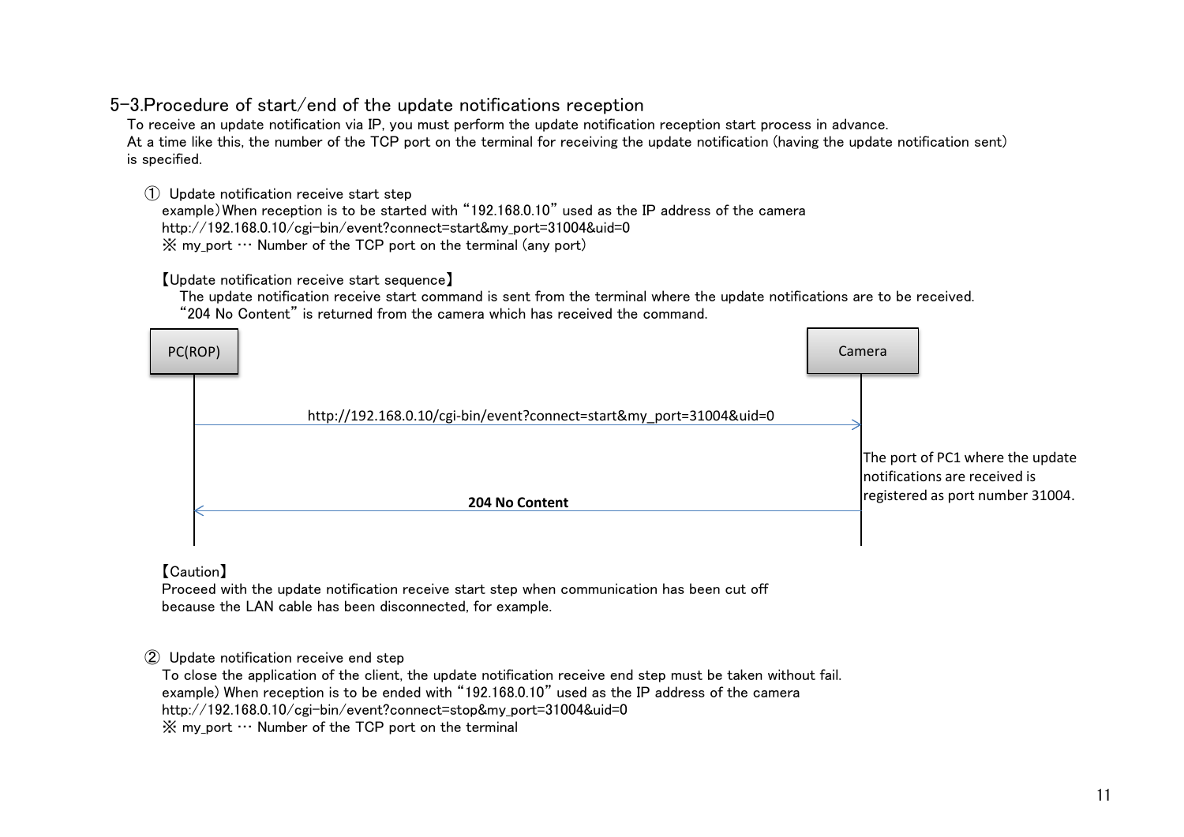## 5-3.Procedure of start/end of the update notifications reception

To receive an update notification via IP, you must perform the update notification reception start process in advance.
At a time like this, the number of the TCP port on the terminal for receiving the update notification (having the update notification sent) is specified.

① Update notification receive start step

example) When reception is to be started with "192.168.0.10" used as the IP address of the camera
http://192.168.0.10/cgi-bin/event?connect=start&my_port=31004&uid=0
※ my_port … Number of the TCP port on the terminal (any port)

【Update notification receive start sequence】

The update notification receive start command is sent from the terminal where the update notifications are to be received.
"204 No Content" is returned from the camera which has received the command.

PC(ROP)

Camera

http://192.168.0.10/cgi-bin/event?connect=start&my_port=31004&uid=0

The port of PC1 where the update notifications are received is registered as port number 31004.

**204 No Content**

【Caution】

Proceed with the update notification receive start step when communication has been cut off because the LAN cable has been disconnected, for example.

② Update notification receive end step

To close the application of the client, the update notification receive end step must be taken without fail.
example) When reception is to be ended with "192.168.0.10" used as the IP address of the camera
http://192.168.0.10/cgi-bin/event?connect=stop&my_port=31004&uid=0
※ my_port … Number of the TCP port on the terminal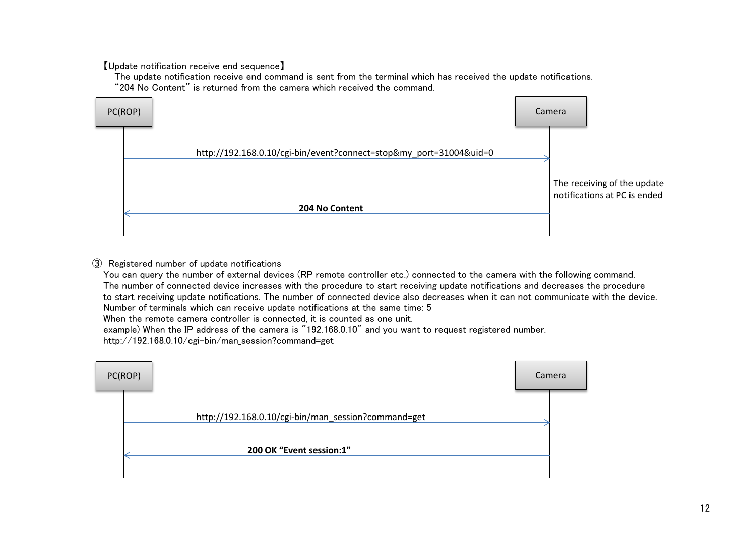【Update notification receive end sequence】

The update notification receive end command is sent from the terminal which has received the update notifications.
"204 No Content" is returned from the camera which received the command.

PC(ROP) | Camera

http://192.168.0.10/cgi-bin/event?connect=stop&my_port=31004&uid=0

The receiving of the update notifications at PC is ended

**204 No Content**

③ Registered number of update notifications

You can query the number of external devices (RP remote controller etc.) connected to the camera with the following command.
The number of connected device increases with the procedure to start receiving update notifications and decreases the procedure to start receiving update notifications. The number of connected device also decreases when it can not communicate with the device.
Number of terminals which can receive update notifications at the same time: 5
When the remote camera controller is connected, it is counted as one unit.
example) When the IP address of the camera is "192.168.0.10" and you want to request registered number.
http://192.168.0.10/cgi-bin/man_session?command=get

PC(ROP) | Camera

http://192.168.0.10/cgi-bin/man_session?command=get

**200 OK "Event session:1"**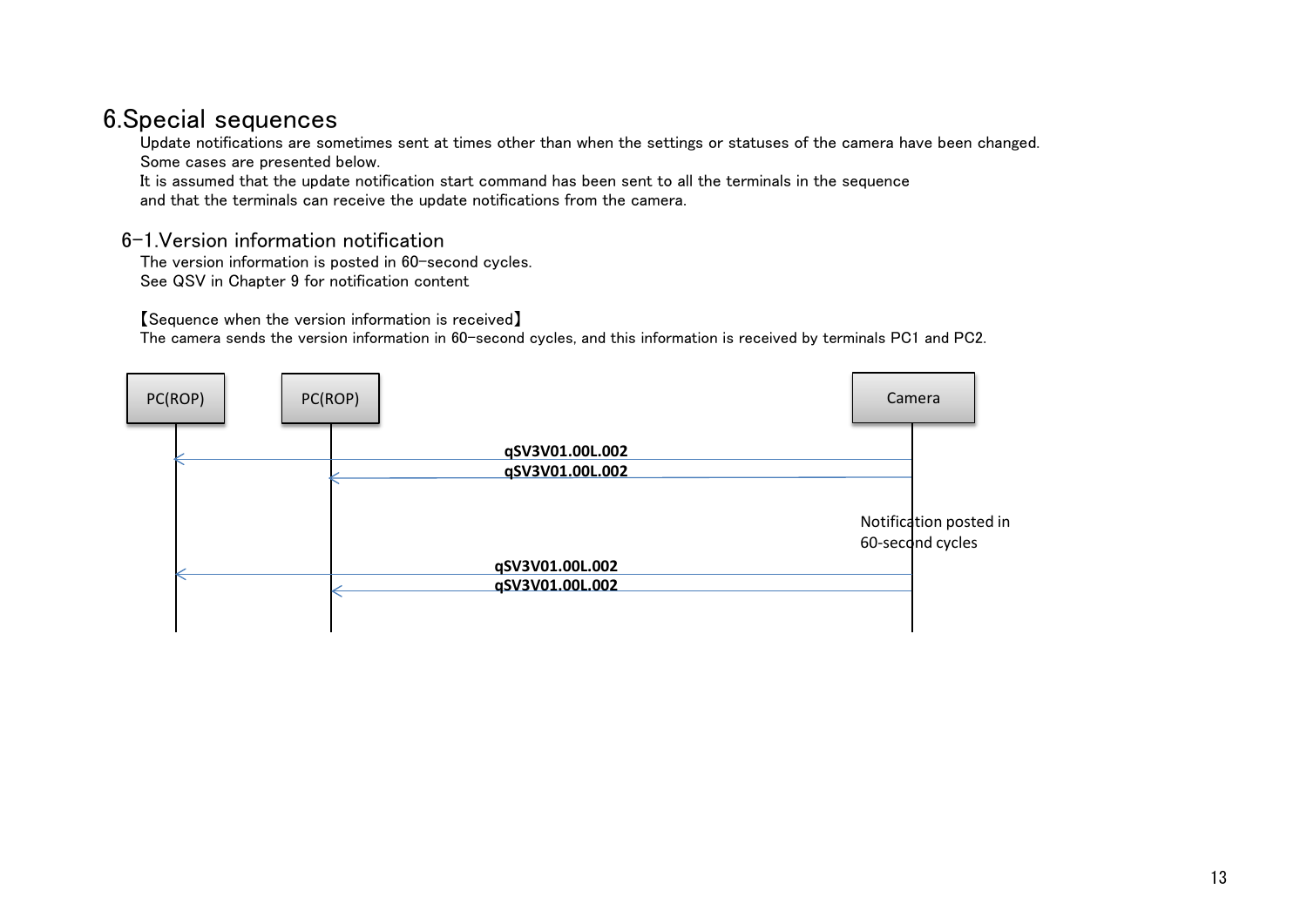# 6.Special sequences

Update notifications are sometimes sent at times other than when the settings or statuses of the camera have been changed.
Some cases are presented below.
It is assumed that the update notification start command has been sent to all the terminals in the sequence
and that the terminals can receive the update notifications from the camera.

## 6-1.Version information notification

The version information is posted in 60-second cycles.
See QSV in Chapter 9 for notification content

【Sequence when the version information is received】
The camera sends the version information in 60-second cycles, and this information is received by terminals PC1 and PC2.

PC(ROP) PC(ROP) Camera

**qSV3V01.00L.002**
**qSV3V01.00L.002**

Notification posted in
60-second cycles

**qSV3V01.00L.002**
**qSV3V01.00L.002**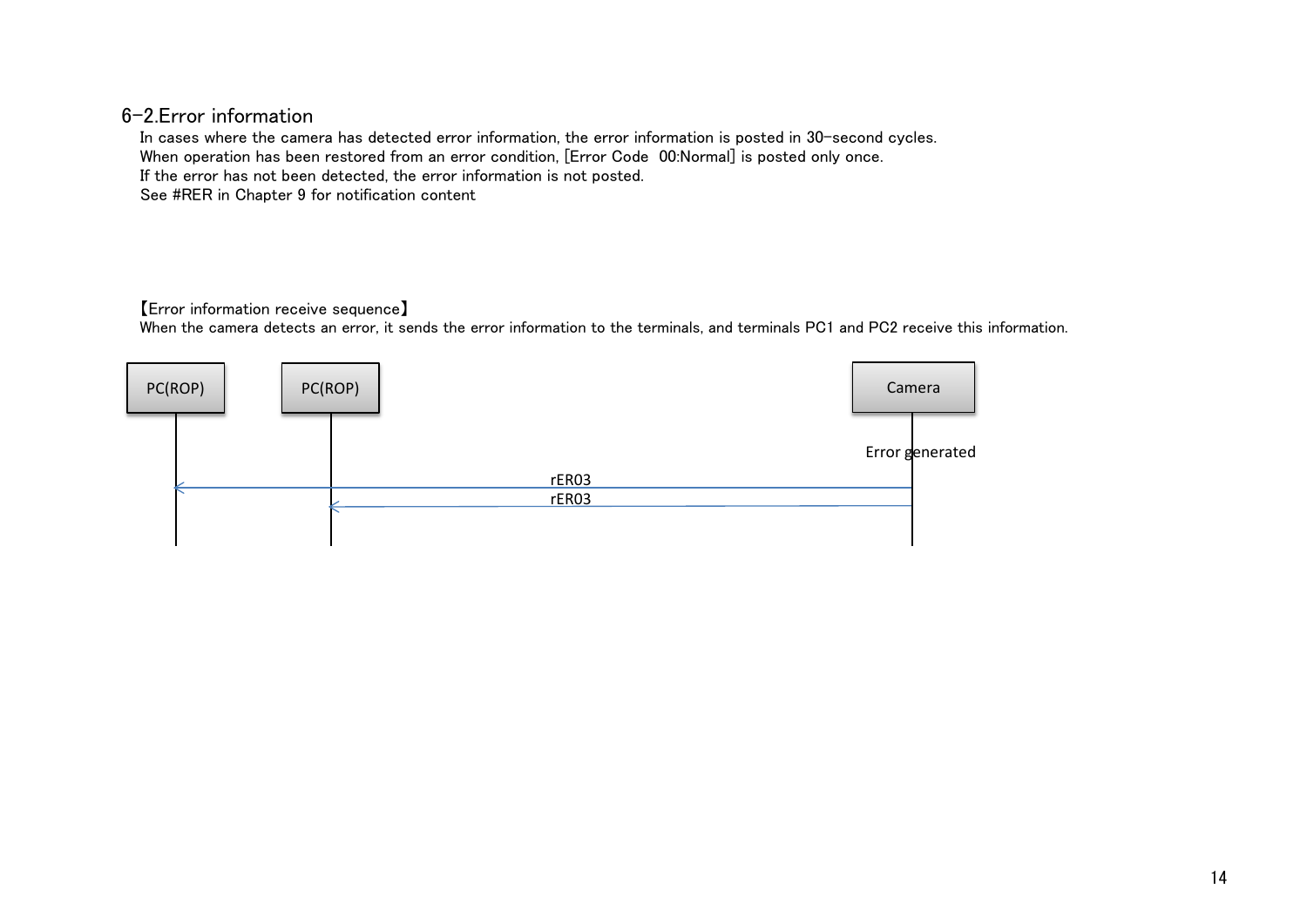## 6-2.Error information

In cases where the camera has detected error information, the error information is posted in 30-second cycles.
When operation has been restored from an error condition, [Error Code 00:Normal] is posted only once.
If the error has not been detected, the error information is not posted.
See #RER in Chapter 9 for notification content

【Error information receive sequence】
When the camera detects an error, it sends the error information to the terminals, and terminals PC1 and PC2 receive this information.

PC(ROP) PC(ROP) Camera

Error generated

rER03

rER03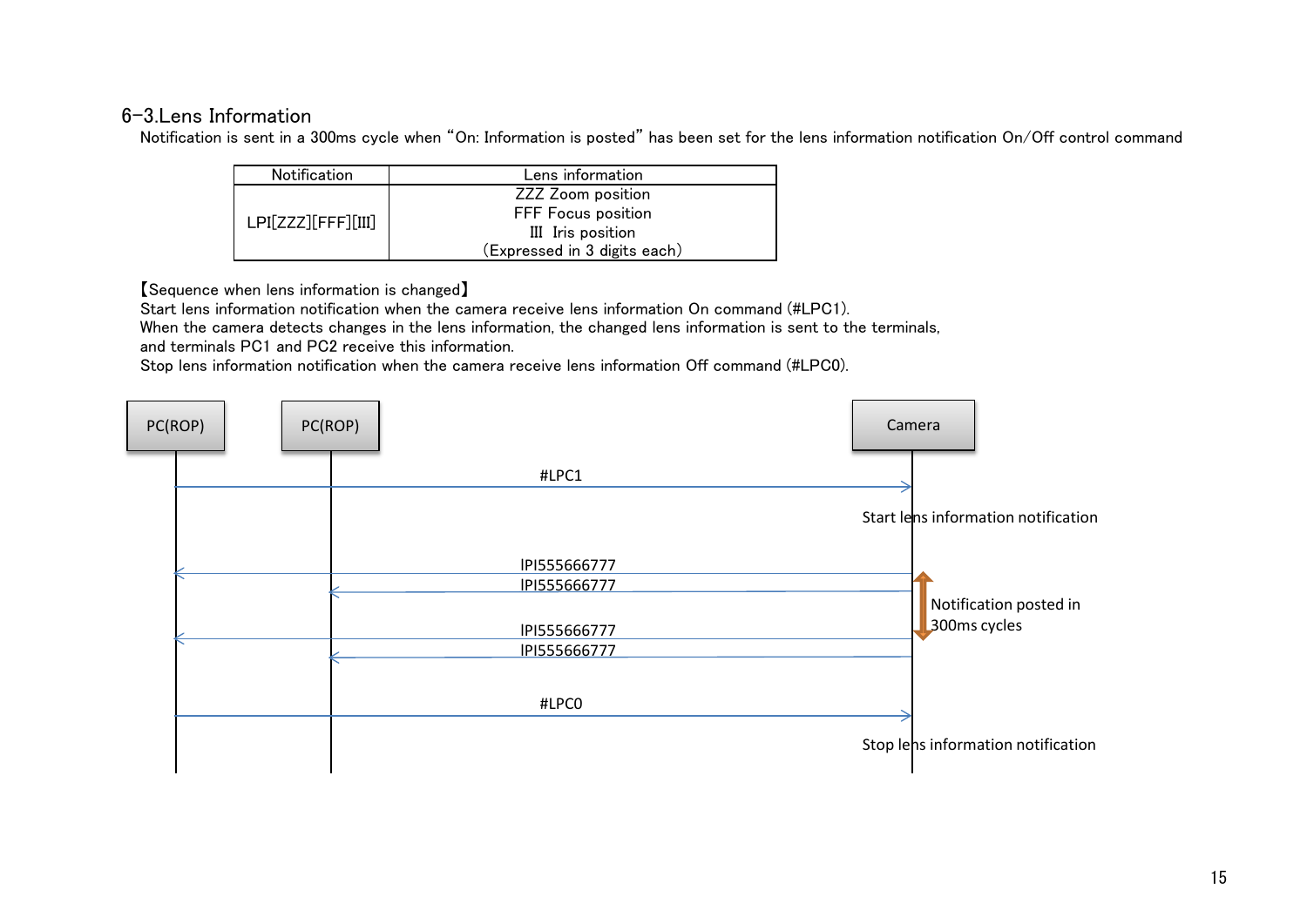## 6-3.Lens Information

Notification is sent in a 300ms cycle when "On: Information is posted" has been set for the lens information notification On/Off control command

| Notification | Lens information |
|---|---|
| LPI[ZZZ][FFF][III] | ZZZ Zoom position<br>FFF Focus position<br>III Iris position<br>(Expressed in 3 digits each) |

【Sequence when lens information is changed】

Start lens information notification when the camera receive lens information On command (#LPC1).
When the camera detects changes in the lens information, the changed lens information is sent to the terminals, and terminals PC1 and PC2 receive this information.
Stop lens information notification when the camera receive lens information Off command (#LPC0).

PC(ROP) | PC(ROP) | Camera

- PC(ROP) → Camera: #LPC1
  - Camera: Start lens information notification
- Camera → PC(ROP): lPI555666777
- Camera → PC(ROP): lPI555666777
- Camera → PC(ROP): lPI555666777
- Camera → PC(ROP): lPI555666777
  - Notification posted in 300ms cycles
- PC(ROP) → Camera: #LPC0
  - Camera: Stop lens information notification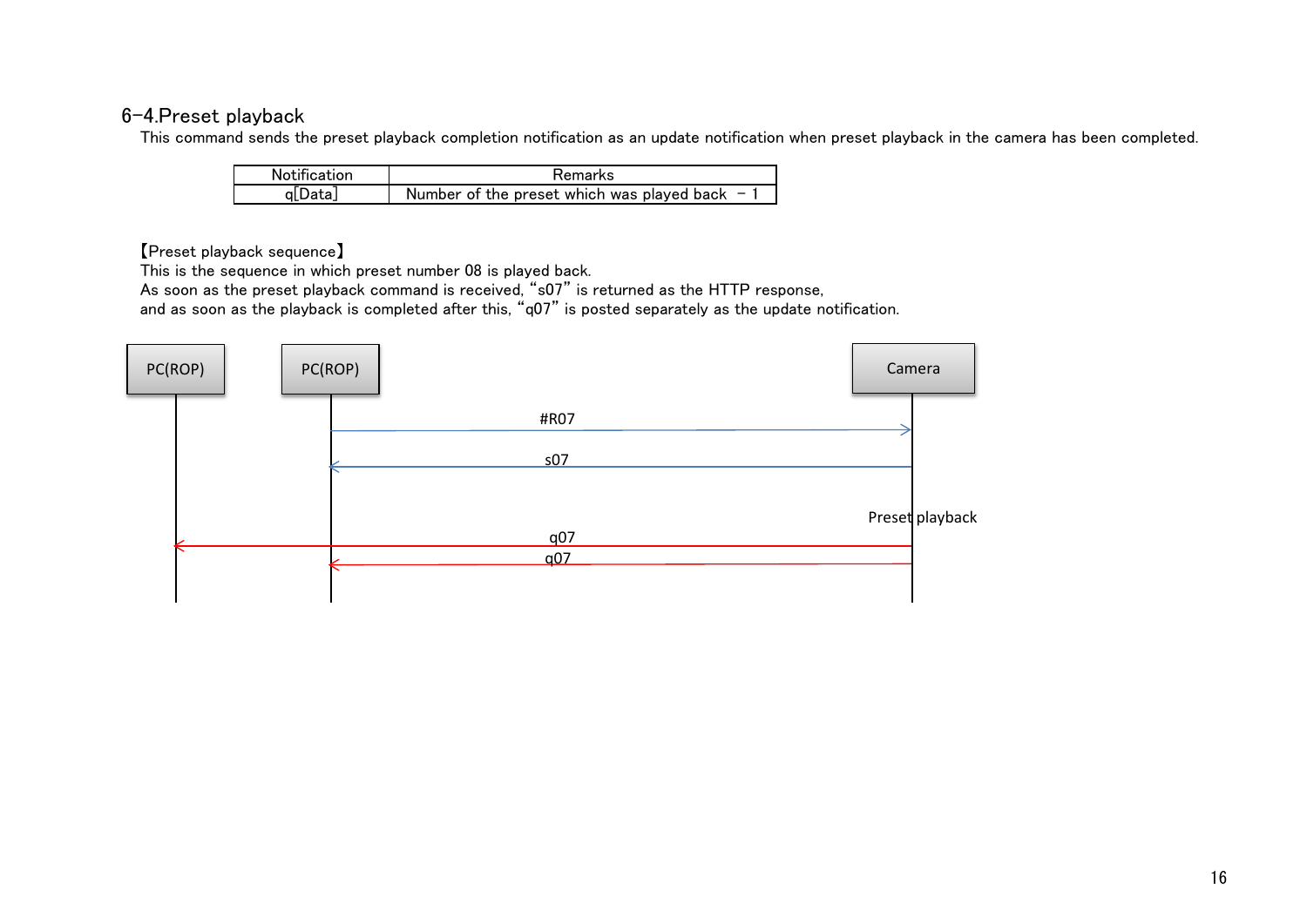## 6-4.Preset playback

This command sends the preset playback completion notification as an update notification when preset playback in the camera has been completed.

| Notification | Remarks |
| --- | --- |
| q[Data] | Number of the preset which was played back − 1 |

【Preset playback sequence】

This is the sequence in which preset number 08 is played back.
As soon as the preset playback command is received, “s07” is returned as the HTTP response,
and as soon as the playback is completed after this, “q07” is posted separately as the update notification.

PC(ROP) PC(ROP) Camera

#R07

s07

Preset playback

q07

q07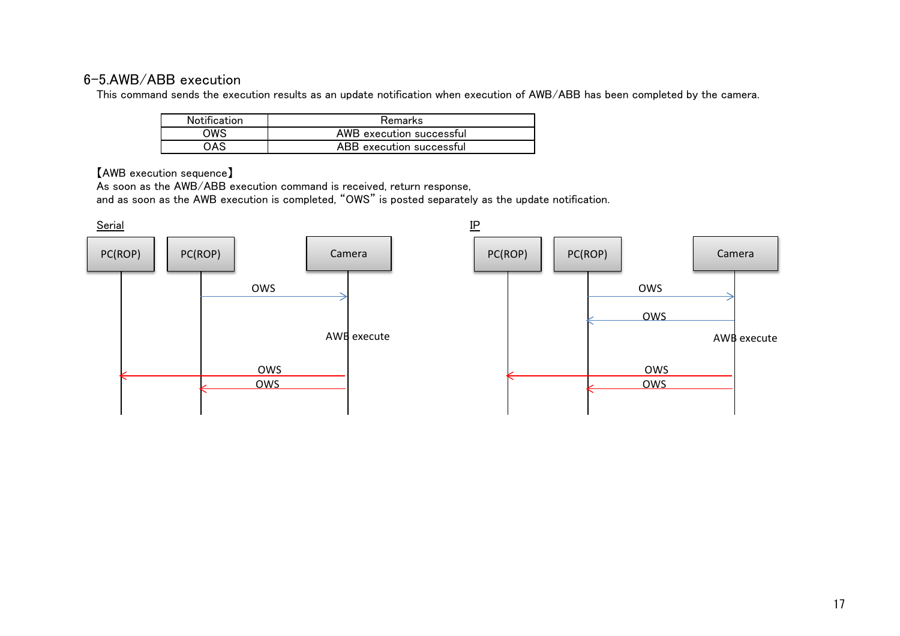## 6-5.AWB/ABB execution

This command sends the execution results as an update notification when execution of AWB/ABB has been completed by the camera.

| Notification | Remarks |
|---|---|
| OWS | AWB execution successful |
| OAS | ABB execution successful |

【AWB execution sequence】

As soon as the AWB/ABB execution command is received, return response,
and as soon as the AWB execution is completed, "OWS" is posted separately as the update notification.

Serial

| PC(ROP) | PC(ROP) | Camera |
|---|---|---|
| | OWS → | |
| | | AWB execute |
| ← OWS | | |
| | ← OWS | |

IP

| PC(ROP) | PC(ROP) | Camera |
|---|---|---|
| | OWS → | |
| | ← OWS | |
| | | AWB execute |
| ← OWS | | |
| | ← OWS | |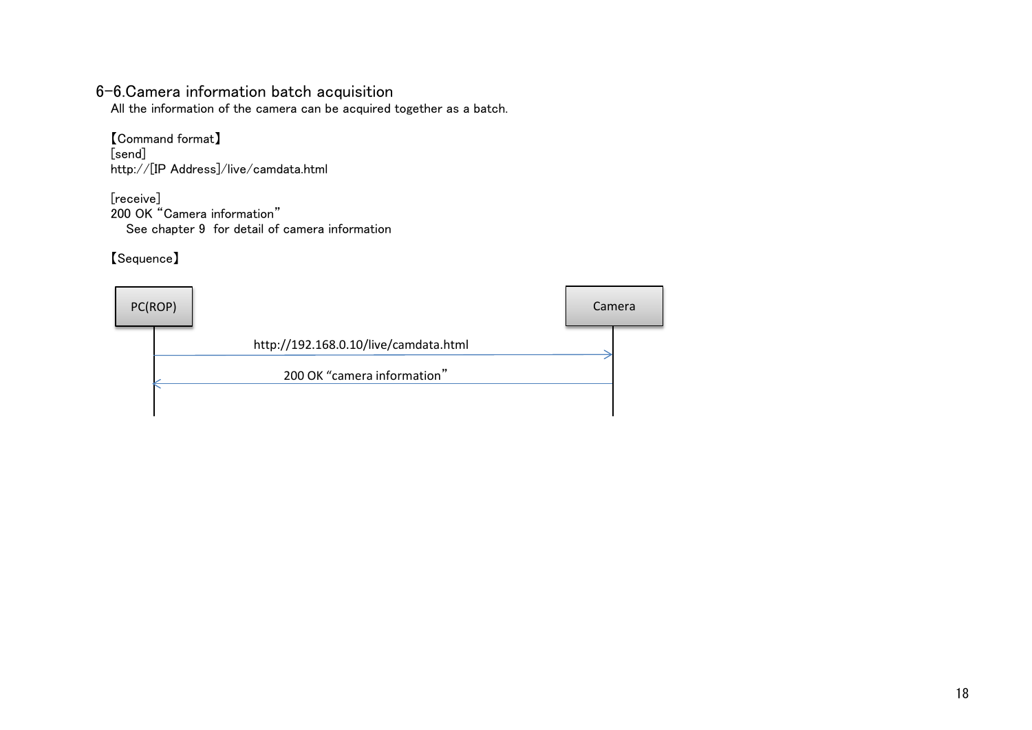## 6-6.Camera information batch acquisition

All the information of the camera can be acquired together as a batch.

【Command format】

[send]

http://[IP Address]/live/camdata.html

[receive]

200 OK "Camera information"

See chapter 9 for detail of camera information

【Sequence】

PC(ROP) → Camera: http://192.168.0.10/live/camdata.html

Camera → PC(ROP): 200 OK "camera information"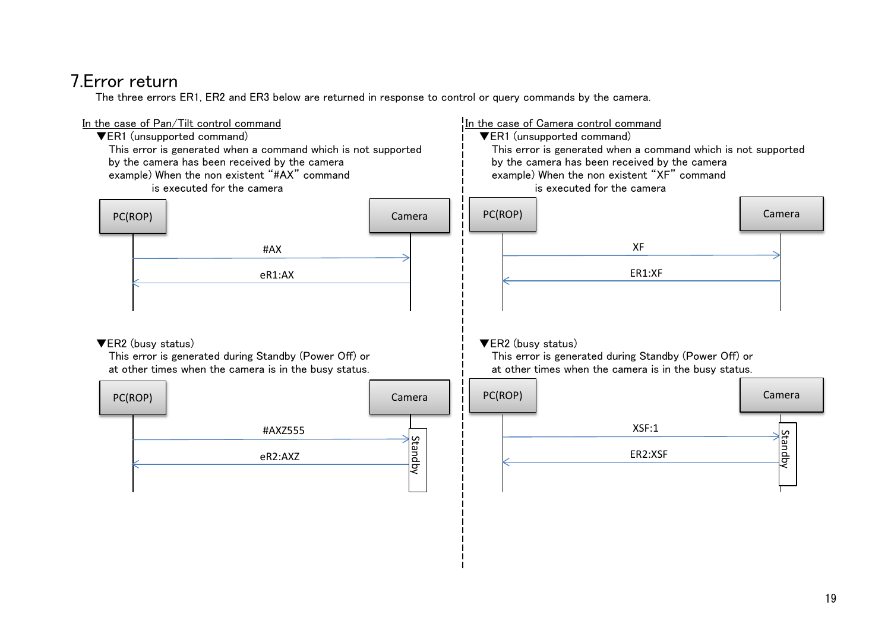# 7.Error return

The three errors ER1, ER2 and ER3 below are returned in response to control or query commands by the camera.

## In the case of Pan/Tilt control command

▼ER1 (unsupported command)

This error is generated when a command which is not supported by the camera has been received by the camera

example) When the non existent "#AX" command is executed for the camera

| PC(ROP) | | Camera |
|---|---|---|
| | #AX → | |
| | ← eR1:AX | |

▼ER2 (busy status)

This error is generated during Standby (Power Off) or at other times when the camera is in the busy status.

| PC(ROP) | | Camera |
|---|---|---|
| | #AXZ555 → | Standby |
| | ← eR2:AXZ | Standby |

## In the case of Camera control command

▼ER1 (unsupported command)

This error is generated when a command which is not supported by the camera has been received by the camera

example) When the non existent "XF" command is executed for the camera

| PC(ROP) | | Camera |
|---|---|---|
| | XF → | |
| | ← ER1:XF | |

▼ER2 (busy status)

This error is generated during Standby (Power Off) or at other times when the camera is in the busy status.

| PC(ROP) | | Camera |
|---|---|---|
| | XSF:1 → | Standby |
| | ← ER2:XSF | Standby |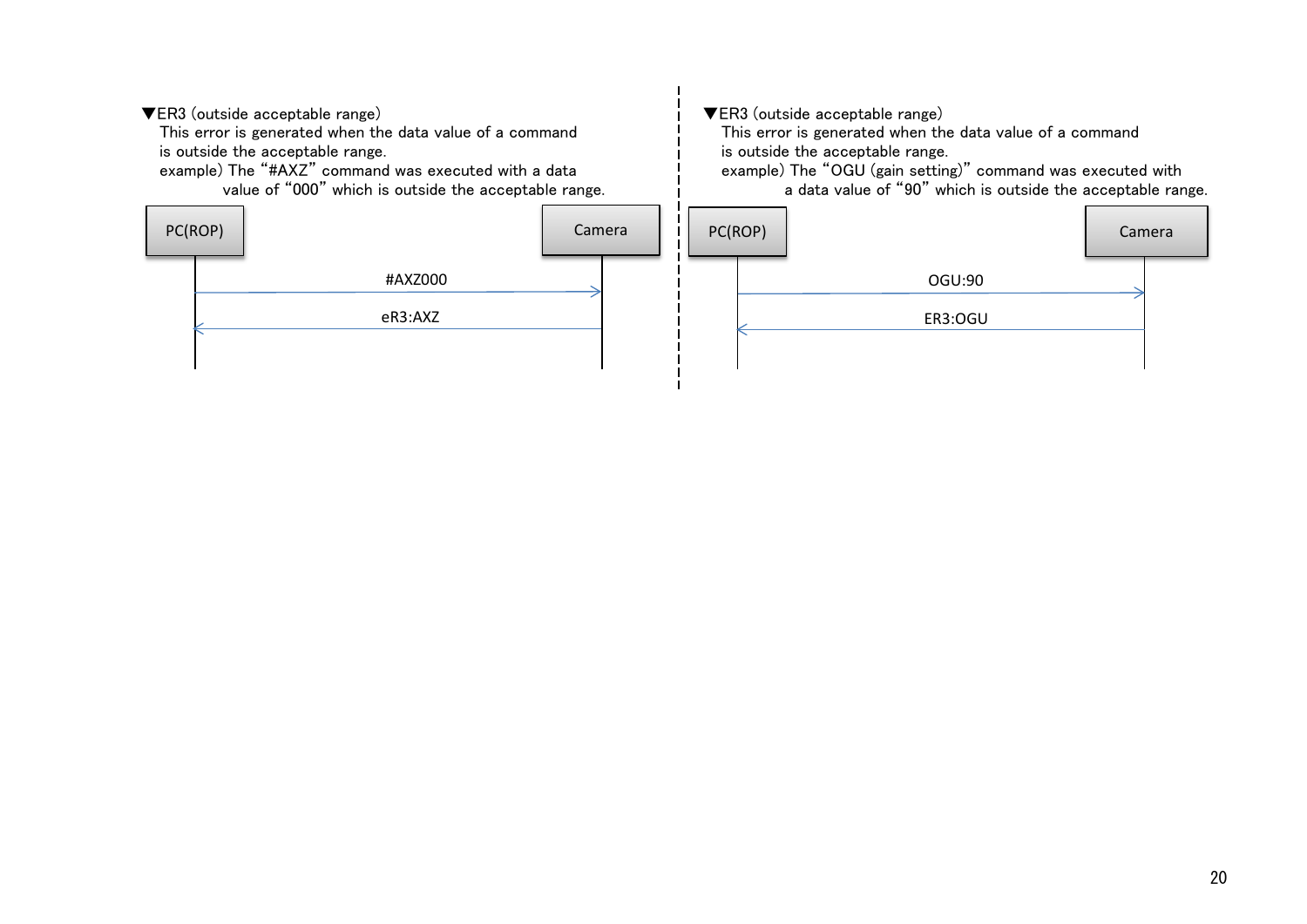▼ER3 (outside acceptable range)

This error is generated when the data value of a command is outside the acceptable range.

example) The "#AXZ" command was executed with a data value of "000" which is outside the acceptable range.

| PC(ROP) | | Camera |
|---|---|---|
| | #AXZ000 → | |
| | ← eR3:AXZ | |

▼ER3 (outside acceptable range)

This error is generated when the data value of a command is outside the acceptable range.

example) The "OGU (gain setting)" command was executed with a data value of "90" which is outside the acceptable range.

| PC(ROP) | | Camera |
|---|---|---|
| | OGU:90 → | |
| | ← ER3:OGU | |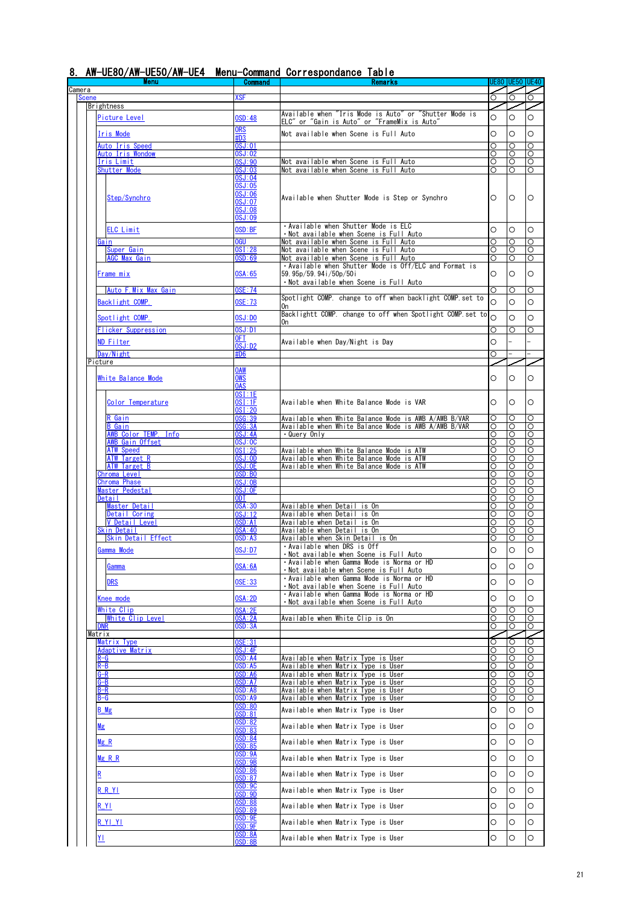## 8. AW-UE80/AW-UE50/AW-UE4 Menu-Command Correspondance Table

| Menu | Command | Remarks | UE80 | UE50 | UE40 |
|---|---|---|---|---|---|
| Camera | | | | | |
| Scene | XSF | | ○ | ○ | ○ |
| Brightness | | | | | |
| Picture Level | OSD:48 | Available when "Iris Mode is Auto" or "Shutter Mode is ELC" or "Gain is Auto" or "FrameMix is Auto" | ○ | ○ | ○ |
| Iris Mode | ORS #D3 | Not available when Scene is Full Auto | ○ | ○ | ○ |
| Auto Iris Speed | OSJ:01 | | ○ | ○ | ○ |
| Auto Iris Wondow | OSJ:02 | | ○ | ○ | ○ |
| Iris Limit | OSJ:90 | Not available when Scene is Full Auto | ○ | ○ | ○ |
| Shutter Mode | OSJ:03 | Not available when Scene is Full Auto | ○ | ○ | ○ |
| Step/Synchro | OSJ:04 OSJ:05 OSJ:06 OSJ:07 OSJ:08 OSJ:09 | Available when Shutter Mode is Step or Synchro | ○ | ○ | ○ |
| ELC Limit | OSD:BF | ・Available when Shutter Mode is ELC ・Not available when Scene is Full Auto | ○ | ○ | ○ |
| Gain | OGU | Not available when Scene is Full Auto | ○ | ○ | ○ |
| Super Gain | OSI:28 | Not available when Scene is Full Auto | ○ | ○ | ○ |
| AGC Max Gain | OSD:69 | Not available when Scene is Full Auto | ○ | ○ | ○ |
| Frame mix | OSA:65 | ・Available when Shutter Mode is Off/ELC and Format is 59.95p/59.94i/50p/50i ・Not available when Scene is Full Auto | ○ | ○ | ○ |
| Auto F.Mix Max Gain | OSE:74 | | ○ | ○ | ○ |
| Backlight COMP. | OSE:73 | Spotlight COMP. change to off when backlight COMP. set to On | ○ | ○ | ○ |
| Spotlight COMP. | OSJ:D0 | Backlightt COMP. change to off when Spotlight COMP. set to On | ○ | ○ | ○ |
| Flicker Suppression | OSJ:D1 | | ○ | ○ | ○ |
| ND Filter | OFT OSJ:D2 | Available when Day/Night is Day | ○ | - | - |
| Day/Night | #D6 | | ○ | - | - |
| Picture | | | | | |
| White Balance Mode | OAW OWS OAS | | ○ | ○ | ○ |
| Color Temperature | OSI:1E OSI:1F OSI:20 | Available when White Balance Mode is VAR | ○ | ○ | ○ |
| R Gain | OSG:39 | Available when White Balance Mode is AWB A/AWB B/VAR | ○ | ○ | ○ |
| B Gain | OSG:3A | Available when White Balance Mode is AWB A/AWB B/VAR | ○ | ○ | ○ |
| AWB Color TEMP. Info | OSJ:4A | ・Query Only | ○ | ○ | ○ |
| AWB Gain Offset | OSJ:0C | | ○ | ○ | ○ |
| ATW Speed | OSI:25 | Available when White Balance Mode is ATW | ○ | ○ | ○ |
| ATW Target R | OSJ:0D | Available when White Balance Mode is ATW | ○ | ○ | ○ |
| ATW Target B | OSJ:0E | Available when White Balance Mode is ATW | ○ | ○ | ○ |
| Chroma Level | OSD:B0 | | ○ | ○ | ○ |
| Chroma Phase | OSJ:0B | | ○ | ○ | ○ |
| Master Pedestal | OSJ:0F | | ○ | ○ | ○ |
| Detail | ODT | | ○ | ○ | ○ |
| Master Detail | OSA:30 | Available when Detail is On | ○ | ○ | ○ |
| Detail Coring | OSJ:12 | Available when Detail is On | ○ | ○ | ○ |
| V Detail Level | OSD:A1 | Available when Detail is On | ○ | ○ | ○ |
| Skin Detail | OSA:40 | Available when Detail is On | ○ | ○ | ○ |
| Skin Detail Effect | OSD:A3 | Available when Skin Detail is On | ○ | ○ | ○ |
| Gamma Mode | OSJ:D7 | ・Available when DRS is Off ・Not available when Scene is Full Auto | ○ | ○ | ○ |
| Gamma | OSA:6A | ・Available when Gamma Mode is Norma or HD ・Not available when Scene is Full Auto | ○ | ○ | ○ |
| DRS | OSE:33 | ・Available when Gamma Mode is Norma or HD ・Not available when Scene is Full Auto | ○ | ○ | ○ |
| Knee mode | OSA:2D | ・Available when Gamma Mode is Norma or HD ・Not available when Scene is Full Auto | ○ | ○ | ○ |
| White Clip | OSA:2E | | ○ | ○ | ○ |
| White Clip Level | OSA:2A | Available when White Clip is On | ○ | ○ | ○ |
| DNR | OSD:3A | | ○ | ○ | ○ |
| Matrix | | | | | |
| Matrix Type | OSE:31 | | ○ | ○ | ○ |
| Adaptive Matrix | OSJ:4F | | ○ | ○ | ○ |
| R-G | OSD:A4 | Available when Matrix Type is User | ○ | ○ | ○ |
| R-B | OSD:A5 | Available when Matrix Type is User | ○ | ○ | ○ |
| G-R | OSD:A6 | Available when Matrix Type is User | ○ | ○ | ○ |
| G-B | OSD:A7 | Available when Matrix Type is User | ○ | ○ | ○ |
| B-R | OSD:A8 | Available when Matrix Type is User | ○ | ○ | ○ |
| B-G | OSD:A9 | Available when Matrix Type is User | ○ | ○ | ○ |
| B_Mg | OSD:80 OSD:81 | Available when Matrix Type is User | ○ | ○ | ○ |
| Mg | OSD:82 OSD:83 | Available when Matrix Type is User | ○ | ○ | ○ |
| Mg_R | OSD:84 OSD:85 | Available when Matrix Type is User | ○ | ○ | ○ |
| Mg_R_R | OSD:9A OSD:9B | Available when Matrix Type is User | ○ | ○ | ○ |
| R | OSD:86 OSD:87 | Available when Matrix Type is User | ○ | ○ | ○ |
| R_R_YI | OSD:9C OSD:9D | Available when Matrix Type is User | ○ | ○ | ○ |
| R_YI | OSD:88 OSD:89 | Available when Matrix Type is User | ○ | ○ | ○ |
| R_YI_YI | OSD:9E OSD:9F | Available when Matrix Type is User | ○ | ○ | ○ |
| YI | OSD:8A OSD:8B | Available when Matrix Type is User | ○ | ○ | ○ |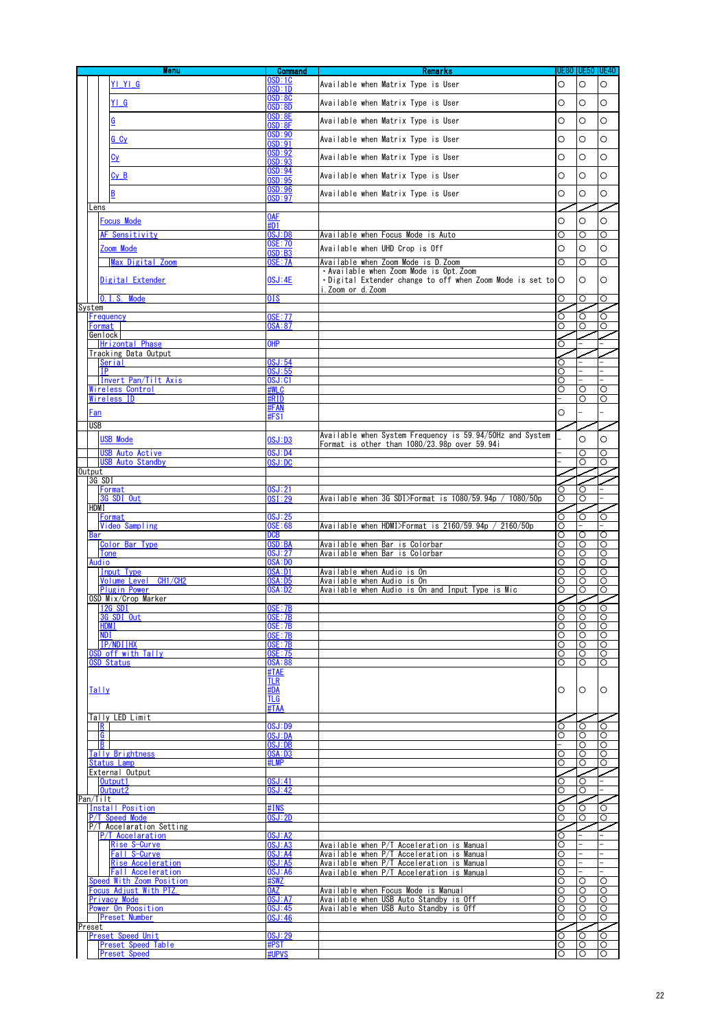| Menu | Command | Remarks | UE80 | UE50 | UE40 |
|---|---|---|---|---|---|
| YI_YI_G | OSD:1C<br>OSD:1D | Available when Matrix Type is User | ○ | ○ | ○ |
| YI_G | OSD:8C<br>OSD:8D | Available when Matrix Type is User | ○ | ○ | ○ |
| G | OSD:8E<br>OSD:8F | Available when Matrix Type is User | ○ | ○ | ○ |
| G_Cy | OSD:90<br>OSD:91 | Available when Matrix Type is User | ○ | ○ | ○ |
| Cy | OSD:92<br>OSD:93 | Available when Matrix Type is User | ○ | ○ | ○ |
| Cy_B | OSD:94<br>OSD:95 | Available when Matrix Type is User | ○ | ○ | ○ |
| B | OSD:96<br>OSD:97 | Available when Matrix Type is User | ○ | ○ | ○ |
| Lens | | | | | |
| Focus Mode | OAF<br>#D1 | | ○ | ○ | ○ |
| AF Sensitivity | OSJ:D8 | Available when Focus Mode is Auto | ○ | ○ | ○ |
| Zoom Mode | OSE:70<br>OSD:B3 | Available when UHD Crop is Off | ○ | ○ | ○ |
| Max Digital Zoom | OSE:7A | Available when Zoom Mode is D.Zoom | ○ | ○ | ○ |
| Digital Extender | OSJ:4E | ・Available when Zoom Mode is Opt.Zoom<br>・Digital Extender change to off when Zoom Mode is set to i.Zoom or d.Zoom | ○ | ○ | ○ |
| O.I.S. Mode | OIS | | ○ | ○ | ○ |
| System | | | | | |
| Frequency | OSE:77 | | ○ | ○ | ○ |
| Format | OSA:87 | | ○ | ○ | ○ |
| Genlock | | | | | |
| Hrizontal Phase | OHP | | ○ | – | – |
| Tracking Data Output | | | | | |
| Serial | OSJ:54 | | ○ | – | – |
| IP | OSJ:55 | | ○ | – | – |
| Invert Pan/Tilt Axis | OSJ:C1 | | ○ | – | – |
| Wireless Control | #WLC | | ○ | ○ | ○ |
| Wireless ID | #RID | | – | ○ | ○ |
| Fan | #FAN<br>#FS1 | | ○ | – | – |
| USB | | | | | |
| USB Mode | OSJ:D3 | Available when System Frequency is 59.94/50Hz and System Format is other than 1080/23.98p over 59.94i | – | ○ | ○ |
| USB Auto Active | OSJ:D4 | | – | ○ | ○ |
| USB Auto Standby | OSJ:DC | | – | ○ | ○ |
| Output | | | | | |
| 3G SDI | | | | | |
| Format | OSJ:21 | | ○ | ○ | – |
| 3G SDI Out | OSI:29 | Available when 3G SDI>Format is 1080/59.94p / 1080/50p | ○ | ○ | – |
| HDMI | | | | | |
| Format | OSJ:25 | | ○ | ○ | ○ |
| Video Sampling | OSE:68 | Available when HDMI>Format is 2160/59.94p / 2160/50p | ○ | – | – |
| Bar | DCB | | ○ | ○ | ○ |
| Color Bar Type | OSD:BA | Available when Bar is Colorbar | ○ | ○ | ○ |
| Tone | OSJ:27 | Available when Bar is Colorbar | ○ | ○ | ○ |
| Audio | OSA:D0 | | ○ | ○ | ○ |
| Input Type | OSA:D1 | Available when Audio is On | ○ | ○ | ○ |
| Volume Level CH1/CH2 | OSA:D5 | Available when Audio is On | ○ | ○ | ○ |
| Plugin Power | OSA:D2 | Available when Audio is On and Input Type is Mic | ○ | ○ | ○ |
| OSD Mix/Crop Marker | | | | | |
| 12G SDI | OSE:7B | | ○ | ○ | ○ |
| 3G SDI Out | OSE:7B | | ○ | ○ | ○ |
| HDMI | OSE:7B | | ○ | ○ | ○ |
| NDI | OSE:7B | | ○ | ○ | ○ |
| IP/NDI\|HX | OSE:7B | | ○ | ○ | ○ |
| OSD off with Tally | OSE:75 | | ○ | ○ | ○ |
| OSD Status | OSA:88 | | ○ | ○ | ○ |
| Tally | #TAE<br>TLR<br>#DA<br>TLG<br>#TAA | | ○ | ○ | ○ |
| Tally LED Limit | | | | | |
| R | OSJ:D9 | | ○ | ○ | ○ |
| G | OSJ:DA | | ○ | ○ | ○ |
| B | OSJ:DB | | – | ○ | ○ |
| Tally Brightness | OSA:D3 | | ○ | ○ | ○ |
| Status Lamp | #LMP | | ○ | ○ | ○ |
| External Output | | | | | |
| Output1 | OSJ:41 | | ○ | ○ | – |
| Output2 | OSJ:42 | | ○ | ○ | – |
| Pan/Tilt | | | | | |
| Install Position | #INS | | ○ | ○ | ○ |
| P/T Speed Mode | OSJ:2D | | ○ | ○ | ○ |
| P/T Accelaration Setting | | | | | |
| P/T Accelaration | OSJ:A2 | | ○ | – | – |
| Rise S-Curve | OSJ:A3 | Available when P/T Acceleration is Manual | ○ | – | – |
| Fall S-Curve | OSJ:A4 | Available when P/T Acceleration is Manual | ○ | – | – |
| Rise Acceleration | OSJ:A5 | Available when P/T Acceleration is Manual | ○ | – | – |
| Fall Acceleration | OSJ:A6 | Available when P/T Acceleration is Manual | ○ | – | – |
| Speed With Zoom Position | #SWZ | | ○ | ○ | ○ |
| Focus Adjust With PTZ. | OAZ | Available when Focus Mode is Manual | ○ | ○ | ○ |
| Privacy Mode | OSJ:A7 | Available when USB Auto Standby is Off | ○ | ○ | ○ |
| Power On Poosition | OSJ:45 | Available when USB Auto Standby is Off | ○ | ○ | ○ |
| Preset Number | OSJ:46 | | ○ | ○ | ○ |
| Preset | | | | | |
| Preset Speed Unit | OSJ:29 | | ○ | ○ | ○ |
| Preset Speed Table | #PST | | ○ | ○ | ○ |
| Preset Speed | #UPVS | | ○ | ○ | ○ |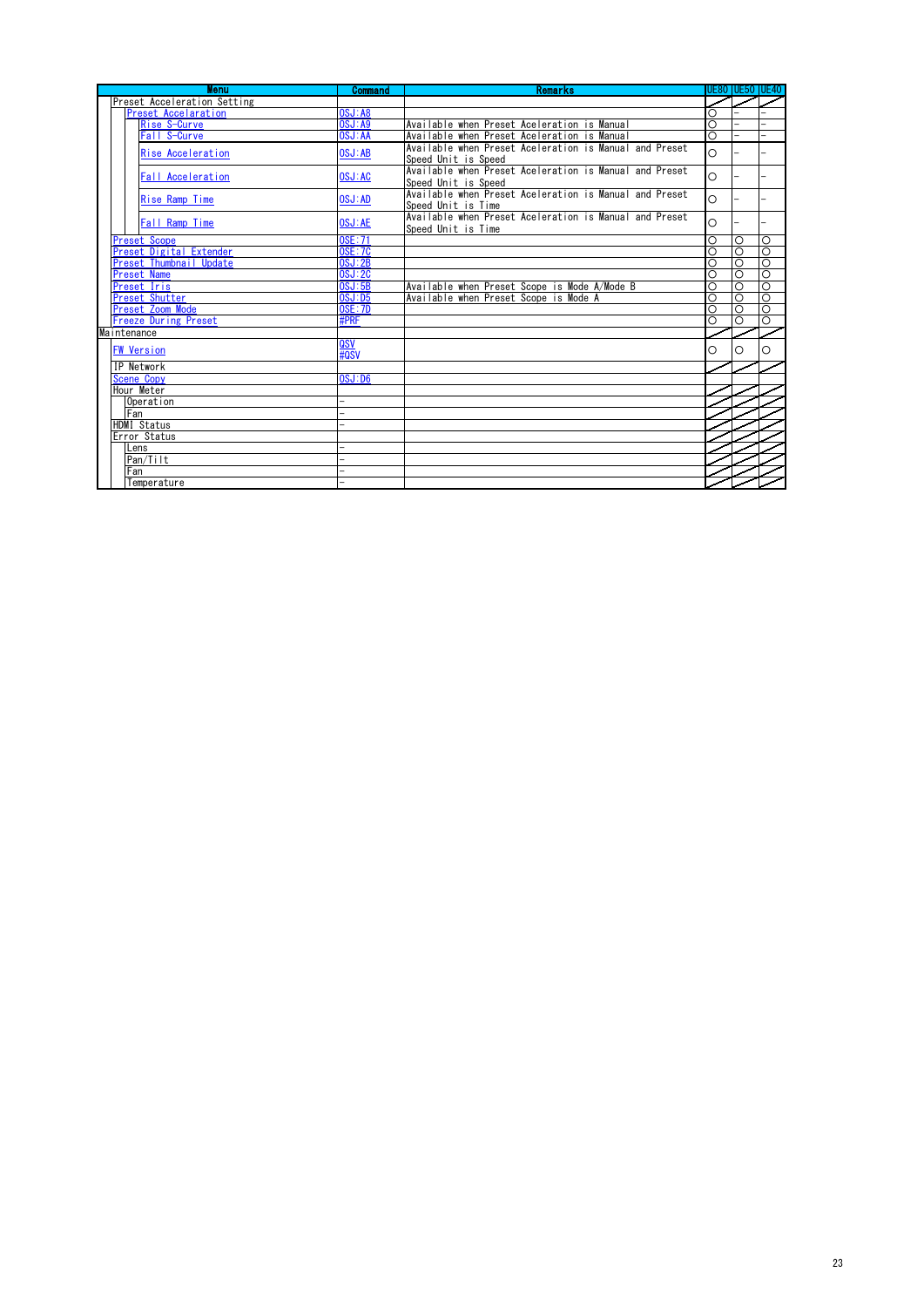| Menu | Command | Remarks | UE80 | UE50 | UE40 |
|---|---|---|---|---|---|
| Preset Acceleration Setting | | | | | |
| Preset Acceleration | OSJ:A8 | | ○ | – | – |
| Rise S-Curve | OSJ:A9 | Available when Preset Aceleration is Manual | ○ | – | – |
| Fall S-Curve | OSJ:AA | Available when Preset Aceleration is Manual | ○ | – | – |
| Rise Acceleration | OSJ:AB | Available when Preset Aceleration is Manual and Preset Speed Unit is Speed | ○ | – | – |
| Fall Acceleration | OSJ:AC | Available when Preset Aceleration is Manual and Preset Speed Unit is Speed | ○ | – | – |
| Rise Ramp Time | OSJ:AD | Available when Preset Aceleration is Manual and Preset Speed Unit is Time | ○ | – | – |
| Fall Ramp Time | OSJ:AE | Available when Preset Aceleration is Manual and Preset Speed Unit is Time | ○ | – | – |
| Preset Scope | OSE:71 | | ○ | ○ | ○ |
| Preset Digital Extender | OSE:7C | | ○ | ○ | ○ |
| Preset Thumbnail Update | OSJ:2B | | ○ | ○ | ○ |
| Preset Name | OSJ:2C | | ○ | ○ | ○ |
| Preset Iris | OSJ:5B | Available when Preset Scope is Mode A/Mode B | ○ | ○ | ○ |
| Preset Shutter | OSJ:D5 | Available when Preset Scope is Mode A | ○ | ○ | ○ |
| Preset Zoom Mode | OSE:7D | | ○ | ○ | ○ |
| Freeze During Preset | #PRF | | ○ | ○ | ○ |
| Maintenance | | | | | |
| FW Version | QSV<br>#QSV | | ○ | ○ | ○ |
| IP Network | | | | | |
| Scene Copy | OSJ:D6 | | | | |
| Hour Meter | | | | | |
| Operation | – | | | | |
| Fan | – | | | | |
| HDMI Status | – | | | | |
| Error Status | | | | | |
| Lens | – | | | | |
| Pan/Tilt | – | | | | |
| Fan | – | | | | |
| Temperature | – | | | | |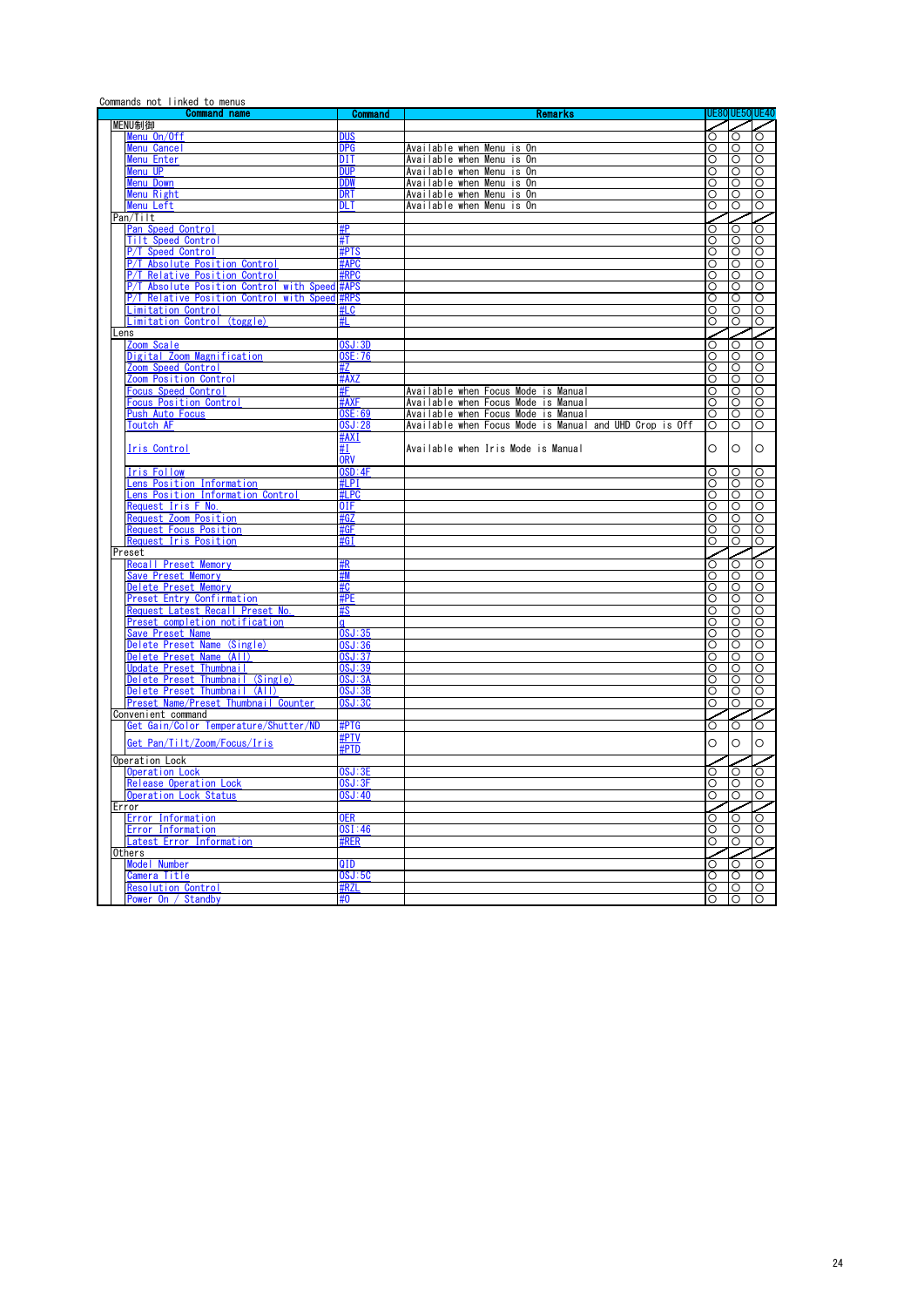Commands not linked to menus

| Command name | Command | Remarks | UE80 | UE50 | UE40 |
|---|---|---|---|---|---|
| **MENU制御** | | | | | |
| Menu On/Off | DUS | | ○ | ○ | ○ |
| Menu Cancel | DPG | Available when Menu is On | ○ | ○ | ○ |
| Menu Enter | DIT | Available when Menu is On | ○ | ○ | ○ |
| Menu UP | DUP | Available when Menu is On | ○ | ○ | ○ |
| Menu Down | DDW | Available when Menu is On | ○ | ○ | ○ |
| Menu Right | DRT | Available when Menu is On | ○ | ○ | ○ |
| Menu Left | DLT | Available when Menu is On | ○ | ○ | ○ |
| **Pan/Tilt** | | | | | |
| Pan Speed Control | #P | | ○ | ○ | ○ |
| Tilt Speed Control | #T | | ○ | ○ | ○ |
| P/T Speed Control | #PTS | | ○ | ○ | ○ |
| P/T Absolute Position Control | #APC | | ○ | ○ | ○ |
| P/T Relative Position Control | #RPC | | ○ | ○ | ○ |
| P/T Absolute Position Control with Speed | #APS | | ○ | ○ | ○ |
| P/T Relative Position Control with Speed | #RPS | | ○ | ○ | ○ |
| Limitation Control | #LC | | ○ | ○ | ○ |
| Limitation Control (toggle) | #L | | ○ | ○ | ○ |
| **Lens** | | | | | |
| Zoom Scale | OSJ:3D | | ○ | ○ | ○ |
| Digital Zoom Magnification | OSE:76 | | ○ | ○ | ○ |
| Zoom Speed Control | #Z | | ○ | ○ | ○ |
| Zoom Position Control | #AXZ | | ○ | ○ | ○ |
| Focus Speed Control | #F | Available when Focus Mode is Manual | ○ | ○ | ○ |
| Focus Position Control | #AXF | Available when Focus Mode is Manual | ○ | ○ | ○ |
| Push Auto Focus | OSE:69 | Available when Focus Mode is Manual | ○ | ○ | ○ |
| Toutch AF | OSJ:28 | Available when Focus Mode is Manual and UHD Crop is Off | ○ | ○ | ○ |
| Iris Control | #AXI<br>#I<br>ORV | Available when Iris Mode is Manual | ○ | ○ | ○ |
| Iris Follow | OSD:4F | | ○ | ○ | ○ |
| Lens Position Information | #LPI | | ○ | ○ | ○ |
| Lens Position Information Control | #LPC | | ○ | ○ | ○ |
| Request Iris F No. | OIF | | ○ | ○ | ○ |
| Request Zoom Position | #GZ | | ○ | ○ | ○ |
| Request Focus Position | #GF | | ○ | ○ | ○ |
| Request Iris Position | #GI | | ○ | ○ | ○ |
| **Preset** | | | | | |
| Recall Preset Memory | #R | | ○ | ○ | ○ |
| Save Preset Memory | #M | | ○ | ○ | ○ |
| Delete Preset Memory | #C | | ○ | ○ | ○ |
| Preset Entry Confirmation | #PE | | ○ | ○ | ○ |
| Request Latest Recall Preset No. | #S | | ○ | ○ | ○ |
| Preset completion notification | q | | ○ | ○ | ○ |
| Save Preset Name | OSJ:35 | | ○ | ○ | ○ |
| Delete Preset Name (Single) | OSJ:36 | | ○ | ○ | ○ |
| Delete Preset Name (All) | OSJ:37 | | ○ | ○ | ○ |
| Update Preset Thumbnail | OSJ:39 | | ○ | ○ | ○ |
| Delete Preset Thumbnail (Single) | OSJ:3A | | ○ | ○ | ○ |
| Delete Preset Thumbnail (All) | OSJ:3B | | ○ | ○ | ○ |
| Preset Name/Preset Thumbnail Counter | OSJ:3C | | ○ | ○ | ○ |
| **Convenient command** | | | | | |
| Get Gain/Color Temperature/Shutter/ND | #PTG | | ○ | ○ | ○ |
| Get Pan/Tilt/Zoom/Focus/Iris | #PTV<br>#PTD | | ○ | ○ | ○ |
| **Operation Lock** | | | | | |
| Operation Lock | OSJ:3E | | ○ | ○ | ○ |
| Release Operation Lock | OSJ:3F | | ○ | ○ | ○ |
| Operation Lock Status | OSJ:40 | | ○ | ○ | ○ |
| **Error** | | | | | |
| Error Information | OER | | ○ | ○ | ○ |
| Error Information | OSI:46 | | ○ | ○ | ○ |
| Latest Error Information | #RER | | ○ | ○ | ○ |
| **Others** | | | | | |
| Model Number | QID | | ○ | ○ | ○ |
| Camera Title | OSJ:5C | | ○ | ○ | ○ |
| Resolution Control | #RZL | | ○ | ○ | ○ |
| Power On / Standby | #O | | ○ | ○ | ○ |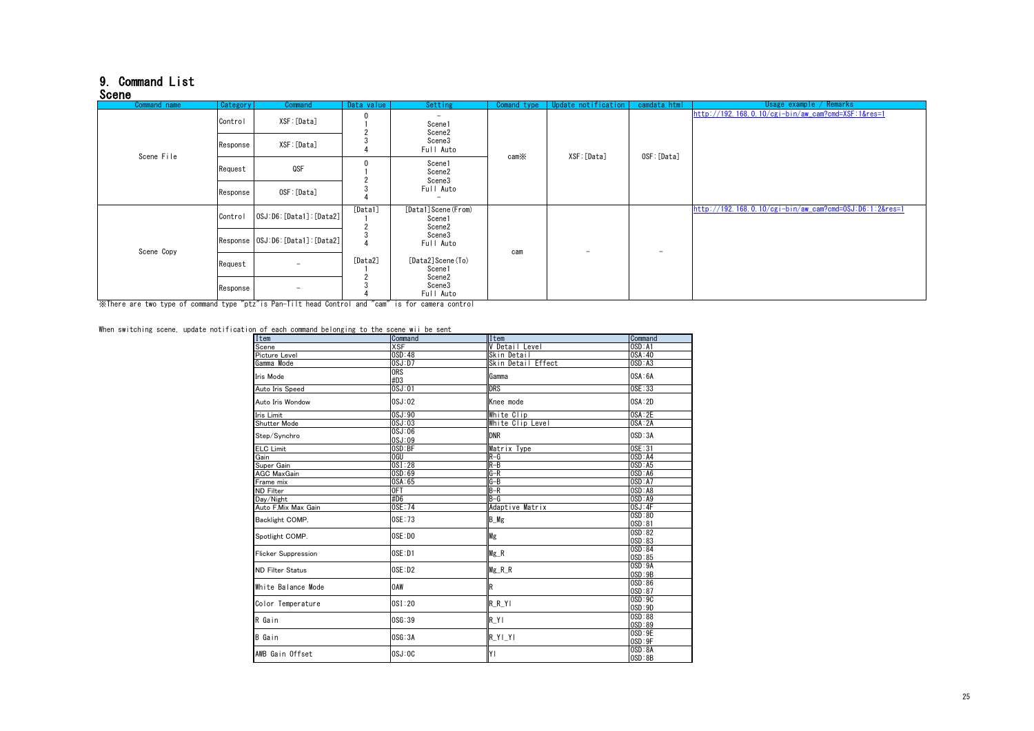# 9. Command List

## Scene

| Command name | Category | Command | Data value | Setting | Comand type | Update notification | camdata.html | Usage example / Remarks |
|---|---|---|---|---|---|---|---|---|
| Scene File | Control | XSF:[Data] | 0<br>1<br>2<br>3<br>4 | –<br>Scene1<br>Scene2<br>Scene3<br>Full Auto | cam※ | XSF:[Data] | OSF:[Data] | http://192.168.0.10/cgi-bin/aw_cam?cmd=XSF:1&res=1 |
| | Response | XSF:[Data] | | | | | | |
| | Request | QSF | 0<br>1<br>2<br>3<br>4 | Scene1<br>Scene2<br>Scene3<br>Full Auto<br>– | | | | |
| | Response | OSF:[Data] | | | | | | |
| Scene Copy | Control | OSJ:D6:[Data1]:[Data2] | [Data1]<br>1<br>2<br>3<br>4 | [Data1]Scene(From)<br>Scene1<br>Scene2<br>Scene3<br>Full Auto | cam | – | – | http://192.168.0.10/cgi-bin/aw_cam?cmd=OSJ:D6:1:2&res=1 |
| | Response | OSJ:D6:[Data1]:[Data2] | | | | | | |
| | Request | – | [Data2]<br>1<br>2<br>3<br>4 | [Data2]Scene(To)<br>Scene1<br>Scene2<br>Scene3<br>Full Auto | | | | |
| | Response | – | | | | | | |

※There are two type of command type "ptz"is Pan-Tilt head Control and "cam" is for camera control

When switching scene, update notification of each command belonging to the scene wii be sent

| Item | Command | Item | Command |
|---|---|---|---|
| Scene | XSF | V Detail Level | OSD:A1 |
| Picture Level | OSD:48 | Skin Detail | OSA:40 |
| Gamma Mode | OSJ:D7 | Skin Detail Effect | OSD:A3 |
| Iris Mode | ORS<br>#D3 | Gamma | OSA:6A |
| Auto Iris Speed | OSJ:01 | DRS | OSE:33 |
| Auto Iris Wondow | OSJ:02 | Knee mode | OSA:2D |
| Iris Limit | OSJ:90 | White Clip | OSA:2E |
| Shutter Mode | OSJ:03 | White Clip Level | OSA:2A |
| Step/Synchro | OSJ:06<br>OSJ:09 | DNR | OSD:3A |
| ELC Limit | OSD:BF | Matrix Type | OSE:31 |
| Gain | OGU | R-G | OSD:A4 |
| Super Gain | OSI:28 | R-B | OSD:A5 |
| AGC MaxGain | OSD:69 | G-R | OSD:A6 |
| Frame mix | OSA:65 | G-B | OSD:A7 |
| ND Filter | OFT | B-R | OSD:A8 |
| Day/Night | #D6 | B-G | OSD:A9 |
| Auto F.Mix Max Gain | OSE:74 | Adaptive Matrix | OSJ:4F |
| Backlight COMP. | OSE:73 | B_Mg | OSD:80<br>OSD:81 |
| Spotlight COMP. | OSE:D0 | Mg | OSD:82<br>OSD:83 |
| Flicker Suppression | OSE:D1 | Mg_R | OSD:84<br>OSD:85 |
| ND Filter Status | OSE:D2 | Mg_R_R | OSD:9A<br>OSD:9B |
| White Balance Mode | OAW | R | OSD:86<br>OSD:87 |
| Color Temperature | OSI:20 | R_R_YI | OSD:9C<br>OSD:9D |
| R Gain | OSG:39 | R_YI | OSD:88<br>OSD:89 |
| B Gain | OSG:3A | R_YI_YI | OSD:9E<br>OSD:9F |
| AWB Gain Offset | OSJ:0C | YI | OSD:8A<br>OSD:8B |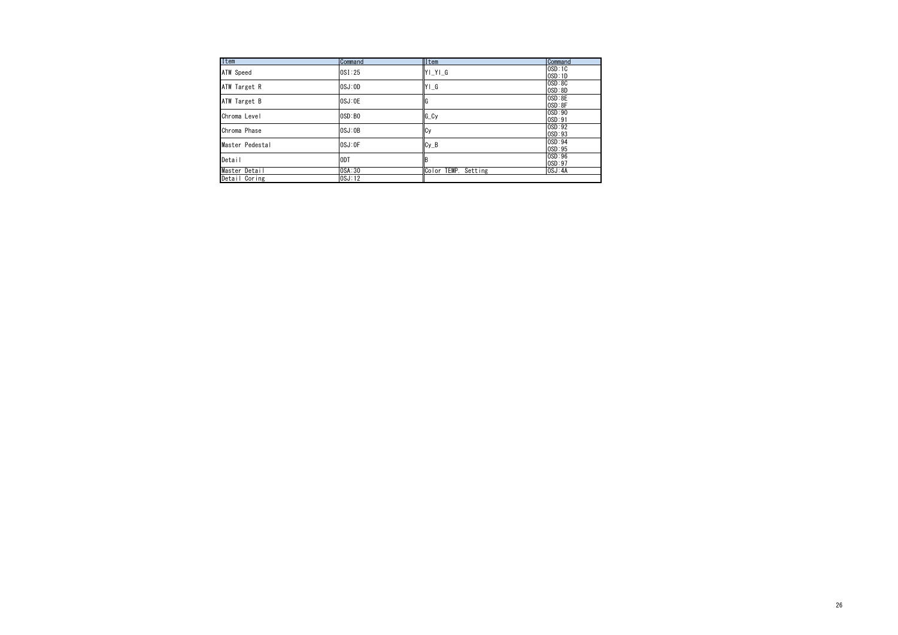| Item | Command | Item | Command |
|---|---|---|---|
| ATW Speed | OSI:25 | YI_YI_G | OSD:1C<br>OSD:1D |
| ATW Target R | OSJ:0D | YI_G | OSD:8C<br>OSD:8D |
| ATW Target B | OSJ:0E | G | OSD:8E<br>OSD:8F |
| Chroma Level | OSD:B0 | G_Cy | OSD:90<br>OSD:91 |
| Chroma Phase | OSJ:0B | Cy | OSD:92<br>OSD:93 |
| Master Pedestal | OSJ:0F | Cy_B | OSD:94<br>OSD:95 |
| Detail | ODT | B | OSD:96<br>OSD:97 |
| Master Detail | OSA:30 | Color TEMP. Setting | OSJ:4A |
| Detail Coring | OSJ:12 | | |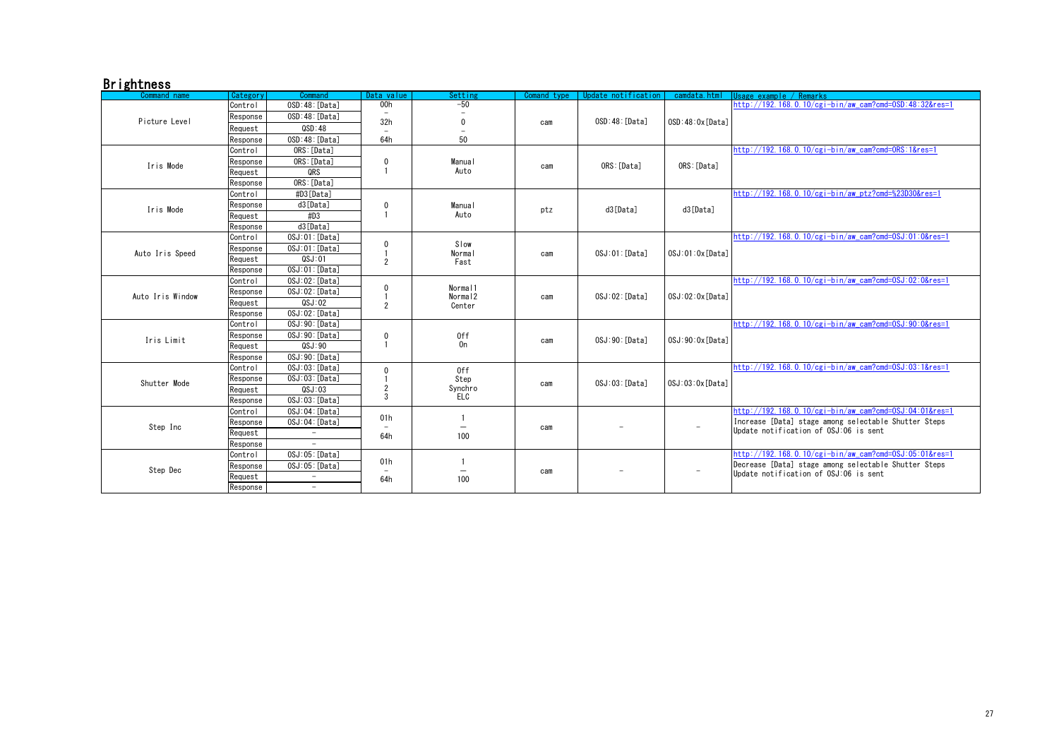## Brightness

| Command name | Category | Command | Data value | Setting | Comand type | Update notification | camdata.html | Usage example / Remarks |
|---|---|---|---|---|---|---|---|---|
| Picture Level | Control | OSD:48:[Data] | 00h<br>–<br>32h<br>–<br>64h | -50<br>–<br>0<br>–<br>50 | cam | OSD:48:[Data] | OSD:48:0x[Data] | http://192.168.0.10/cgi-bin/aw_cam?cmd=OSD:48:32&res=1 |
| | Response | OSD:48:[Data] | | | | | | |
| | Request | QSD:48 | | | | | | |
| | Response | OSD:48:[Data] | | | | | | |
| Iris Mode | Control | ORS:[Data] | 0<br>1 | Manual<br>Auto | cam | ORS:[Data] | ORS:[Data] | http://192.168.0.10/cgi-bin/aw_cam?cmd=ORS:1&res=1 |
| | Response | ORS:[Data] | | | | | | |
| | Request | QRS | | | | | | |
| | Response | ORS:[Data] | | | | | | |
| Iris Mode | Control | #D3[Data] | 0<br>1 | Manual<br>Auto | ptz | d3[Data] | d3[Data] | http://192.168.0.10/cgi-bin/aw_ptz?cmd=%23D30&res=1 |
| | Response | d3[Data] | | | | | | |
| | Request | #D3 | | | | | | |
| | Response | d3[Data] | | | | | | |
| Auto Iris Speed | Control | OSJ:01:[Data] | 0<br>1<br>2 | Slow<br>Normal<br>Fast | cam | OSJ:01:[Data] | OSJ:01:0x[Data] | http://192.168.0.10/cgi-bin/aw_cam?cmd=OSJ:01:0&res=1 |
| | Response | OSJ:01:[Data] | | | | | | |
| | Request | QSJ:01 | | | | | | |
| | Response | OSJ:01:[Data] | | | | | | |
| Auto Iris Window | Control | OSJ:02:[Data] | 0<br>1<br>2 | Normal1<br>Normal2<br>Center | cam | OSJ:02:[Data] | OSJ:02:0x[Data] | http://192.168.0.10/cgi-bin/aw_cam?cmd=OSJ:02:0&res=1 |
| | Response | OSJ:02:[Data] | | | | | | |
| | Request | QSJ:02 | | | | | | |
| | Response | OSJ:02:[Data] | | | | | | |
| Iris Limit | Control | OSJ:90:[Data] | 0<br>1 | Off<br>On | cam | OSJ:90:[Data] | OSJ:90:0x[Data] | http://192.168.0.10/cgi-bin/aw_cam?cmd=OSJ:90:0&res=1 |
| | Response | OSJ:90:[Data] | | | | | | |
| | Request | QSJ:90 | | | | | | |
| | Response | OSJ:90:[Data] | | | | | | |
| Shutter Mode | Control | OSJ:03:[Data] | 0<br>1<br>2<br>3 | Off<br>Step<br>Synchro<br>ELC | cam | OSJ:03:[Data] | OSJ:03:0x[Data] | http://192.168.0.10/cgi-bin/aw_cam?cmd=OSJ:03:1&res=1 |
| | Response | OSJ:03:[Data] | | | | | | |
| | Request | QSJ:03 | | | | | | |
| | Response | OSJ:03:[Data] | | | | | | |
| Step Inc | Control | OSJ:04:[Data] | 01h<br>–<br>64h | 1<br>–<br>100 | cam | – | – | http://192.168.0.10/cgi-bin/aw_cam?cmd=OSJ:04:01&res=1<br>Increase [Data] stage among selectable Shutter Steps<br>Update notification of OSJ:06 is sent |
| | Response | OSJ:04:[Data] | | | | | | |
| | Request | – | | | | | | |
| | Response | – | | | | | | |
| Step Dec | Control | OSJ:05:[Data] | 01h<br>–<br>64h | 1<br>–<br>100 | cam | – | – | http://192.168.0.10/cgi-bin/aw_cam?cmd=OSJ:05:01&res=1<br>Decrease [Data] stage among selectable Shutter Steps<br>Update notification of OSJ:06 is sent |
| | Response | OSJ:05:[Data] | | | | | | |
| | Request | – | | | | | | |
| | Response | – | | | | | | |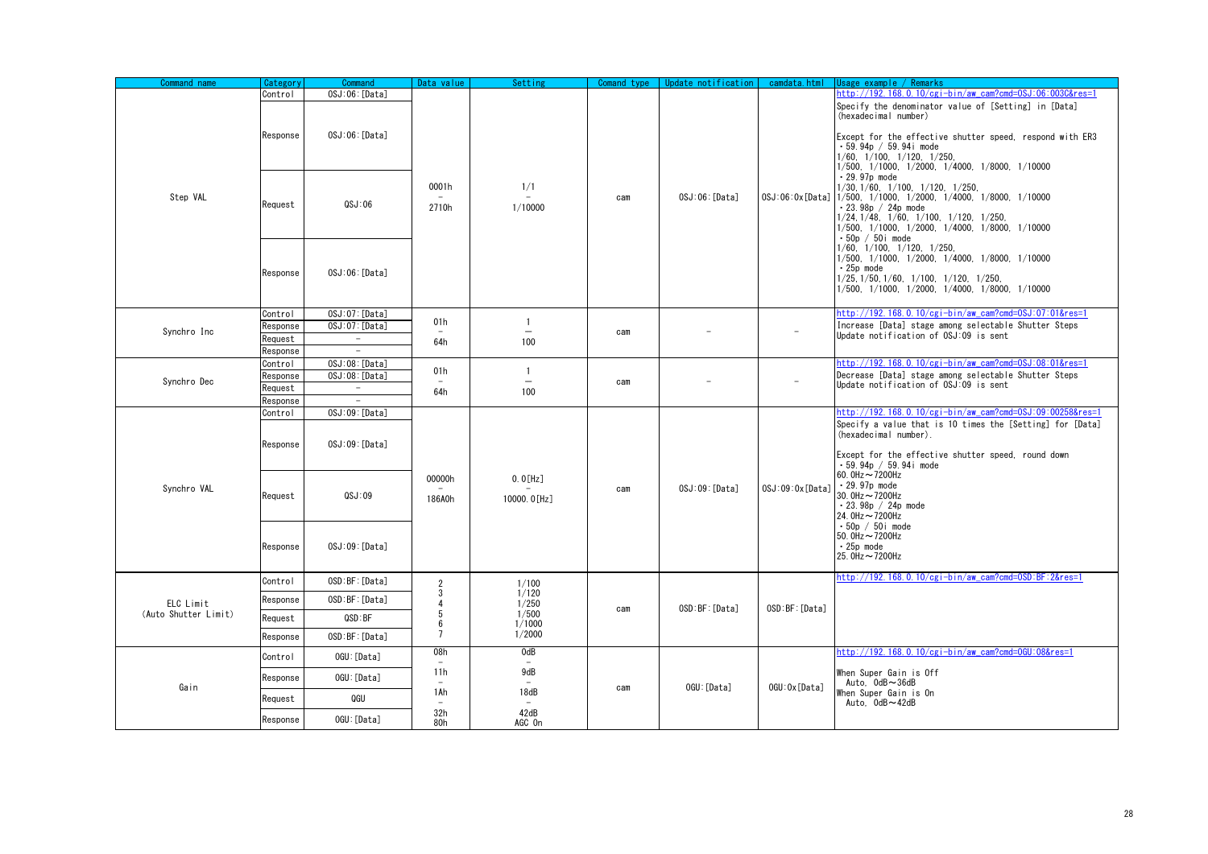| Command name | Category | Command | Data value | Setting | Comand type | Update notification | camdata.html | Usage example / Remarks |
|---|---|---|---|---|---|---|---|---|
| Step VAL | Control | OSJ:06:[Data] | 0001h<br>–<br>2710h | 1/1<br>–<br>1/10000 | cam | OSJ:06:[Data] | OSJ:06:0x[Data] | http://192.168.0.10/cgi-bin/aw_cam?cmd=OSJ:06:003C&res=1<br>Specify the denominator value of [Setting] in [Data] (hexadecimal number)<br><br>Except for the effective shutter speed, respond with ER3<br>・59.94p / 59.94i mode<br>1/60, 1/100, 1/120, 1/250,<br>1/500, 1/1000, 1/2000, 1/4000, 1/8000, 1/10000<br>・29.97p mode<br>1/30, 1/60, 1/100, 1/120, 1/250,<br>1/500, 1/1000, 1/2000, 1/4000, 1/8000, 1/10000<br>・23.98p / 24p mode<br>1/24, 1/48, 1/60, 1/100, 1/120, 1/250,<br>1/500, 1/1000, 1/2000, 1/4000, 1/8000, 1/10000<br>・50p / 50i mode<br>1/60, 1/100, 1/120, 1/250,<br>1/500, 1/1000, 1/2000, 1/4000, 1/8000, 1/10000<br>・25p mode<br>1/25, 1/50, 1/60, 1/100, 1/120, 1/250,<br>1/500, 1/1000, 1/2000, 1/4000, 1/8000, 1/10000 |
| | Response | OSJ:06:[Data] | | | | | | |
| | Request | QSJ:06 | | | | | | |
| | Response | OSJ:06:[Data] | | | | | | |
| Synchro Inc | Control | OSJ:07:[Data] | 01h<br>–<br>64h | 1<br>–<br>100 | cam | – | – | http://192.168.0.10/cgi-bin/aw_cam?cmd=OSJ:07:01&res=1<br>Increase [Data] stage among selectable Shutter Steps<br>Update notification of OSJ:09 is sent |
| | Response | OSJ:07:[Data] | | | | | | |
| | Request | – | | | | | | |
| | Response | – | | | | | | |
| Synchro Dec | Control | OSJ:08:[Data] | 01h<br>–<br>64h | 1<br>–<br>100 | cam | – | – | http://192.168.0.10/cgi-bin/aw_cam?cmd=OSJ:08:01&res=1<br>Decrease [Data] stage among selectable Shutter Steps<br>Update notification of OSJ:09 is sent |
| | Response | OSJ:08:[Data] | | | | | | |
| | Request | – | | | | | | |
| | Response | – | | | | | | |
| Synchro VAL | Control | OSJ:09:[Data] | 00000h<br>–<br>186A0h | 0.0[Hz]<br>–<br>10000.0[Hz] | cam | OSJ:09:[Data] | OSJ:09:0x[Data] | http://192.168.0.10/cgi-bin/aw_cam?cmd=OSJ:09:00258&res=1<br>Specify a value that is 10 times the [Setting] for [Data] (hexadecimal number).<br><br>Except for the effective shutter speed, round down<br>・59.94p / 59.94i mode<br>60.0Hz～7200Hz<br>・29.97p mode<br>30.0Hz～7200Hz<br>・23.98p / 24p mode<br>24.0Hz～7200Hz<br>・50p / 50i mode<br>50.0Hz～7200Hz<br>・25p mode<br>25.0Hz～7200Hz |
| | Response | OSJ:09:[Data] | | | | | | |
| | Request | QSJ:09 | | | | | | |
| | Response | OSJ:09:[Data] | | | | | | |
| ELC Limit<br>(Auto Shutter Limit) | Control | OSD:BF:[Data] | 2<br>3<br>4<br>5<br>6<br>7 | 1/100<br>1/120<br>1/250<br>1/500<br>1/1000<br>1/2000 | cam | OSD:BF:[Data] | OSD:BF:[Data] | http://192.168.0.10/cgi-bin/aw_cam?cmd=OSD:BF:2&res=1 |
| | Response | OSD:BF:[Data] | | | | | | |
| | Request | QSD:BF | | | | | | |
| | Response | OSD:BF:[Data] | | | | | | |
| Gain | Control | OGU:[Data] | 08h<br>–<br>11h<br>–<br>1Ah<br>–<br>32h<br>80h | 0dB<br>–<br>9dB<br>–<br>18dB<br>–<br>42dB<br>AGC On | cam | OGU:[Data] | OGU:0x[Data] | http://192.168.0.10/cgi-bin/aw_cam?cmd=OGU:08&res=1<br><br>When Super Gain is Off<br>Auto, 0dB～36dB<br>When Super Gain is On<br>Auto, 0dB～42dB |
| | Response | OGU:[Data] | | | | | | |
| | Request | QGU | | | | | | |
| | Response | OGU:[Data] | | | | | | |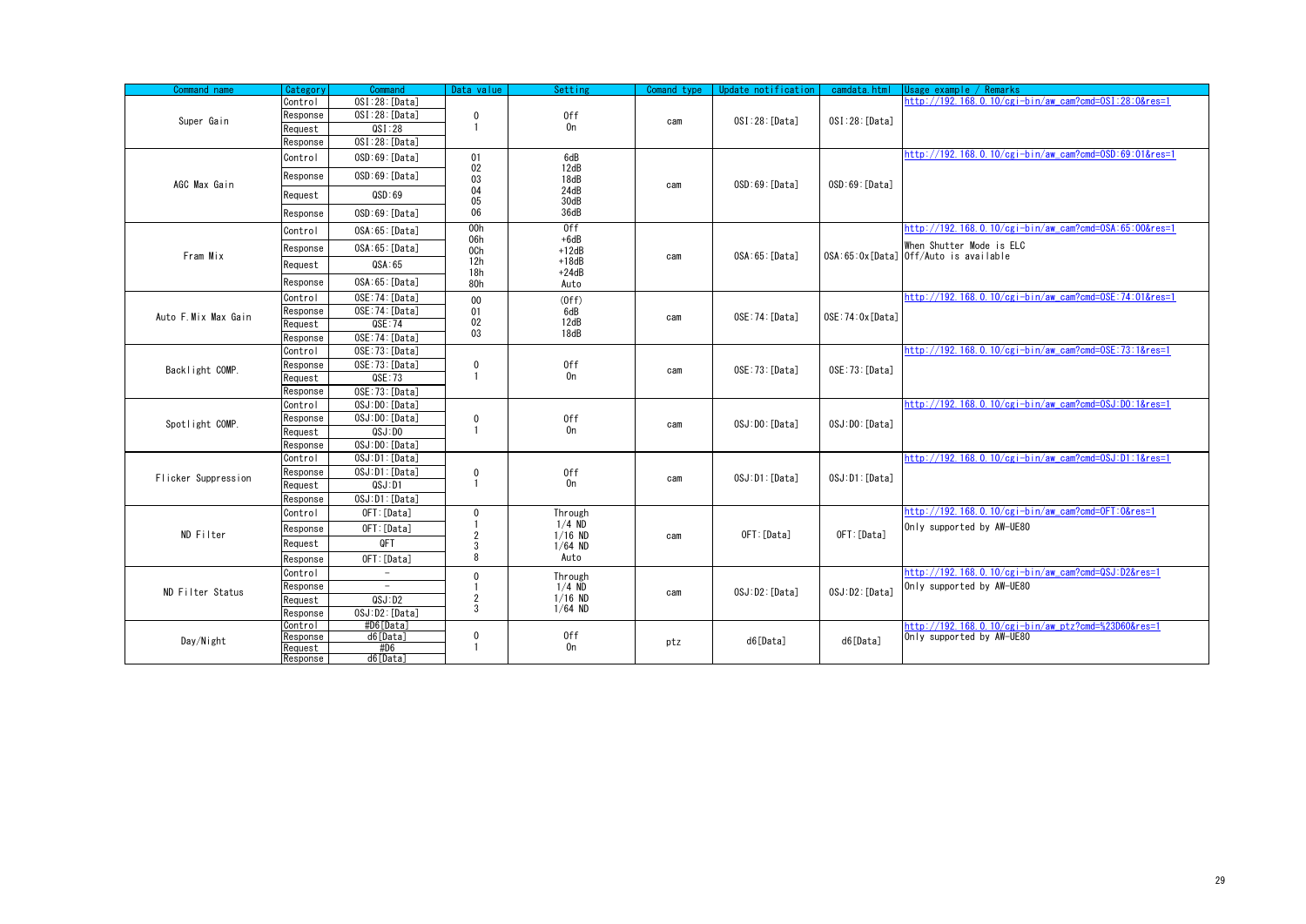| Command name | Category | Command | Data value | Setting | Comand type | Update notification | camdata.html | Usage example / Remarks |
|---|---|---|---|---|---|---|---|---|
| Super Gain | Control | OSI:28:[Data] | 0<br>1 | Off<br>On | cam | OSI:28:[Data] | OSI:28:[Data] | http://192.168.0.10/cgi-bin/aw_cam?cmd=OSI:28:0&res=1 |
| | Response | OSI:28:[Data] | | | | | | |
| | Request | QSI:28 | | | | | | |
| | Response | OSI:28:[Data] | | | | | | |
| AGC Max Gain | Control | OSD:69:[Data] | 01<br>02<br>03<br>04<br>05<br>06 | 6dB<br>12dB<br>18dB<br>24dB<br>30dB<br>36dB | cam | OSD:69:[Data] | OSD:69:[Data] | http://192.168.0.10/cgi-bin/aw_cam?cmd=OSD:69:01&res=1 |
| | Response | OSD:69:[Data] | | | | | | |
| | Request | QSD:69 | | | | | | |
| | Response | OSD:69:[Data] | | | | | | |
| Fram Mix | Control | OSA:65:[Data] | 00h<br>06h<br>0Ch<br>12h<br>18h<br>80h | Off<br>+6dB<br>+12dB<br>+18dB<br>+24dB<br>Auto | cam | OSA:65:[Data] | OSA:65:0x[Data] | http://192.168.0.10/cgi-bin/aw_cam?cmd=OSA:65:00&res=1<br>When Shutter Mode is ELC<br>Off/Auto is available |
| | Response | OSA:65:[Data] | | | | | | |
| | Request | QSA:65 | | | | | | |
| | Response | OSA:65:[Data] | | | | | | |
| Auto F.Mix Max Gain | Control | OSE:74:[Data] | 00<br>01<br>02<br>03 | (Off)<br>6dB<br>12dB<br>18dB | cam | OSE:74:[Data] | OSE:74:0x[Data] | http://192.168.0.10/cgi-bin/aw_cam?cmd=OSE:74:01&res=1 |
| | Response | OSE:74:[Data] | | | | | | |
| | Request | QSE:74 | | | | | | |
| | Response | OSE:74:[Data] | | | | | | |
| Backlight COMP. | Control | OSE:73:[Data] | 0<br>1 | Off<br>On | cam | OSE:73:[Data] | OSE:73:[Data] | http://192.168.0.10/cgi-bin/aw_cam?cmd=OSE:73:1&res=1 |
| | Response | OSE:73:[Data] | | | | | | |
| | Request | QSE:73 | | | | | | |
| | Response | OSE:73:[Data] | | | | | | |
| Spotlight COMP. | Control | OSJ:D0:[Data] | 0<br>1 | Off<br>On | cam | OSJ:D0:[Data] | OSJ:D0:[Data] | http://192.168.0.10/cgi-bin/aw_cam?cmd=OSJ:D0:1&res=1 |
| | Response | OSJ:D0:[Data] | | | | | | |
| | Request | QSJ:D0 | | | | | | |
| | Response | OSJ:D0:[Data] | | | | | | |
| Flicker Suppression | Control | OSJ:D1:[Data] | 0<br>1 | Off<br>On | cam | OSJ:D1:[Data] | OSJ:D1:[Data] | http://192.168.0.10/cgi-bin/aw_cam?cmd=OSJ:D1:1&res=1 |
| | Response | OSJ:D1:[Data] | | | | | | |
| | Request | QSJ:D1 | | | | | | |
| | Response | OSJ:D1:[Data] | | | | | | |
| ND Filter | Control | OFT:[Data] | 0<br>1<br>2<br>3<br>8 | Through<br>1/4 ND<br>1/16 ND<br>1/64 ND<br>Auto | cam | OFT:[Data] | OFT:[Data] | http://192.168.0.10/cgi-bin/aw_cam?cmd=OFT:0&res=1<br>Only supported by AW-UE80 |
| | Response | OFT:[Data] | | | | | | |
| | Request | QFT | | | | | | |
| | Response | OFT:[Data] | | | | | | |
| ND Filter Status | Control | - | 0<br>1<br>2<br>3 | Through<br>1/4 ND<br>1/16 ND<br>1/64 ND | cam | OSJ:D2:[Data] | OSJ:D2:[Data] | http://192.168.0.10/cgi-bin/aw_cam?cmd=QSJ:D2&res=1<br>Only supported by AW-UE80 |
| | Response | - | | | | | | |
| | Request | QSJ:D2 | | | | | | |
| | Response | OSJ:D2:[Data] | | | | | | |
| Day/Night | Control | #D6[Data] | 0<br>1 | Off<br>On | ptz | d6[Data] | d6[Data] | http://192.168.0.10/cgi-bin/aw_ptz?cmd=%23D60&res=1<br>Only supported by AW-UE80 |
| | Response | d6[Data] | | | | | | |
| | Request | #D6 | | | | | | |
| | Response | d6[Data] | | | | | | |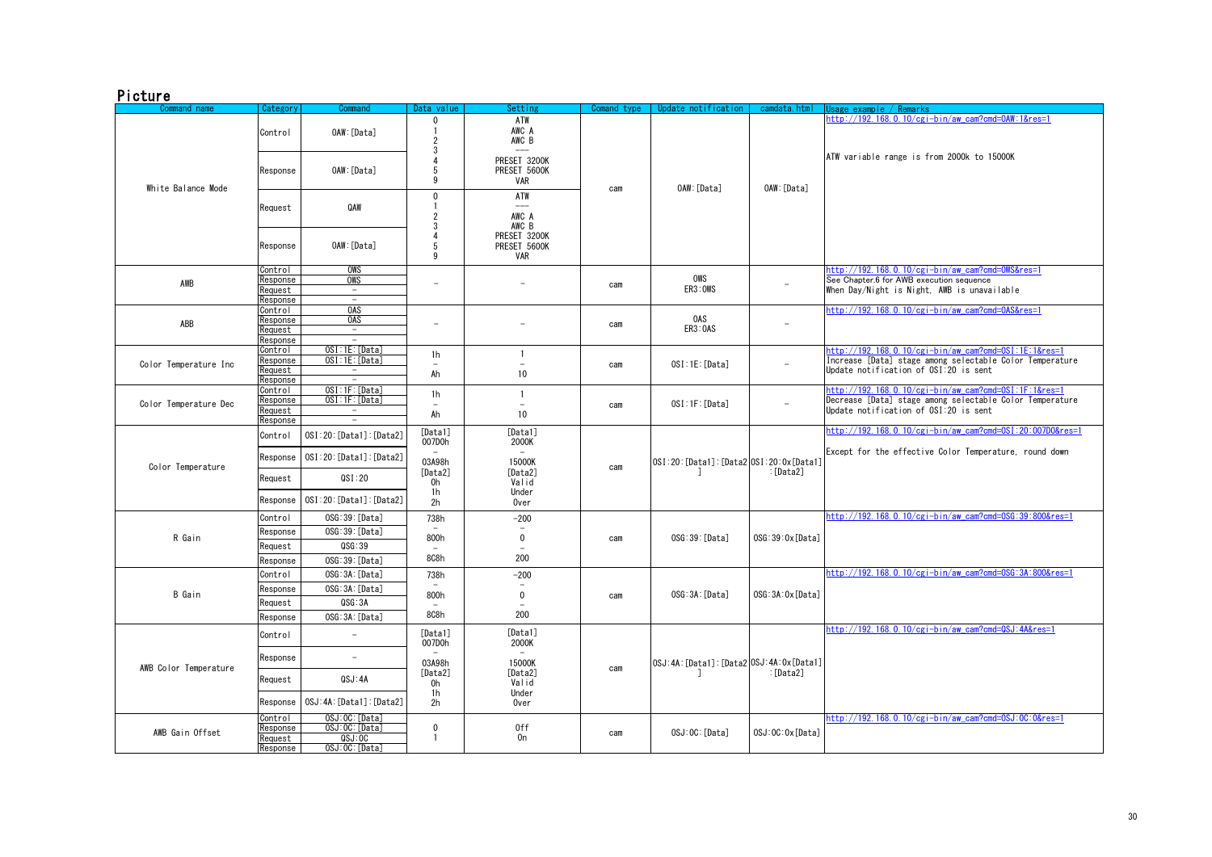## Picture

| Command name | Category | Command | Data value | Setting | Comand type | Update notification | camdata.html | Usage example / Remarks |
|---|---|---|---|---|---|---|---|---|
| White Balance Mode | Control | OAW:[Data] | 0<br>1<br>2<br>3<br>4<br>5<br>9 | ATW<br>AWC A<br>AWC B<br>---<br>PRESET 3200K<br>PRESET 5600K<br>VAR | cam | OAW:[Data] | OAW:[Data] | http://192.168.0.10/cgi-bin/aw_cam?cmd=OAW:1&res=1<br><br>ATW variable range is from 2000k to 15000K |
| | Response | OAW:[Data] | | | | | | |
| | Request | QAW | 0<br>1<br>2<br>3<br>4<br>5<br>9 | ATW<br>---<br>AWC A<br>AWC B<br>PRESET 3200K<br>PRESET 5600K<br>VAR | | | | |
| | Response | OAW:[Data] | | | | | | |
| AWB | Control | OWS | – | – | cam | OWS<br>ER3:OWS | – | http://192.168.0.10/cgi-bin/aw_cam?cmd=OWS&res=1<br>See Chapter.6 for AWB execution sequence<br>When Day/Night is Night, AWB is unavailable |
| | Response | OWS | | | | | | |
| | Request | – | | | | | | |
| | Response | – | | | | | | |
| ABB | Control | OAS | – | – | cam | OAS<br>ER3:OAS | – | http://192.168.0.10/cgi-bin/aw_cam?cmd=OAS&res=1 |
| | Response | OAS | | | | | | |
| | Request | – | | | | | | |
| | Response | – | | | | | | |
| Color Temperature Inc | Control | OSI:1E:[Data] | 1h<br>–<br>Ah | 1<br>–<br>10 | cam | OSI:1E:[Data] | – | http://192.168.0.10/cgi-bin/aw_cam?cmd=OSI:1E:1&res=1<br>Increase [Data] stage among selectable Color Temperature<br>Update notification of OSI:20 is sent |
| | Response | OSI:1E:[Data] | | | | | | |
| | Request | – | | | | | | |
| | Response | – | | | | | | |
| Color Temperature Dec | Control | OSI:1F:[Data] | 1h<br>–<br>Ah | 1<br>–<br>10 | cam | OSI:1F:[Data] | – | http://192.168.0.10/cgi-bin/aw_cam?cmd=OSI:1F:1&res=1<br>Decrease [Data] stage among selectable Color Temperature<br>Update notification of OSI:20 is sent |
| | Response | OSI:1F:[Data] | | | | | | |
| | Request | – | | | | | | |
| | Response | – | | | | | | |
| Color Temperature | Control | OSI:20:[Data1]:[Data2] | [Data1]<br>007D0h<br>–<br>03A98h<br>[Data2]<br>0h<br>1h<br>2h | [Data1]<br>2000K<br>–<br>15000K<br>[Data2]<br>Valid<br>Under<br>Over | cam | OSI:20:[Data1]:[Data2] | OSI:20:0x[Data1]:[Data2] | http://192.168.0.10/cgi-bin/aw_cam?cmd=OSI:20:007D0&res=1<br><br>Except for the effective Color Temperature, round down |
| | Response | OSI:20:[Data1]:[Data2] | | | | | | |
| | Request | QSI:20 | | | | | | |
| | Response | OSI:20:[Data1]:[Data2] | | | | | | |
| R Gain | Control | OSG:39:[Data] | 738h<br>–<br>800h<br>–<br>8C8h | -200<br>–<br>0<br>–<br>200 | cam | OSG:39:[Data] | OSG:39:0x[Data] | http://192.168.0.10/cgi-bin/aw_cam?cmd=OSG:39:800&res=1 |
| | Response | OSG:39:[Data] | | | | | | |
| | Request | QSG:39 | | | | | | |
| | Response | OSG:39:[Data] | | | | | | |
| B Gain | Control | OSG:3A:[Data] | 738h<br>–<br>800h<br>–<br>8C8h | -200<br>–<br>0<br>–<br>200 | cam | OSG:3A:[Data] | OSG:3A:0x[Data] | http://192.168.0.10/cgi-bin/aw_cam?cmd=OSG:3A:800&res=1 |
| | Response | OSG:3A:[Data] | | | | | | |
| | Request | QSG:3A | | | | | | |
| | Response | OSG:3A:[Data] | | | | | | |
| AWB Color Temperature | Control | – | [Data1]<br>007D0h<br>–<br>03A98h<br>[Data2]<br>0h<br>1h<br>2h | [Data1]<br>2000K<br>–<br>15000K<br>[Data2]<br>Valid<br>Under<br>Over | cam | OSJ:4A:[Data1]:[Data2] | OSJ:4A:0x[Data1]:[Data2] | http://192.168.0.10/cgi-bin/aw_cam?cmd=QSJ:4A&res=1 |
| | Response | – | | | | | | |
| | Request | QSJ:4A | | | | | | |
| | Response | OSJ:4A:[Data1]:[Data2] | | | | | | |
| AWB Gain Offset | Control | OSJ:0C:[Data] | 0<br>1 | Off<br>On | cam | OSJ:0C:[Data] | OSJ:0C:0x[Data] | http://192.168.0.10/cgi-bin/aw_cam?cmd=OSJ:0C:0&res=1 |
| | Response | OSJ:0C:[Data] | | | | | | |
| | Request | QSJ:0C | | | | | | |
| | Response | OSJ:0C:[Data] | | | | | | |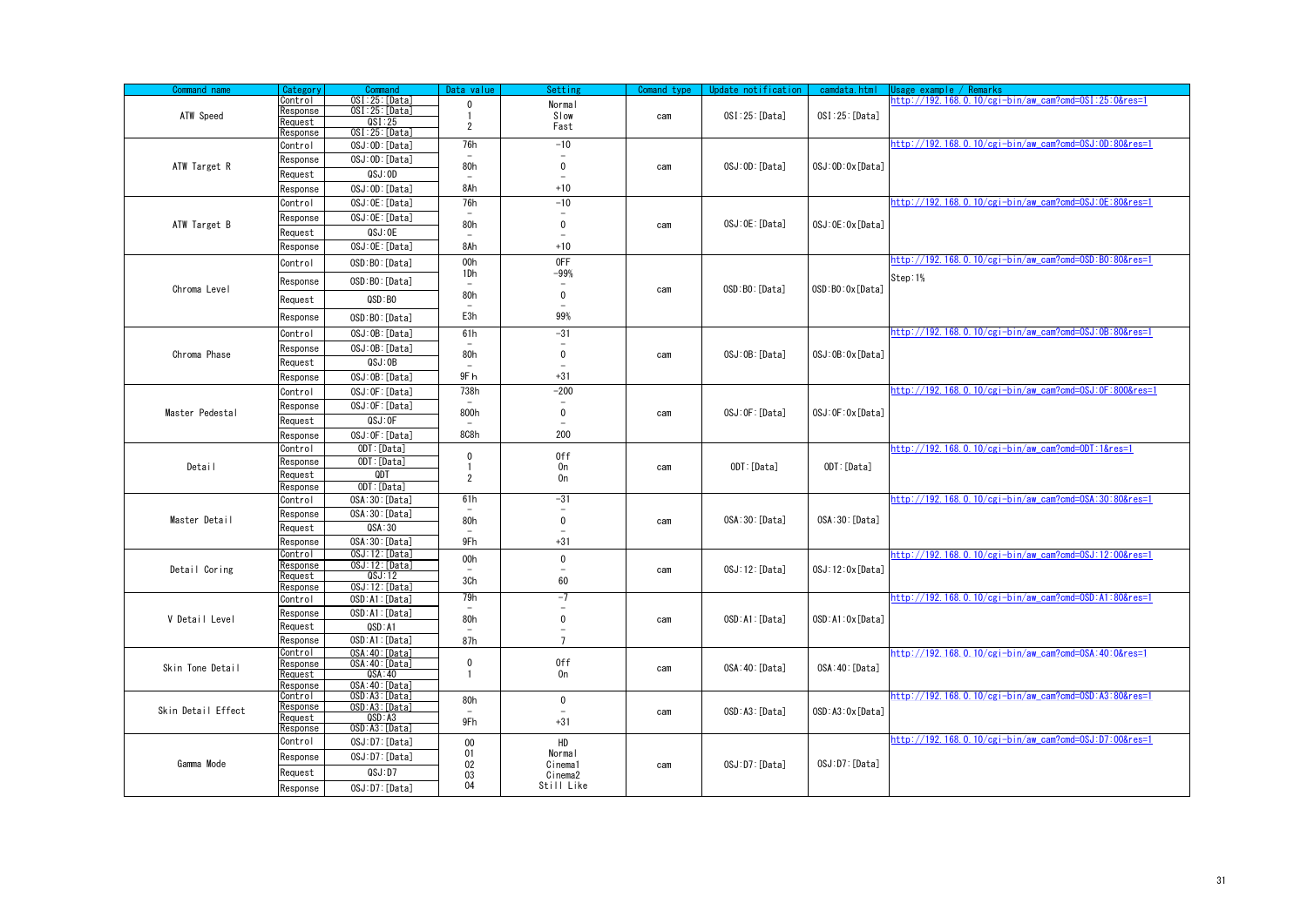| Command name | Category | Command | Data value | Setting | Comand type | Update notification | camdata.html | Usage example / Remarks |
|---|---|---|---|---|---|---|---|---|
| ATW Speed | Control<br>Response<br>Request<br>Response | OSI:25:[Data]<br>OSI:25:[Data]<br>QSI:25<br>OSI:25:[Data] | 0<br>1<br>2 | Normal<br>Slow<br>Fast | cam | OSI:25:[Data] | OSI:25:[Data] | http://192.168.0.10/cgi-bin/aw_cam?cmd=OSI:25:0&res=1 |
| ATW Target R | Control<br>Response<br>Request<br>Response | OSJ:0D:[Data]<br>OSJ:0D:[Data]<br>QSJ:0D<br>OSJ:0D:[Data] | 76h<br>–<br>80h<br>–<br>8Ah | -10<br>–<br>0<br>–<br>+10 | cam | OSJ:0D:[Data] | OSJ:0D:0x[Data] | http://192.168.0.10/cgi-bin/aw_cam?cmd=OSJ:0D:80&res=1 |
| ATW Target B | Control<br>Response<br>Request<br>Response | OSJ:0E:[Data]<br>OSJ:0E:[Data]<br>QSJ:0E<br>OSJ:0E:[Data] | 76h<br>–<br>80h<br>–<br>8Ah | -10<br>–<br>0<br>–<br>+10 | cam | OSJ:0E:[Data] | OSJ:0E:0x[Data] | http://192.168.0.10/cgi-bin/aw_cam?cmd=OSJ:0E:80&res=1 |
| Chroma Level | Control<br>Response<br>Request<br>Response | OSD:B0:[Data]<br>OSD:B0:[Data]<br>QSD:B0<br>OSD:B0:[Data] | 00h<br>1Dh<br>–<br>80h<br>–<br>E3h | OFF<br>-99%<br>–<br>0<br>–<br>99% | cam | OSD:B0:[Data] | OSD:B0:0x[Data] | http://192.168.0.10/cgi-bin/aw_cam?cmd=OSD:B0:80&res=1<br>Step:1% |
| Chroma Phase | Control<br>Response<br>Request<br>Response | OSJ:0B:[Data]<br>OSJ:0B:[Data]<br>QSJ:0B<br>OSJ:0B:[Data] | 61h<br>–<br>80h<br>–<br>9F h | -31<br>–<br>0<br>–<br>+31 | cam | OSJ:0B:[Data] | OSJ:0B:0x[Data] | http://192.168.0.10/cgi-bin/aw_cam?cmd=OSJ:0B:80&res=1 |
| Master Pedestal | Control<br>Response<br>Request<br>Response | OSJ:0F:[Data]<br>OSJ:0F:[Data]<br>QSJ:0F<br>OSJ:0F:[Data] | 738h<br>–<br>800h<br>–<br>8C8h | -200<br>–<br>0<br>–<br>200 | cam | OSJ:0F:[Data] | OSJ:0F:0x[Data] | http://192.168.0.10/cgi-bin/aw_cam?cmd=OSJ:0F:800&res=1 |
| Detail | Control<br>Response<br>Request<br>Response | ODT:[Data]<br>ODT:[Data]<br>QDT<br>ODT:[Data] | 0<br>1<br>2 | Off<br>On<br>On | cam | ODT:[Data] | ODT:[Data] | http://192.168.0.10/cgi-bin/aw_cam?cmd=ODT:1&res=1 |
| Master Detail | Control<br>Response<br>Request<br>Response | OSA:30:[Data]<br>OSA:30:[Data]<br>QSA:30<br>OSA:30:[Data] | 61h<br>–<br>80h<br>–<br>9Fh | -31<br>–<br>0<br>–<br>+31 | cam | OSA:30:[Data] | OSA:30:[Data] | http://192.168.0.10/cgi-bin/aw_cam?cmd=OSA:30:80&res=1 |
| Detail Coring | Control<br>Response<br>Request<br>Response | OSJ:12:[Data]<br>OSJ:12:[Data]<br>QSJ:12<br>OSJ:12:[Data] | 00h<br>–<br>3Ch | 0<br>–<br>60 | cam | OSJ:12:[Data] | OSJ:12:0x[Data] | http://192.168.0.10/cgi-bin/aw_cam?cmd=OSJ:12:00&res=1 |
| V Detail Level | Control<br>Response<br>Request<br>Response | OSD:A1:[Data]<br>OSD:A1:[Data]<br>QSD:A1<br>OSD:A1:[Data] | 79h<br>–<br>80h<br>–<br>87h | -7<br>–<br>0<br>–<br>7 | cam | OSD:A1:[Data] | OSD:A1:0x[Data] | http://192.168.0.10/cgi-bin/aw_cam?cmd=OSD:A1:80&res=1 |
| Skin Tone Detail | Control<br>Response<br>Request<br>Response | OSA:40:[Data]<br>OSA:40:[Data]<br>QSA:40<br>OSA:40:[Data] | 0<br>1 | Off<br>On | cam | OSA:40:[Data] | OSA:40:[Data] | http://192.168.0.10/cgi-bin/aw_cam?cmd=OSA:40:0&res=1 |
| Skin Detail Effect | Control<br>Response<br>Request<br>Response | OSD:A3:[Data]<br>OSD:A3:[Data]<br>QSD:A3<br>OSD:A3:[Data] | 80h<br>–<br>9Fh | 0<br>–<br>+31 | cam | OSD:A3:[Data] | OSD:A3:0x[Data] | http://192.168.0.10/cgi-bin/aw_cam?cmd=OSD:A3:80&res=1 |
| Gamma Mode | Control<br>Response<br>Request<br>Response | OSJ:D7:[Data]<br>OSJ:D7:[Data]<br>QSJ:D7<br>OSJ:D7:[Data] | 00<br>01<br>02<br>03<br>04 | HD<br>Normal<br>Cinema1<br>Cinema2<br>Still Like | cam | OSJ:D7:[Data] | OSJ:D7:[Data] | http://192.168.0.10/cgi-bin/aw_cam?cmd=OSJ:D7:00&res=1 |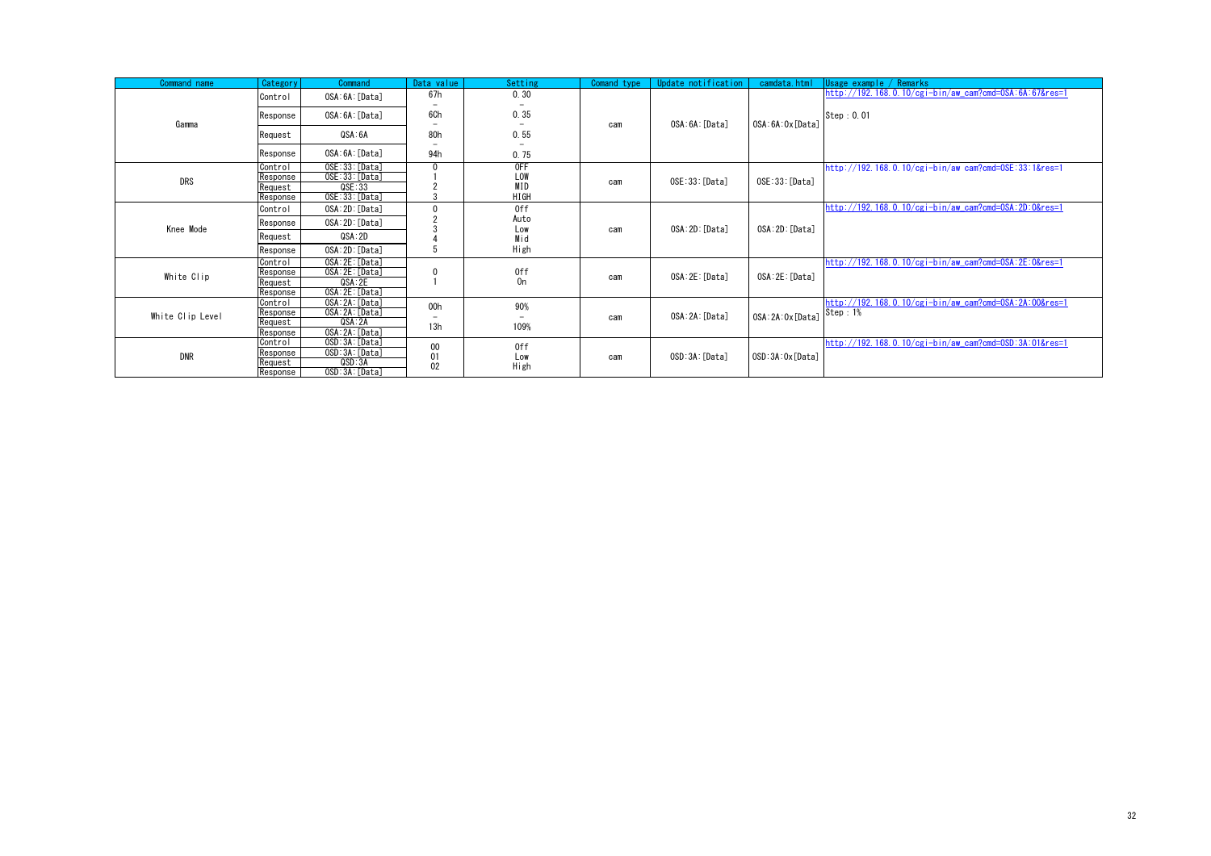| Command name | Category | Command | Data value | Setting | Comand type | Update notification | camdata.html | Usage example / Remarks |
|---|---|---|---|---|---|---|---|---|
| Gamma | Control | OSA:6A:[Data] | 67h<br>–<br>6Ch<br>–<br>80h<br>–<br>94h | 0.30<br>–<br>0.35<br>–<br>0.55<br>–<br>0.75 | cam | OSA:6A:[Data] | OSA:6A:0x[Data] | http://192.168.0.10/cgi-bin/aw_cam?cmd=OSA:6A:67&res=1<br><br>Step : 0.01 |
| | Response | OSA:6A:[Data] | | | | | | |
| | Request | QSA:6A | | | | | | |
| | Response | OSA:6A:[Data] | | | | | | |
| DRS | Control | OSE:33:[Data] | 0<br>1<br>2<br>3 | OFF<br>LOW<br>MID<br>HIGH | cam | OSE:33:[Data] | OSE:33:[Data] | http://192.168.0.10/cgi-bin/aw cam?cmd=OSE:33:1&res=1 |
| | Response | OSE:33:[Data] | | | | | | |
| | Request | QSE:33 | | | | | | |
| | Response | OSE:33:[Data] | | | | | | |
| Knee Mode | Control | OSA:2D:[Data] | 0<br>2<br>3<br>4<br>5 | Off<br>Auto<br>Low<br>Mid<br>High | cam | OSA:2D:[Data] | OSA:2D:[Data] | http://192.168.0.10/cgi-bin/aw_cam?cmd=OSA:2D:0&res=1 |
| | Response | OSA:2D:[Data] | | | | | | |
| | Request | QSA:2D | | | | | | |
| | Response | OSA:2D:[Data] | | | | | | |
| White Clip | Control | OSA:2E:[Data] | 0<br>1 | Off<br>On | cam | OSA:2E:[Data] | OSA:2E:[Data] | http://192.168.0.10/cgi-bin/aw_cam?cmd=OSA:2E:0&res=1 |
| | Response | OSA:2E:[Data] | | | | | | |
| | Request | QSA:2E | | | | | | |
| | Response | OSA:2E:[Data] | | | | | | |
| White Clip Level | Control | OSA:2A:[Data] | 00h<br>–<br>13h | 90%<br>–<br>109% | cam | OSA:2A:[Data] | OSA:2A:0x[Data] | http://192.168.0.10/cgi-bin/aw_cam?cmd=OSA:2A:00&res=1<br>Step : 1% |
| | Response | OSA:2A:[Data] | | | | | | |
| | Request | QSA:2A | | | | | | |
| | Response | OSA:2A:[Data] | | | | | | |
| DNR | Control | OSD:3A:[Data] | 00<br>01<br>02 | Off<br>Low<br>High | cam | OSD:3A:[Data] | OSD:3A:0x[Data] | http://192.168.0.10/cgi-bin/aw_cam?cmd=OSD:3A:01&res=1 |
| | Response | OSD:3A:[Data] | | | | | | |
| | Request | QSD:3A | | | | | | |
| | Response | OSD:3A:[Data] | | | | | | |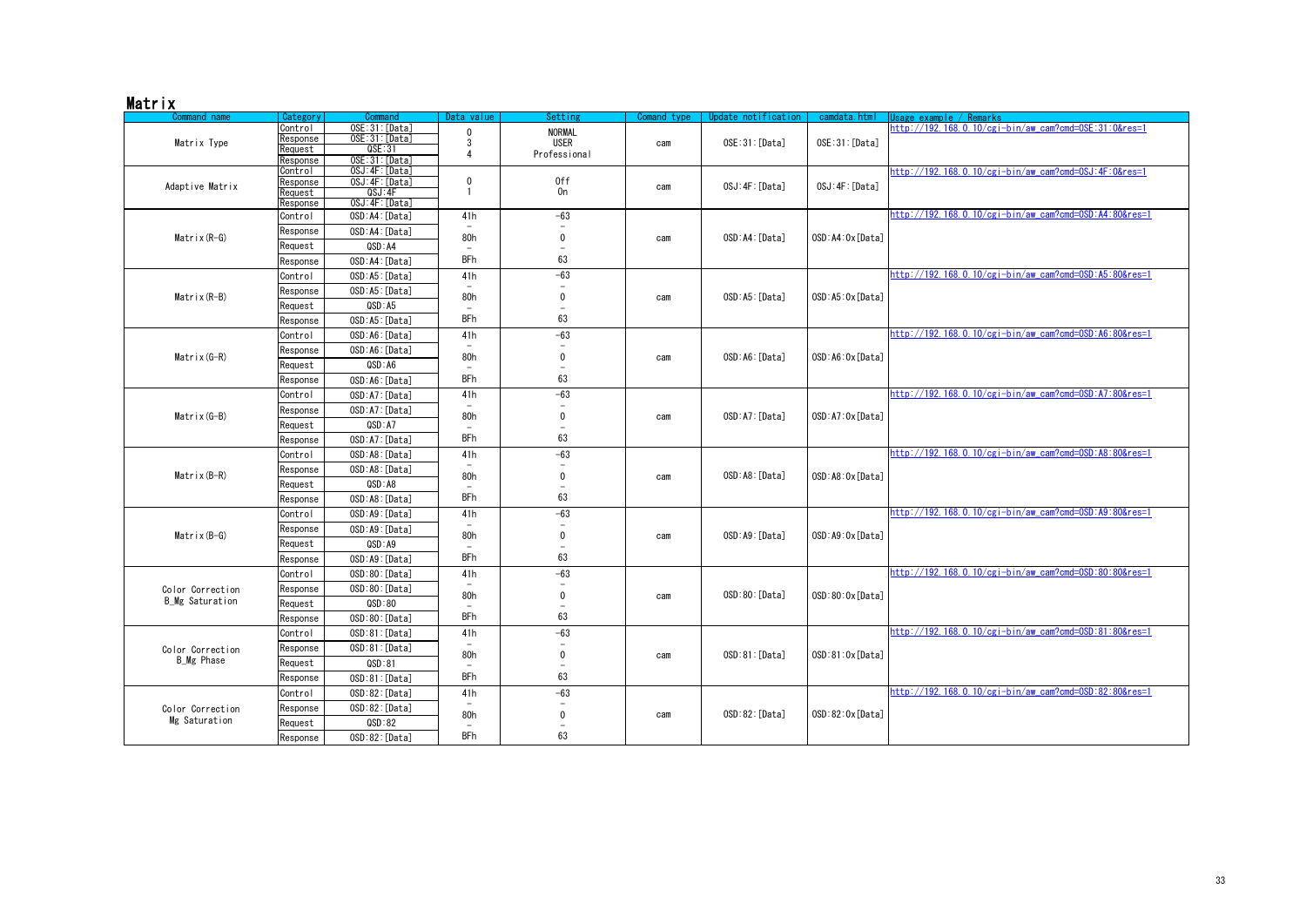## Matrix

| Command name | Category | Command | Data value | Setting | Comand type | Update notification | camdata.html | Usage example / Remarks |
|---|---|---|---|---|---|---|---|---|
| Matrix Type | Control | OSE:31:[Data] | 0<br>3<br>4 | NORMAL<br>USER<br>Professional | cam | OSE:31:[Data] | OSE:31:[Data] | http://192.168.0.10/cgi-bin/aw_cam?cmd=OSE:31:0&res=1 |
| | Response | OSE:31:[Data] | | | | | | |
| | Request | QSE:31 | | | | | | |
| | Response | OSE:31:[Data] | | | | | | |
| Adaptive Matrix | Control | OSJ:4F:[Data] | 0<br>1 | Off<br>On | cam | OSJ:4F:[Data] | OSJ:4F:[Data] | http://192.168.0.10/cgi-bin/aw_cam?cmd=OSJ:4F:0&res=1 |
| | Response | OSJ:4F:[Data] | | | | | | |
| | Request | QSJ:4F | | | | | | |
| | Response | OSJ:4F:[Data] | | | | | | |
| Matrix(R-G) | Control | OSD:A4:[Data] | 41h<br>–<br>80h<br>–<br>BFh | -63<br>–<br>0<br>–<br>63 | cam | OSD:A4:[Data] | OSD:A4:0x[Data] | http://192.168.0.10/cgi-bin/aw_cam?cmd=OSD:A4:80&res=1 |
| | Response | OSD:A4:[Data] | | | | | | |
| | Request | QSD:A4 | | | | | | |
| | Response | OSD:A4:[Data] | | | | | | |
| Matrix(R-B) | Control | OSD:A5:[Data] | 41h<br>–<br>80h<br>–<br>BFh | -63<br>–<br>0<br>–<br>63 | cam | OSD:A5:[Data] | OSD:A5:0x[Data] | http://192.168.0.10/cgi-bin/aw_cam?cmd=OSD:A5:80&res=1 |
| | Response | OSD:A5:[Data] | | | | | | |
| | Request | QSD:A5 | | | | | | |
| | Response | OSD:A5:[Data] | | | | | | |
| Matrix(G-R) | Control | OSD:A6:[Data] | 41h<br>–<br>80h<br>–<br>BFh | -63<br>–<br>0<br>–<br>63 | cam | OSD:A6:[Data] | OSD:A6:0x[Data] | http://192.168.0.10/cgi-bin/aw_cam?cmd=OSD:A6:80&res=1 |
| | Response | OSD:A6:[Data] | | | | | | |
| | Request | QSD:A6 | | | | | | |
| | Response | OSD:A6:[Data] | | | | | | |
| Matrix(G-B) | Control | OSD:A7:[Data] | 41h<br>–<br>80h<br>–<br>BFh | -63<br>–<br>0<br>–<br>63 | cam | OSD:A7:[Data] | OSD:A7:0x[Data] | http://192.168.0.10/cgi-bin/aw_cam?cmd=OSD:A7:80&res=1 |
| | Response | OSD:A7:[Data] | | | | | | |
| | Request | QSD:A7 | | | | | | |
| | Response | OSD:A7:[Data] | | | | | | |
| Matrix(B-R) | Control | OSD:A8:[Data] | 41h<br>–<br>80h<br>–<br>BFh | -63<br>–<br>0<br>–<br>63 | cam | OSD:A8:[Data] | OSD:A8:0x[Data] | http://192.168.0.10/cgi-bin/aw_cam?cmd=OSD:A8:80&res=1 |
| | Response | OSD:A8:[Data] | | | | | | |
| | Request | QSD:A8 | | | | | | |
| | Response | OSD:A8:[Data] | | | | | | |
| Matrix(B-G) | Control | OSD:A9:[Data] | 41h<br>–<br>80h<br>–<br>BFh | -63<br>–<br>0<br>–<br>63 | cam | OSD:A9:[Data] | OSD:A9:0x[Data] | http://192.168.0.10/cgi-bin/aw_cam?cmd=OSD:A9:80&res=1 |
| | Response | OSD:A9:[Data] | | | | | | |
| | Request | QSD:A9 | | | | | | |
| | Response | OSD:A9:[Data] | | | | | | |
| Color Correction B_Mg Saturation | Control | OSD:80:[Data] | 41h<br>–<br>80h<br>–<br>BFh | -63<br>–<br>0<br>–<br>63 | cam | OSD:80:[Data] | OSD:80:0x[Data] | http://192.168.0.10/cgi-bin/aw_cam?cmd=OSD:80:80&res=1 |
| | Response | OSD:80:[Data] | | | | | | |
| | Request | QSD:80 | | | | | | |
| | Response | OSD:80:[Data] | | | | | | |
| Color Correction B_Mg Phase | Control | OSD:81:[Data] | 41h<br>–<br>80h<br>–<br>BFh | -63<br>–<br>0<br>–<br>63 | cam | OSD:81:[Data] | OSD:81:0x[Data] | http://192.168.0.10/cgi-bin/aw_cam?cmd=OSD:81:80&res=1 |
| | Response | OSD:81:[Data] | | | | | | |
| | Request | QSD:81 | | | | | | |
| | Response | OSD:81:[Data] | | | | | | |
| Color Correction Mg Saturation | Control | OSD:82:[Data] | 41h<br>–<br>80h<br>–<br>BFh | -63<br>–<br>0<br>–<br>63 | cam | OSD:82:[Data] | OSD:82:0x[Data] | http://192.168.0.10/cgi-bin/aw_cam?cmd=OSD:82:80&res=1 |
| | Response | OSD:82:[Data] | | | | | | |
| | Request | QSD:82 | | | | | | |
| | Response | OSD:82:[Data] | | | | | | |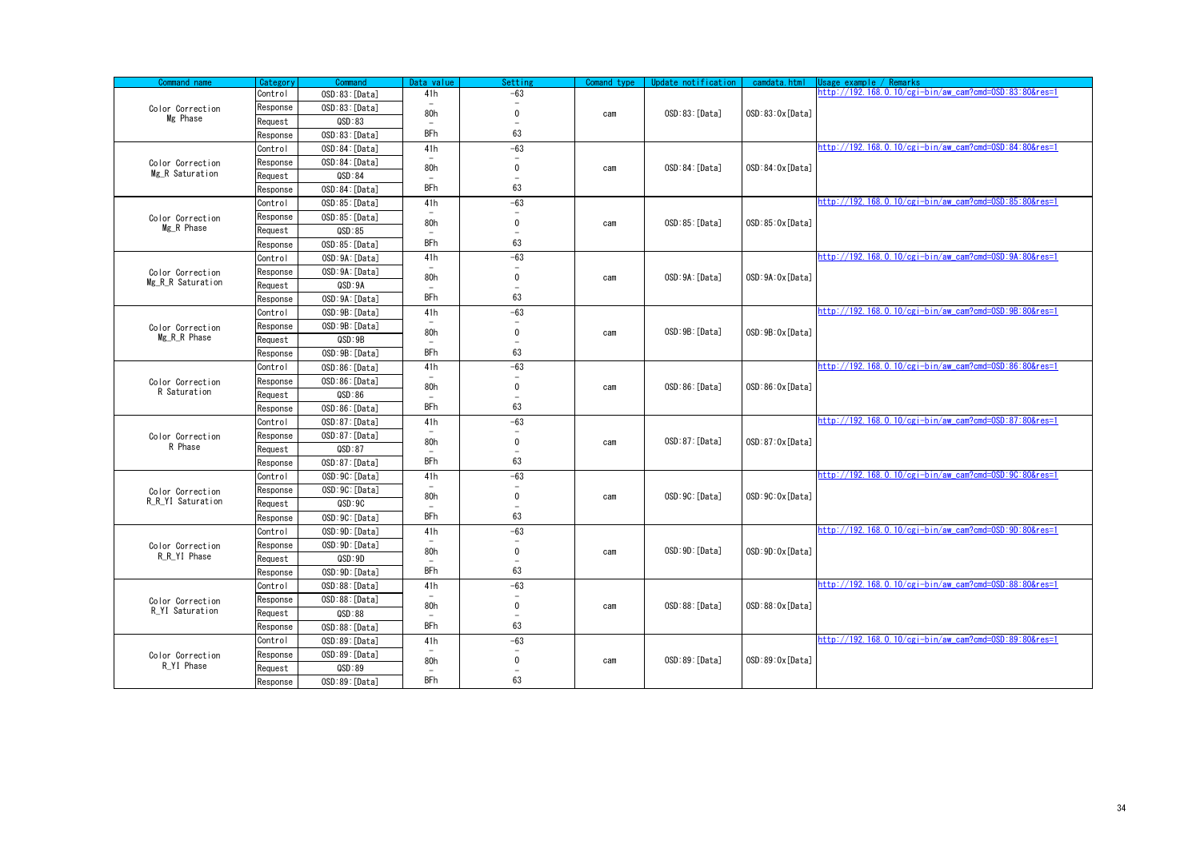| Command name | Category | Command | Data value | Setting | Comand type | Update notification | camdata.html | Usage example / Remarks |
|---|---|---|---|---|---|---|---|---|
| Color Correction Mg Phase | Control | OSD:83:[Data] | 41h | -63 | cam | OSD:83:[Data] | OSD:83:0x[Data] | http://192.168.0.10/cgi-bin/aw_cam?cmd=OSD:83:80&res=1 |
| | Response | OSD:83:[Data] | – 80h – | – 0 – | | | | |
| | Request | QSD:83 | | | | | | |
| | Response | OSD:83:[Data] | BFh | 63 | | | | |
| Color Correction Mg_R Saturation | Control | OSD:84:[Data] | 41h | -63 | cam | OSD:84:[Data] | OSD:84:0x[Data] | http://192.168.0.10/cgi-bin/aw_cam?cmd=OSD:84:80&res=1 |
| | Response | OSD:84:[Data] | – 80h – | – 0 – | | | | |
| | Request | QSD:84 | | | | | | |
| | Response | OSD:84:[Data] | BFh | 63 | | | | |
| Color Correction Mg_R Phase | Control | OSD:85:[Data] | 41h | -63 | cam | OSD:85:[Data] | OSD:85:0x[Data] | http://192.168.0.10/cgi-bin/aw_cam?cmd=OSD:85:80&res=1 |
| | Response | OSD:85:[Data] | – 80h – | – 0 – | | | | |
| | Request | QSD:85 | | | | | | |
| | Response | OSD:85:[Data] | BFh | 63 | | | | |
| Color Correction Mg_R_R Saturation | Control | OSD:9A:[Data] | 41h | -63 | cam | OSD:9A:[Data] | OSD:9A:0x[Data] | http://192.168.0.10/cgi-bin/aw_cam?cmd=OSD:9A:80&res=1 |
| | Response | OSD:9A:[Data] | – 80h – | – 0 – | | | | |
| | Request | QSD:9A | | | | | | |
| | Response | OSD:9A:[Data] | BFh | 63 | | | | |
| Color Correction Mg_R_R Phase | Control | OSD:9B:[Data] | 41h | -63 | cam | OSD:9B:[Data] | OSD:9B:0x[Data] | http://192.168.0.10/cgi-bin/aw_cam?cmd=OSD:9B:80&res=1 |
| | Response | OSD:9B:[Data] | – 80h – | – 0 – | | | | |
| | Request | QSD:9B | | | | | | |
| | Response | OSD:9B:[Data] | BFh | 63 | | | | |
| Color Correction R Saturation | Control | OSD:86:[Data] | 41h | -63 | cam | OSD:86:[Data] | OSD:86:0x[Data] | http://192.168.0.10/cgi-bin/aw_cam?cmd=OSD:86:80&res=1 |
| | Response | OSD:86:[Data] | – 80h – | – 0 – | | | | |
| | Request | QSD:86 | | | | | | |
| | Response | OSD:86:[Data] | BFh | 63 | | | | |
| Color Correction R Phase | Control | OSD:87:[Data] | 41h | -63 | cam | OSD:87:[Data] | OSD:87:0x[Data] | http://192.168.0.10/cgi-bin/aw_cam?cmd=OSD:87:80&res=1 |
| | Response | OSD:87:[Data] | – 80h – | – 0 – | | | | |
| | Request | QSD:87 | | | | | | |
| | Response | OSD:87:[Data] | BFh | 63 | | | | |
| Color Correction R_R_YI Saturation | Control | OSD:9C:[Data] | 41h | -63 | cam | OSD:9C:[Data] | OSD:9C:0x[Data] | http://192.168.0.10/cgi-bin/aw_cam?cmd=OSD:9C:80&res=1 |
| | Response | OSD:9C:[Data] | – 80h – | – 0 – | | | | |
| | Request | QSD:9C | | | | | | |
| | Response | OSD:9C:[Data] | BFh | 63 | | | | |
| Color Correction R_R_YI Phase | Control | OSD:9D:[Data] | 41h | -63 | cam | OSD:9D:[Data] | OSD:9D:0x[Data] | http://192.168.0.10/cgi-bin/aw_cam?cmd=OSD:9D:80&res=1 |
| | Response | OSD:9D:[Data] | – 80h – | – 0 – | | | | |
| | Request | QSD:9D | | | | | | |
| | Response | OSD:9D:[Data] | BFh | 63 | | | | |
| Color Correction R_YI Saturation | Control | OSD:88:[Data] | 41h | -63 | cam | OSD:88:[Data] | OSD:88:0x[Data] | http://192.168.0.10/cgi-bin/aw_cam?cmd=OSD:88:80&res=1 |
| | Response | OSD:88:[Data] | – 80h – | – 0 – | | | | |
| | Request | QSD:88 | | | | | | |
| | Response | OSD:88:[Data] | BFh | 63 | | | | |
| Color Correction R_YI Phase | Control | OSD:89:[Data] | 41h | -63 | cam | OSD:89:[Data] | OSD:89:0x[Data] | http://192.168.0.10/cgi-bin/aw_cam?cmd=OSD:89:80&res=1 |
| | Response | OSD:89:[Data] | – 80h – | – 0 – | | | | |
| | Request | QSD:89 | | | | | | |
| | Response | OSD:89:[Data] | BFh | 63 | | | | |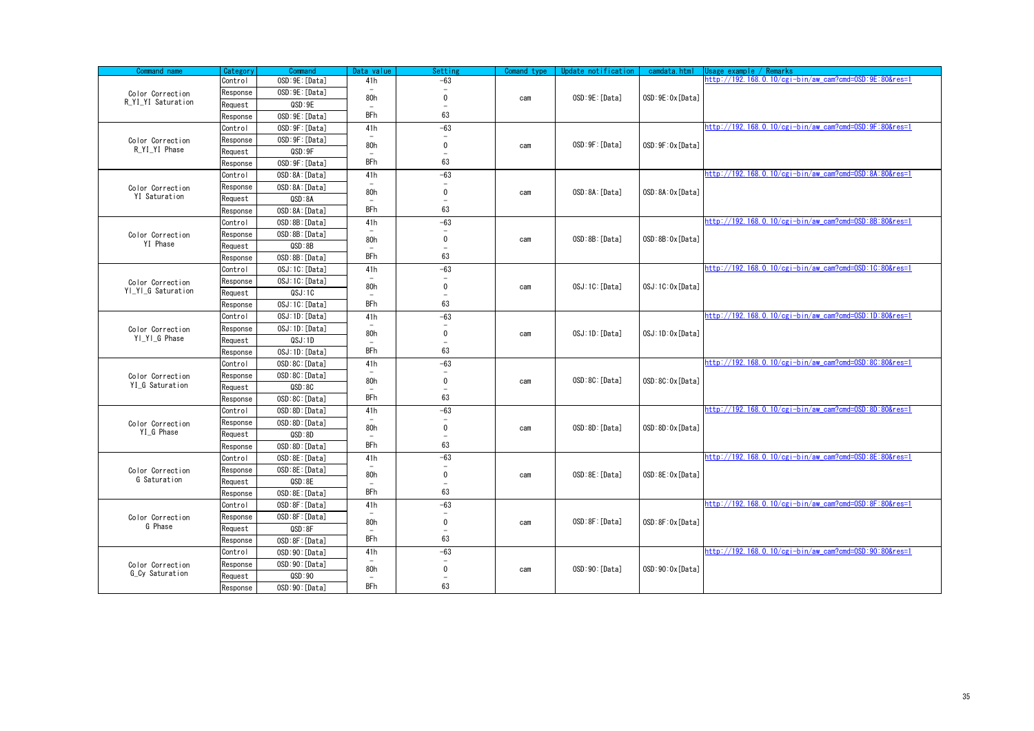| Command name | Category | Command | Data value | Setting | Comand type | Update notification | camdata.html | Usage example / Remarks |
|---|---|---|---|---|---|---|---|---|
| Color Correction R_YI_YI Saturation | Control | OSD:9E:[Data] | 41h | -63 | cam | OSD:9E:[Data] | OSD:9E:0x[Data] | http://192.168.0.10/cgi-bin/aw_cam?cmd=OSD:9E:80&res=1 |
| | Response | OSD:9E:[Data] | – | – | | | | |
| | Request | QSD:9E | 80h | 0 | | | | |
| | Response | OSD:9E:[Data] | – BFh | – 63 | | | | |
| Color Correction R_YI_YI Phase | Control | OSD:9F:[Data] | 41h | -63 | cam | OSD:9F:[Data] | OSD:9F:0x[Data] | http://192.168.0.10/cgi-bin/aw_cam?cmd=OSD:9F:80&res=1 |
| | Response | OSD:9F:[Data] | – | – | | | | |
| | Request | QSD:9F | 80h | 0 | | | | |
| | Response | OSD:9F:[Data] | – BFh | – 63 | | | | |
| Color Correction YI Saturation | Control | OSD:8A:[Data] | 41h | -63 | cam | OSD:8A:[Data] | OSD:8A:0x[Data] | http://192.168.0.10/cgi-bin/aw_cam?cmd=OSD:8A:80&res=1 |
| | Response | OSD:8A:[Data] | – | – | | | | |
| | Request | QSD:8A | 80h | 0 | | | | |
| | Response | OSD:8A:[Data] | – BFh | – 63 | | | | |
| Color Correction YI Phase | Control | OSD:8B:[Data] | 41h | -63 | cam | OSD:8B:[Data] | OSD:8B:0x[Data] | http://192.168.0.10/cgi-bin/aw_cam?cmd=OSD:8B:80&res=1 |
| | Response | OSD:8B:[Data] | – | – | | | | |
| | Request | QSD:8B | 80h | 0 | | | | |
| | Response | OSD:8B:[Data] | – BFh | – 63 | | | | |
| Color Correction YI_YI_G Saturation | Control | OSJ:1C:[Data] | 41h | -63 | cam | OSJ:1C:[Data] | OSJ:1C:0x[Data] | http://192.168.0.10/cgi-bin/aw_cam?cmd=OSD:1C:80&res=1 |
| | Response | OSJ:1C:[Data] | – | – | | | | |
| | Request | QSJ:1C | 80h | 0 | | | | |
| | Response | OSJ:1C:[Data] | – BFh | – 63 | | | | |
| Color Correction YI_YI_G Phase | Control | OSJ:1D:[Data] | 41h | -63 | cam | OSJ:1D:[Data] | OSJ:1D:0x[Data] | http://192.168.0.10/cgi-bin/aw_cam?cmd=OSD:1D:80&res=1 |
| | Response | OSJ:1D:[Data] | – | – | | | | |
| | Request | QSJ:1D | 80h | 0 | | | | |
| | Response | OSJ:1D:[Data] | – BFh | – 63 | | | | |
| Color Correction YI_G Saturation | Control | OSD:8C:[Data] | 41h | -63 | cam | OSD:8C:[Data] | OSD:8C:0x[Data] | http://192.168.0.10/cgi-bin/aw_cam?cmd=OSD:8C:80&res=1 |
| | Response | OSD:8C:[Data] | – | – | | | | |
| | Request | QSD:8C | 80h | 0 | | | | |
| | Response | OSD:8C:[Data] | – BFh | – 63 | | | | |
| Color Correction YI_G Phase | Control | OSD:8D:[Data] | 41h | -63 | cam | OSD:8D:[Data] | OSD:8D:0x[Data] | http://192.168.0.10/cgi-bin/aw_cam?cmd=OSD:8D:80&res=1 |
| | Response | OSD:8D:[Data] | – | – | | | | |
| | Request | QSD:8D | 80h | 0 | | | | |
| | Response | OSD:8D:[Data] | – BFh | – 63 | | | | |
| Color Correction G Saturation | Control | OSD:8E:[Data] | 41h | -63 | cam | OSD:8E:[Data] | OSD:8E:0x[Data] | http://192.168.0.10/cgi-bin/aw_cam?cmd=OSD:8E:80&res=1 |
| | Response | OSD:8E:[Data] | – | – | | | | |
| | Request | QSD:8E | 80h | 0 | | | | |
| | Response | OSD:8E:[Data] | – BFh | – 63 | | | | |
| Color Correction G Phase | Control | OSD:8F:[Data] | 41h | -63 | cam | OSD:8F:[Data] | OSD:8F:0x[Data] | http://192.168.0.10/cgi-bin/aw_cam?cmd=OSD:8F:80&res=1 |
| | Response | OSD:8F:[Data] | – | – | | | | |
| | Request | QSD:8F | 80h | 0 | | | | |
| | Response | OSD:8F:[Data] | – BFh | – 63 | | | | |
| Color Correction G_Cy Saturation | Control | OSD:90:[Data] | 41h | -63 | cam | OSD:90:[Data] | OSD:90:0x[Data] | http://192.168.0.10/cgi-bin/aw_cam?cmd=OSD:90:80&res=1 |
| | Response | OSD:90:[Data] | – | – | | | | |
| | Request | QSD:90 | 80h | 0 | | | | |
| | Response | OSD:90:[Data] | – BFh | – 63 | | | | |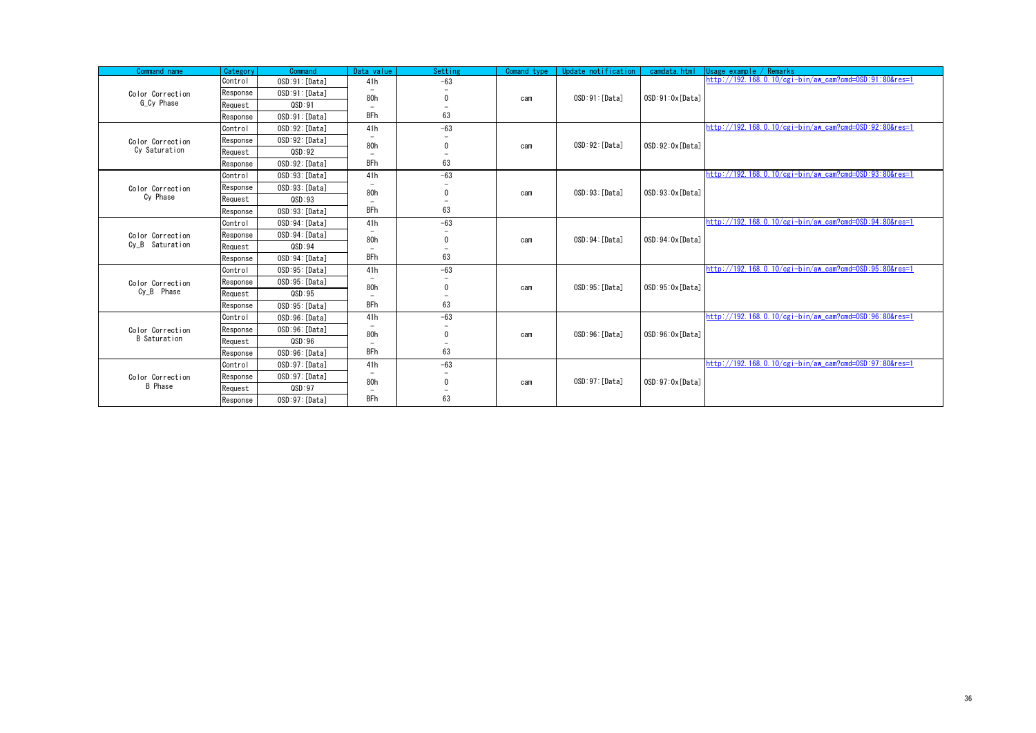| Command name | Category | Command | Data value | Setting | Comand type | Update notification | camdata.html | Usage example / Remarks |
|---|---|---|---|---|---|---|---|---|
| Color Correction G_Cy Phase | Control | OSD:91:[Data] | 41h<br>–<br>80h<br>–<br>BFh | -63<br>–<br>0<br>–<br>63 | cam | OSD:91:[Data] | OSD:91:0x[Data] | http://192.168.0.10/cgi-bin/aw_cam?cmd=OSD:91:80&res=1 |
| | Response | OSD:91:[Data] | | | | | | |
| | Request | QSD:91 | | | | | | |
| | Response | OSD:91:[Data] | | | | | | |
| Color Correction Cy Saturation | Control | OSD:92:[Data] | 41h<br>–<br>80h<br>–<br>BFh | -63<br>–<br>0<br>–<br>63 | cam | OSD:92:[Data] | OSD:92:0x[Data] | http://192.168.0.10/cgi-bin/aw_cam?cmd=OSD:92:80&res=1 |
| | Response | OSD:92:[Data] | | | | | | |
| | Request | QSD:92 | | | | | | |
| | Response | OSD:92:[Data] | | | | | | |
| Color Correction Cy Phase | Control | OSD:93:[Data] | 41h<br>–<br>80h<br>–<br>BFh | -63<br>–<br>0<br>–<br>63 | cam | OSD:93:[Data] | OSD:93:0x[Data] | http://192.168.0.10/cgi-bin/aw_cam?cmd=OSD:93:80&res=1 |
| | Response | OSD:93:[Data] | | | | | | |
| | Request | QSD:93 | | | | | | |
| | Response | OSD:93:[Data] | | | | | | |
| Color Correction Cy_B Saturation | Control | OSD:94:[Data] | 41h<br>–<br>80h<br>–<br>BFh | -63<br>–<br>0<br>–<br>63 | cam | OSD:94:[Data] | OSD:94:0x[Data] | http://192.168.0.10/cgi-bin/aw_cam?cmd=OSD:94:80&res=1 |
| | Response | OSD:94:[Data] | | | | | | |
| | Request | QSD:94 | | | | | | |
| | Response | OSD:94:[Data] | | | | | | |
| Color Correction Cy_B Phase | Control | OSD:95:[Data] | 41h<br>–<br>80h<br>–<br>BFh | -63<br>–<br>0<br>–<br>63 | cam | OSD:95:[Data] | OSD:95:0x[Data] | http://192.168.0.10/cgi-bin/aw_cam?cmd=OSD:95:80&res=1 |
| | Response | OSD:95:[Data] | | | | | | |
| | Request | QSD:95 | | | | | | |
| | Response | OSD:95:[Data] | | | | | | |
| Color Correction B Saturation | Control | OSD:96:[Data] | 41h<br>–<br>80h<br>–<br>BFh | -63<br>–<br>0<br>–<br>63 | cam | OSD:96:[Data] | OSD:96:0x[Data] | http://192.168.0.10/cgi-bin/aw_cam?cmd=OSD:96:80&res=1 |
| | Response | OSD:96:[Data] | | | | | | |
| | Request | QSD:96 | | | | | | |
| | Response | OSD:96:[Data] | | | | | | |
| Color Correction B Phase | Control | OSD:97:[Data] | 41h<br>–<br>80h<br>–<br>BFh | -63<br>–<br>0<br>–<br>63 | cam | OSD:97:[Data] | OSD:97:0x[Data] | http://192.168.0.10/cgi-bin/aw_cam?cmd=OSD:97:80&res=1 |
| | Response | OSD:97:[Data] | | | | | | |
| | Request | QSD:97 | | | | | | |
| | Response | OSD:97:[Data] | | | | | | |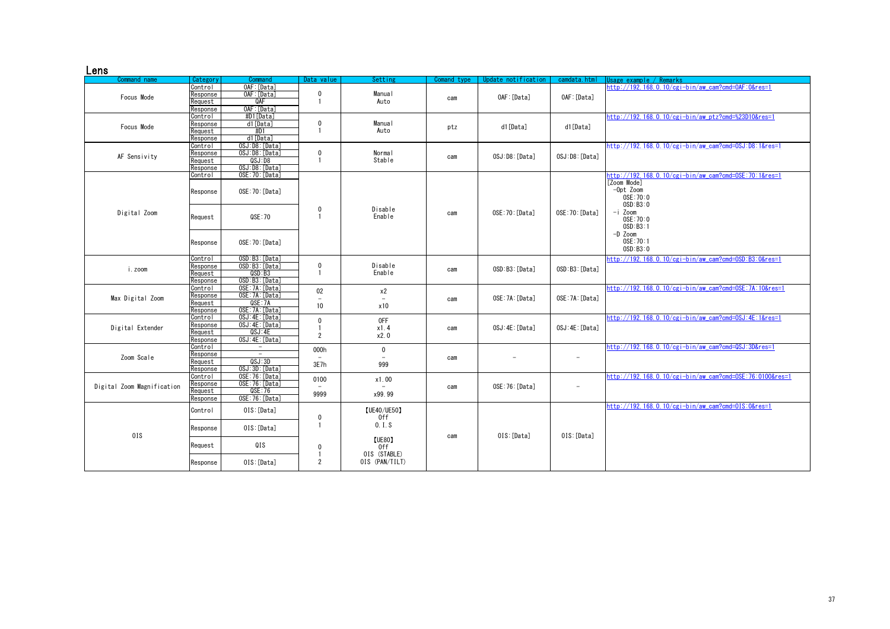## Lens

| Command name | Category | Command | Data value | Setting | Comand type | Update notification | camdata.html | Usage example / Remarks |
|---|---|---|---|---|---|---|---|---|
| Focus Mode | Control | OAF:[Data] | 0<br>1 | Manual<br>Auto | cam | OAF:[Data] | OAF:[Data] | http://192.168.0.10/cgi-bin/aw_cam?cmd=OAF:0&res=1 |
| | Response | OAF:[Data] | | | | | | |
| | Request | QAF | | | | | | |
| | Response | OAF:[Data] | | | | | | |
| Focus Mode | Control | #D1[Data] | 0<br>1 | Manual<br>Auto | ptz | d1[Data] | d1[Data] | http://192.168.0.10/cgi-bin/aw_ptz?cmd=%23D10&res=1 |
| | Response | d1[Data] | | | | | | |
| | Request | #D1 | | | | | | |
| | Response | d1[Data] | | | | | | |
| AF Sensivity | Control | OSJ:D8:[Data] | 0<br>1 | Normal<br>Stable | cam | OSJ:D8:[Data] | OSJ:D8:[Data] | http://192.168.0.10/cgi-bin/aw_cam?cmd=OSJ:D8:1&res=1 |
| | Response | OSJ:D8:[Data] | | | | | | |
| | Request | QSJ:D8 | | | | | | |
| | Response | OSJ:D8:[Data] | | | | | | |
| Digital Zoom | Control | OSE:70:[Data] | 0<br>1 | Disable<br>Enable | cam | OSE:70:[Data] | OSE:70:[Data] | http://192.168.0.10/cgi-bin/aw_cam?cmd=OSE:70:1&res=1<br>[Zoom Mode]<br>-Opt Zoom<br>OSE:70:0<br>OSD:B3:0<br>-i Zoom<br>OSE:70:0<br>OSD:B3:1<br>-D Zoom<br>OSE:70:1<br>OSD:B3:0 |
| | Response | OSE:70:[Data] | | | | | | |
| | Request | QSE:70 | | | | | | |
| | Response | OSE:70:[Data] | | | | | | |
| i.zoom | Control | OSD:B3:[Data] | 0<br>1 | Disable<br>Enable | cam | OSD:B3:[Data] | OSD:B3:[Data] | http://192.168.0.10/cgi-bin/aw_cam?cmd=OSD:B3:0&res=1 |
| | Response | OSD:B3:[Data] | | | | | | |
| | Request | QSD:B3 | | | | | | |
| | Response | OSD:B3:[Data] | | | | | | |
| Max Digital Zoom | Control | OSE:7A:[Data] | 02<br>–<br>10 | x2<br>–<br>x10 | cam | OSE:7A:[Data] | OSE:7A:[Data] | http://192.168.0.10/cgi-bin/aw_cam?cmd=OSE:7A:10&res=1 |
| | Response | OSE:7A:[Data] | | | | | | |
| | Request | QSE:7A | | | | | | |
| | Response | OSE:7A:[Data] | | | | | | |
| Digital Extender | Control | OSJ:4E:[Data] | 0<br>1<br>2 | OFF<br>x1.4<br>x2.0 | cam | OSJ:4E:[Data] | OSJ:4E:[Data] | http://192.168.0.10/cgi-bin/aw_cam?cmd=OSJ:4E:1&res=1 |
| | Response | OSJ:4E:[Data] | | | | | | |
| | Request | QSJ:4E | | | | | | |
| | Response | OSJ:4E:[Data] | | | | | | |
| Zoom Scale | Control | – | 000h<br>–<br>3E7h | 0<br>–<br>999 | cam | – | – | http://192.168.0.10/cgi-bin/aw_cam?cmd=QSJ:3D&res=1 |
| | Response | – | | | | | | |
| | Request | QSJ:3D | | | | | | |
| | Response | OSJ:3D:[Data] | | | | | | |
| Digital Zoom Magnification | Control | OSE:76:[Data] | 0100<br>–<br>9999 | x1.00<br>–<br>x99.99 | cam | OSE:76:[Data] | – | http://192.168.0.10/cgi-bin/aw_cam?cmd=OSE:76:0100&res=1 |
| | Response | OSE:76:[Data] | | | | | | |
| | Request | QSE:76 | | | | | | |
| | Response | OSE:76:[Data] | | | | | | |
| OIS | Control | OIS:[Data] | 0<br>1<br><br>0<br>1<br>2 | 【UE40/UE50】<br>Off<br>O.I.S<br>【UE80】<br>Off<br>OIS (STABLE)<br>OIS (PAN/TILT) | cam | OIS:[Data] | OIS:[Data] | http://192.168.0.10/cgi-bin/aw_cam?cmd=OIS:0&res=1 |
| | Response | OIS:[Data] | | | | | | |
| | Request | QIS | | | | | | |
| | Response | OIS:[Data] | | | | | | |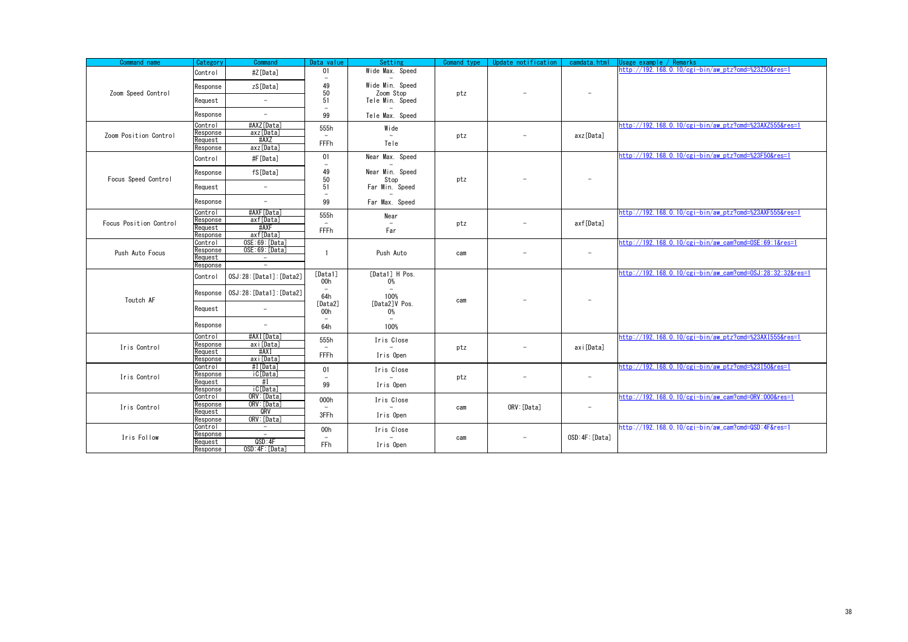| Command name | Category | Command | Data value | Setting | Comand type | Update notification | camdata.html | Usage example / Remarks |
|---|---|---|---|---|---|---|---|---|
| Zoom Speed Control | Control | #Z[Data] | 01<br>－<br>49<br>50<br>51<br>－<br>99 | Wide Max. Speed<br>－<br>Wide Min. Speed<br>Zoom Stop<br>Tele Min. Speed<br>－<br>Tele Max. Speed | ptz | － | － | http://192.168.0.10/cgi-bin/aw_ptz?cmd=%23Z50&res=1 |
| | Response | zS[Data] | | | | | | |
| | Request | － | | | | | | |
| | Response | － | | | | | | |
| Zoom Position Control | Control | #AXZ[Data] | 555h<br>－<br>FFFh | Wide<br>－<br>Tele | ptz | － | axz[Data] | http://192.168.0.10/cgi-bin/aw_ptz?cmd=%23AXZ555&res=1 |
| | Response | axz[Data] | | | | | | |
| | Request | #AXZ | | | | | | |
| | Response | axz[Data] | | | | | | |
| Focus Speed Control | Control | #F[Data] | 01<br>－<br>49<br>50<br>51<br>－<br>99 | Near Max. Speed<br>－<br>Near Min. Speed<br>Stop<br>Far Min. Speed<br>－<br>Far Max. Speed | ptz | － | － | http://192.168.0.10/cgi-bin/aw_ptz?cmd=%23F50&res=1 |
| | Response | fS[Data] | | | | | | |
| | Request | － | | | | | | |
| | Response | － | | | | | | |
| Focus Position Control | Control | #AXF[Data] | 555h<br>－<br>FFFh | Near<br>－<br>Far | ptz | － | axf[Data] | http://192.168.0.10/cgi-bin/aw_ptz?cmd=%23AXF555&res=1 |
| | Response | axf[Data] | | | | | | |
| | Request | #AXF | | | | | | |
| | Response | axf[Data] | | | | | | |
| Push Auto Focus | Control | OSE:69:[Data] | 1 | Push Auto | cam | － | － | http://192.168.0.10/cgi-bin/aw_cam?cmd=OSE:69:1&res=1 |
| | Response | OSE:69:[Data] | | | | | | |
| | Request | － | | | | | | |
| | Response | － | | | | | | |
| Toutch AF | Control | OSJ:28:[Data1]:[Data2] | [Data1]<br>00h<br>－<br>64h<br>[Data2]<br>00h<br>－<br>64h | [Data1] H Pos.<br>0%<br>－<br>100%<br>[Data2]V Pos.<br>0%<br>－<br>100% | cam | － | － | http://192.168.0.10/cgi-bin/aw_cam?cmd=OSJ:28:32:32&res=1 |
| | Response | OSJ:28:[Data1]:[Data2] | | | | | | |
| | Request | － | | | | | | |
| | Response | － | | | | | | |
| Iris Control | Control | #AXI[Data] | 555h<br>－<br>FFFh | Iris Close<br>－<br>Iris Open | ptz | － | axi[Data] | http://192.168.0.10/cgi-bin/aw_ptz?cmd=%23AXI555&res=1 |
| | Response | axi[Data] | | | | | | |
| | Request | #AXI | | | | | | |
| | Response | axi[Data] | | | | | | |
| Iris Control | Control | #I[Data] | 01<br>－<br>99 | Iris Close<br>－<br>Iris Open | ptz | － | － | http://192.168.0.10/cgi-bin/aw_ptz?cmd=%23I50&res=1 |
| | Response | iC[Data] | | | | | | |
| | Request | #I | | | | | | |
| | Response | iC[Data] | | | | | | |
| Iris Control | Control | ORV:[Data] | 000h<br>－<br>3FFh | Iris Close<br>－<br>Iris Open | cam | ORV:[Data] | － | http://192.168.0.10/cgi-bin/aw_cam?cmd=ORV:000&res=1 |
| | Response | ORV:[Data] | | | | | | |
| | Request | QRV | | | | | | |
| | Response | ORV:[Data] | | | | | | |
| Iris Follow | Control | － | 00h<br>－<br>FFh | Iris Close<br>－<br>Iris Open | cam | － | OSD:4F:[Data] | http://192.168.0.10/cgi-bin/aw_cam?cmd=QSD:4F&res=1 |
| | Response | － | | | | | | |
| | Request | QSD:4F | | | | | | |
| | Response | OSD:4F:[Data] | | | | | | |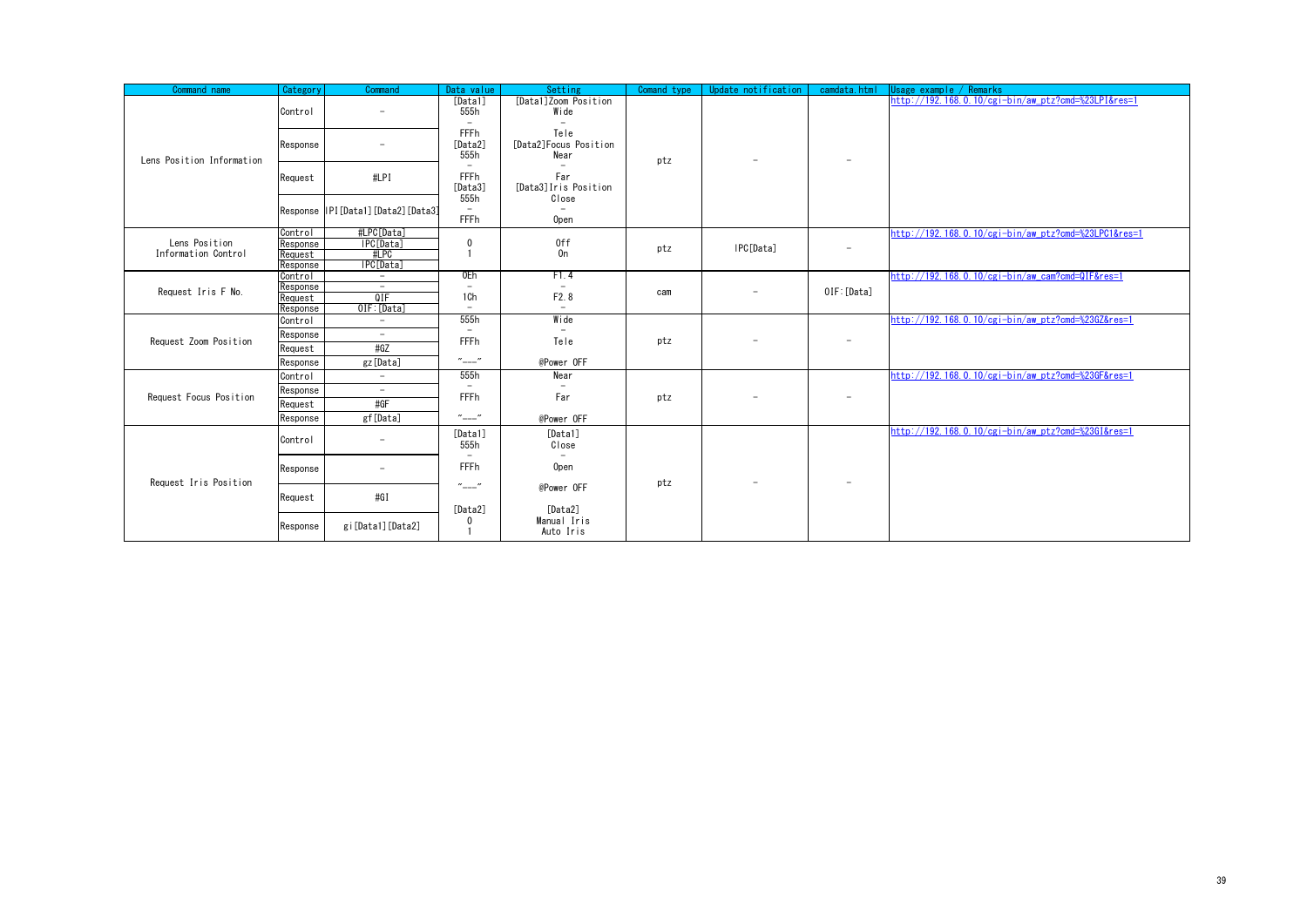| Command name | Category | Command | Data value | Setting | Comand type | Update notification | camdata.html | Usage example / Remarks |
|---|---|---|---|---|---|---|---|---|
| Lens Position Information | Control | － | [Data1]<br>555h<br>－<br>FFFh<br>[Data2]<br>555h<br>－<br>FFFh<br>[Data3]<br>555h<br>－<br>FFFh | [Data1]Zoom Position<br>Wide<br>－<br>Tele<br>[Data2]Focus Position<br>Near<br>－<br>Far<br>[Data3]Iris Position<br>Close<br>－<br>Open | ptz | － | － | http://192.168.0.10/cgi-bin/aw_ptz?cmd=%23LPI&res=1 |
| | Response | － | | | | | | |
| | Request | #LPI | | | | | | |
| | Response | lPI[Data1][Data2][Data3] | | | | | | |
| Lens Position Information Control | Control | #LPC[Data] | 0<br>1 | Off<br>On | ptz | lPC[Data] | － | http://192.168.0.10/cgi-bin/aw_ptz?cmd=%23LPC1&res=1 |
| | Response | lPC[Data] | | | | | | |
| | Request | #LPC | | | | | | |
| | Response | lPC[Data] | | | | | | |
| Request Iris F No. | Control | － | 0Eh<br>－<br>1Ch<br>－ | F1.4<br>－<br>F2.8<br>－ | cam | － | OIF:[Data] | http://192.168.0.10/cgi-bin/aw_cam?cmd=QIF&res=1 |
| | Response | － | | | | | | |
| | Request | QIF | | | | | | |
| | Response | OIF:[Data] | | | | | | |
| Request Zoom Position | Control | － | 555h<br>－<br>FFFh<br>"---" | Wide<br>－<br>Tele<br>@Power OFF | ptz | － | － | http://192.168.0.10/cgi-bin/aw_ptz?cmd=%23GZ&res=1 |
| | Response | － | | | | | | |
| | Request | #GZ | | | | | | |
| | Response | gz[Data] | | | | | | |
| Request Focus Position | Control | － | 555h<br>－<br>FFFh<br>"---" | Near<br>－<br>Far<br>@Power OFF | ptz | － | － | http://192.168.0.10/cgi-bin/aw_ptz?cmd=%23GF&res=1 |
| | Response | － | | | | | | |
| | Request | #GF | | | | | | |
| | Response | gf[Data] | | | | | | |
| Request Iris Position | Control | － | [Data1]<br>555h<br>－<br>FFFh<br>"---"<br>[Data2]<br>0<br>1 | [Data1]<br>Close<br>－<br>Open<br>@Power OFF<br>[Data2]<br>Manual Iris<br>Auto Iris | ptz | － | － | http://192.168.0.10/cgi-bin/aw_ptz?cmd=%23GI&res=1 |
| | Response | － | | | | | | |
| | Request | #GI | | | | | | |
| | Response | gi[Data1][Data2] | | | | | | |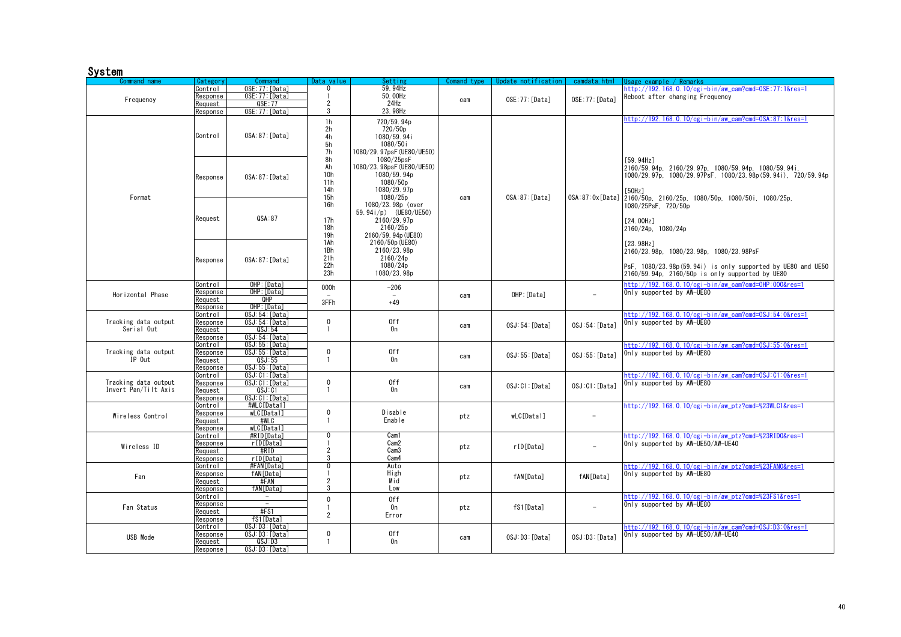## System

| Command name | Category | Command | Data value | Setting | Comand type | Update notification | camdata.html | Usage example / Remarks |
|---|---|---|---|---|---|---|---|---|
| Frequency | Control | OSE:77:[Data] | 0 | 59.94Hz | cam | OSE:77:[Data] | OSE:77:[Data] | http://192.168.0.10/cgi-bin/aw_cam?cmd=OSE:77:1&res=1<br>Reboot after changing Frequency |
| | Response | OSE:77:[Data] | 1 | 50.00Hz | | | | |
| | Request | QSE:77 | 2 | 24Hz | | | | |
| | Response | OSE:77:[Data] | 3 | 23.98Hz | | | | |
| Format | Control | OSA:87:[Data] | 1h | 720/59.94p | cam | OSA:87:[Data] | OSA:87:0x[Data] | http://192.168.0.10/cgi-bin/aw_cam?cmd=OSA:87:1&res=1<br><br>[59.94Hz]<br>2160/59.94p, 2160/29.97p, 1080/59.94p, 1080/59.94i, 1080/29.97p, 1080/29.97PsF, 1080/23.98p(59.94i), 720/59.94p<br><br>[50Hz]<br>2160/50p, 2160/25p, 1080/50p, 1080/50i, 1080/25p, 1080/25PsF, 720/50p<br><br>[24.00Hz]<br>2160/24p, 1080/24p<br><br>[23.98Hz]<br>2160/23.98p, 1080/23.98p, 1080/23.98PsF<br><br>PsF, 1080/23.98p(59.94i) is only supported by UE80 and UE50<br>2160/59.94p, 2160/50p is only supported by UE80 |
| | | | 2h | 720/50p | | | | |
| | | | 4h | 1080/59.94i | | | | |
| | | | 5h | 1080/50i | | | | |
| | | | 7h | 1080/29.97psF(UE80/UE50) | | | | |
| | Response | OSA:87:[Data] | 8h | 1080/25psF | | | | |
| | | | Ah | 1080/23.98psF(UE80/UE50) | | | | |
| | | | 10h | 1080/59.94p | | | | |
| | | | 11h | 1080/50p | | | | |
| | | | 14h | 1080/29.97p | | | | |
| | Request | QSA:87 | 15h | 1080/25p | | | | |
| | | | 16h | 1080/23.98p (over 59.94i/p) (UE80/UE50) | | | | |
| | | | 17h | 2160/29.97p | | | | |
| | | | 18h | 2160/25p | | | | |
| | | | 19h | 2160/59.94p(UE80) | | | | |
| | Response | OSA:87:[Data] | 1Ah | 2160/50p(UE80) | | | | |
| | | | 1Bh | 2160/23.98p | | | | |
| | | | 21h | 2160/24p | | | | |
| | | | 22h | 1080/24p | | | | |
| | | | 23h | 1080/23.98p | | | | |
| Horizontal Phase | Control | OHP:[Data] | 000h | -206 | cam | OHP:[Data] | - | http://192.168.0.10/cgi-bin/aw_cam?cmd=OHP:000&res=1<br>Only supported by AW-UE80 |
| | Response | OHP:[Data] | - | - | | | | |
| | Request | QHP | 3FFh | +49 | | | | |
| | Response | OHP:[Data] | | | | | | |
| Tracking data output Serial Out | Control | OSJ:54:[Data] | 0 | Off | cam | OSJ:54:[Data] | OSJ:54:[Data] | http://192.168.0.10/cgi-bin/aw_cam?cmd=OSJ:54:0&res=1<br>Only supported by AW-UE80 |
| | Response | OSJ:54:[Data] | 1 | On | | | | |
| | Request | QSJ:54 | | | | | | |
| | Response | OSJ:54:[Data] | | | | | | |
| Tracking data output IP Out | Control | OSJ:55:[Data] | 0 | Off | cam | OSJ:55:[Data] | OSJ:55:[Data] | http://192.168.0.10/cgi-bin/aw_cam?cmd=OSJ:55:0&res=1<br>Only supported by AW-UE80 |
| | Response | OSJ:55:[Data] | 1 | On | | | | |
| | Request | QSJ:55 | | | | | | |
| | Response | OSJ:55:[Data] | | | | | | |
| Tracking data output Invert Pan/Tilt Axis | Control | OSJ:C1:[Data] | 0 | Off | cam | OSJ:C1:[Data] | OSJ:C1:[Data] | http://192.168.0.10/cgi-bin/aw_cam?cmd=OSJ:C1:0&res=1<br>Only supported by AW-UE80 |
| | Response | OSJ:C1:[Data] | 1 | On | | | | |
| | Request | QSJ:C1 | | | | | | |
| | Response | OSJ:C1:[Data] | | | | | | |
| Wireless Control | Control | #WLC[Data1] | 0 | Disable | ptz | wLC[Data1] | - | http://192.168.0.10/cgi-bin/aw_ptz?cmd=%23WLC1&res=1 |
| | Response | wLC[Data1] | 1 | Enable | | | | |
| | Request | #WLC | | | | | | |
| | Response | wLC[Data1] | | | | | | |
| Wireless ID | Control | #RID[Data] | 0 | Cam1 | ptz | rID[Data] | - | http://192.168.0.10/cgi-bin/aw_ptz?cmd=%23RID0&res=1<br>Only supported by AW-UE50/AW-UE40 |
| | Response | rID[Data] | 1 | Cam2 | | | | |
| | Request | #RID | 2 | Cam3 | | | | |
| | Response | rID[Data] | 3 | Cam4 | | | | |
| Fan | Control | #FAN[Data] | 0 | Auto | ptz | fAN[Data] | fAN[Data] | http://192.168.0.10/cgi-bin/aw_ptz?cmd=%23FAN0&res=1<br>Only supported by AW-UE80 |
| | Response | fAN[Data] | 1 | High | | | | |
| | Request | #FAN | 2 | Mid | | | | |
| | Response | fAN[Data] | 3 | Low | | | | |
| Fan Status | Control | - | 0 | Off | ptz | fS1[Data] | - | http://192.168.0.10/cgi-bin/aw_ptz?cmd=%23FS1&res=1<br>Only supported by AW-UE80 |
| | Response | - | 1 | On | | | | |
| | Request | #FS1 | 2 | Error | | | | |
| | Response | fS1[Data] | | | | | | |
| USB Mode | Control | OSJ:D3:[Data] | 0 | Off | cam | OSJ:D3:[Data] | OSJ:D3:[Data] | http://192.168.0.10/cgi-bin/aw_cam?cmd=OSJ:D3:0&res=1<br>Only supported by AW-UE50/AW-UE40 |
| | Response | OSJ:D3:[Data] | 1 | On | | | | |
| | Request | QSJ:D3 | | | | | | |
| | Response | OSJ:D3:[Data] | | | | | | |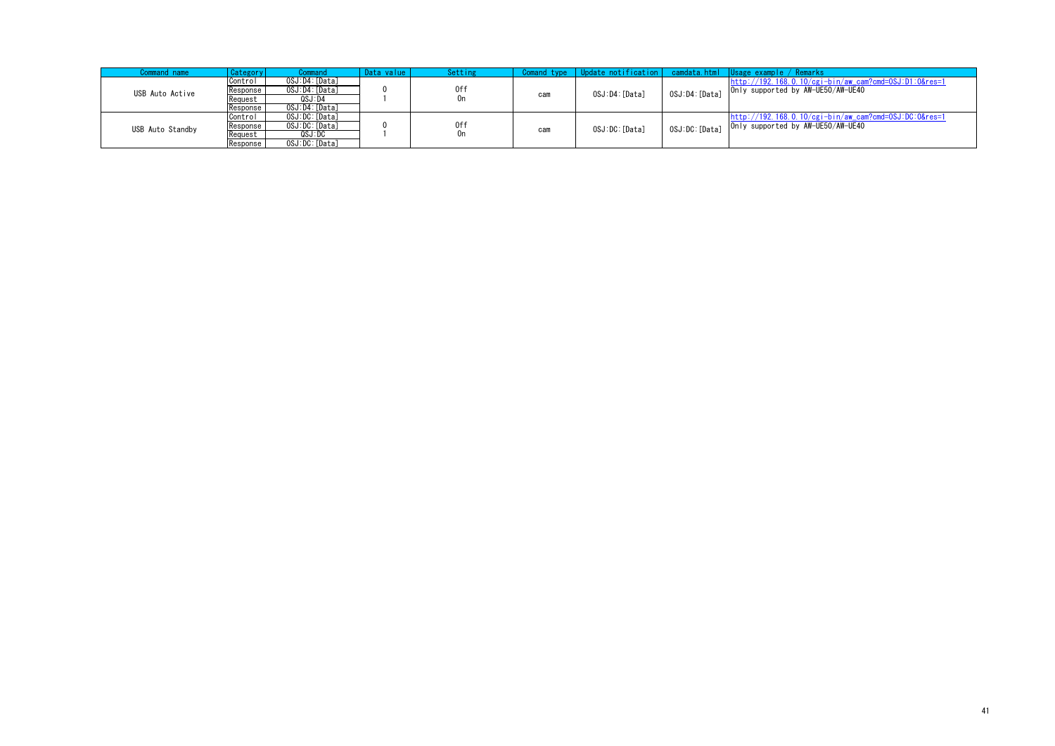| Command name | Category | Command | Data value | Setting | Comand type | Update notification | camdata.html | Usage example / Remarks |
| --- | --- | --- | --- | --- | --- | --- | --- | --- |
| USB Auto Active | Control | OSJ:D4:[Data] | 0 | Off | cam | OSJ:D4:[Data] | OSJ:D4:[Data] | http://192.168.0.10/cgi-bin/aw_cam?cmd=OSJ:D1:0&res=1 |
| | Response | OSJ:D4:[Data] | 1 | On | | | | Only supported by AW-UE50/AW-UE40 |
| | Request | QSJ:D4 | | | | | | |
| | Response | OSJ:D4:[Data] | | | | | | |
| USB Auto Standby | Control | OSJ:DC:[Data] | 0 | Off | cam | OSJ:DC:[Data] | OSJ:DC:[Data] | http://192.168.0.10/cgi-bin/aw_cam?cmd=OSJ:DC:0&res=1 |
| | Response | OSJ:DC:[Data] | 1 | On | | | | Only supported by AW-UE50/AW-UE40 |
| | Request | QSJ:DC | | | | | | |
| | Response | OSJ:DC:[Data] | | | | | | |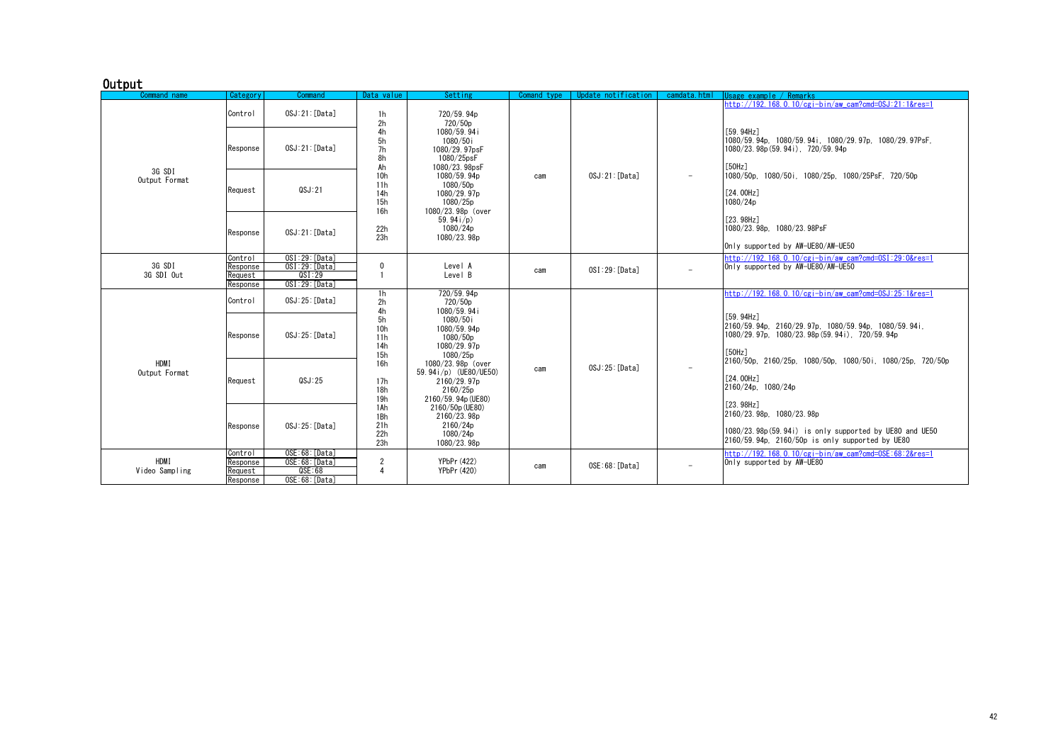## Output

| Command name | Category | Command | Data value | Setting | Comand type | Update notification | camdata.html | Usage example / Remarks |
|---|---|---|---|---|---|---|---|---|
| 3G SDI Output Format | Control | OSJ:21:[Data] | 1h<br>2h<br>4h<br>5h<br>7h<br>8h<br>Ah<br>10h<br>11h<br>14h<br>15h<br>16h<br>22h<br>23h | 720/59.94p<br>720/50p<br>1080/59.94i<br>1080/50i<br>1080/29.97psF<br>1080/25psF<br>1080/23.98psF<br>1080/59.94p<br>1080/50p<br>1080/29.97p<br>1080/25p<br>1080/23.98p (over 59.94i/p)<br>1080/24p<br>1080/23.98p | cam | OSJ:21:[Data] | − | http://192.168.0.10/cgi-bin/aw_cam?cmd=OSJ:21:1&res=1<br><br>[59.94Hz]<br>1080/59.94p, 1080/59.94i, 1080/29.97p, 1080/29.97PsF, 1080/23.98p(59.94i), 720/59.94p<br><br>[50Hz]<br>1080/50p, 1080/50i, 1080/25p, 1080/25PsF, 720/50p<br><br>[24.00Hz]<br>1080/24p<br><br>[23.98Hz]<br>1080/23.98p, 1080/23.98PsF<br><br>Only supported by AW-UE80/AW-UE50 |
| | Response | OSJ:21:[Data] | | | | | | |
| | Request | QSJ:21 | | | | | | |
| | Response | OSJ:21:[Data] | | | | | | |
| 3G SDI<br>3G SDI Out | Control | OSI:29:[Data] | 0<br>1 | Level A<br>Level B | cam | OSI:29:[Data] | − | http://192.168.0.10/cgi-bin/aw_cam?cmd=OSI:29:0&res=1<br>Only supported by AW-UE80/AW-UE50 |
| | Response | OSI:29:[Data] | | | | | | |
| | Request | QSI:29 | | | | | | |
| | Response | OSI:29:[Data] | | | | | | |
| HDMI Output Format | Control | OSJ:25:[Data] | 1h<br>2h<br>4h<br>5h<br>10h<br>11h<br>14h<br>15h<br>16h<br>17h<br>18h<br>19h<br>1Ah<br>1Bh<br>21h<br>22h<br>23h | 720/59.94p<br>720/50p<br>1080/59.94i<br>1080/50i<br>1080/59.94p<br>1080/50p<br>1080/29.97p<br>1080/25p<br>1080/23.98p (over 59.94i/p) (UE80/UE50)<br>2160/29.97p<br>2160/25p<br>2160/59.94p(UE80)<br>2160/50p(UE80)<br>2160/23.98p<br>2160/24p<br>1080/24p<br>1080/23.98p | cam | OSJ:25:[Data] | − | http://192.168.0.10/cgi-bin/aw_cam?cmd=OSJ:25:1&res=1<br><br>[59.94Hz]<br>2160/59.94p, 2160/29.97p, 1080/59.94p, 1080/59.94i, 1080/29.97p, 1080/23.98p(59.94i), 720/59.94p<br><br>[50Hz]<br>2160/50p, 2160/25p, 1080/50p, 1080/50i, 1080/25p, 720/50p<br><br>[24.00Hz]<br>2160/24p, 1080/24p<br><br>[23.98Hz]<br>2160/23.98p, 1080/23.98p<br><br>1080/23.98p(59.94i) is only supported by UE80 and UE50<br>2160/59.94p, 2160/50p is only supported by UE80 |
| | Response | OSJ:25:[Data] | | | | | | |
| | Request | QSJ:25 | | | | | | |
| | Response | OSJ:25:[Data] | | | | | | |
| HDMI<br>Video Sampling | Control | OSE:68:[Data] | 2<br>4 | YPbPr(422)<br>YPbPr(420) | cam | OSE:68:[Data] | − | http://192.168.0.10/cgi-bin/aw_cam?cmd=OSE:68:2&res=1<br>Only supported by AW-UE80 |
| | Response | OSE:68:[Data] | | | | | | |
| | Request | QSE:68 | | | | | | |
| | Response | OSE:68:[Data] | | | | | | |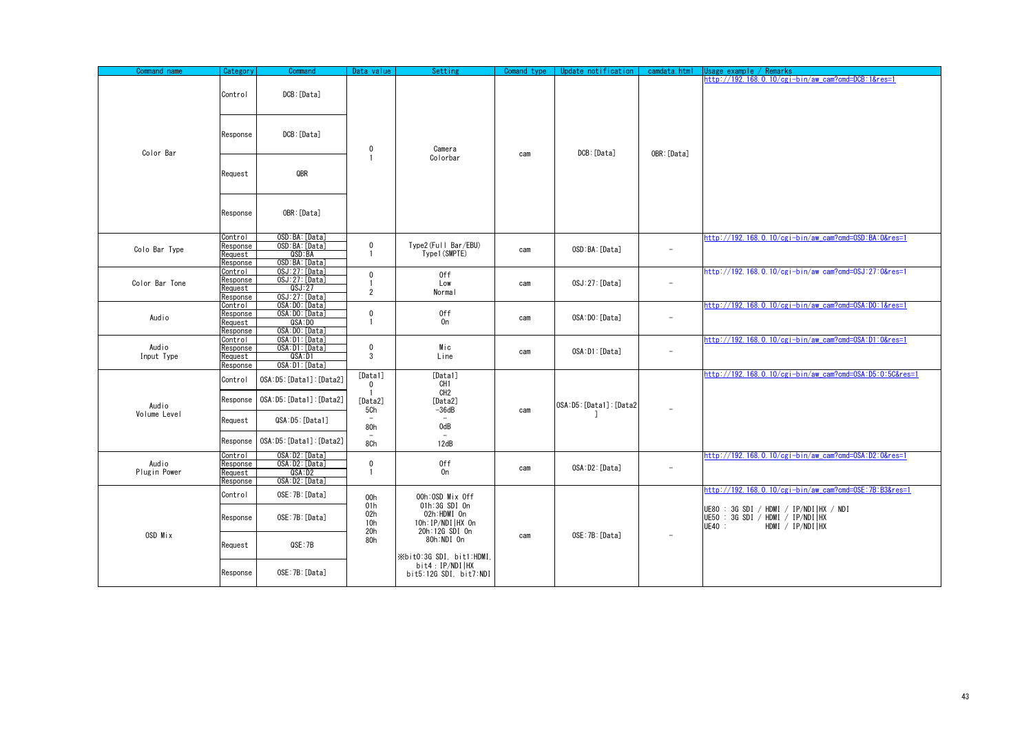| Command name | Category | Command | Data value | Setting | Comand type | Update notification | camdata.html | Usage example / Remarks |
|---|---|---|---|---|---|---|---|---|
| Color Bar | Control | DCB:[Data] | 0<br>1 | Camera<br>Colorbar | cam | DCB:[Data] | OBR:[Data] | http://192.168.0.10/cgi-bin/aw_cam?cmd=DCB:1&res=1 |
| | Response | DCB:[Data] | | | | | | |
| | Request | QBR | | | | | | |
| | Response | OBR:[Data] | | | | | | |
| Colo Bar Type | Control | OSD:BA:[Data] | 0<br>1 | Type2(Full Bar/EBU)<br>Type1(SMPTE) | cam | OSD:BA:[Data] | – | http://192.168.0.10/cgi-bin/aw_cam?cmd=OSD:BA:0&res=1 |
| | Response | OSD:BA:[Data] | | | | | | |
| | Request | QSD:BA | | | | | | |
| | Response | OSD:BA:[Data] | | | | | | |
| Color Bar Tone | Control | OSJ:27:[Data] | 0<br>1<br>2 | Off<br>Low<br>Normal | cam | OSJ:27:[Data] | – | http://192.168.0.10/cgi-bin/aw_cam?cmd=OSJ:27:0&res=1 |
| | Response | OSJ:27:[Data] | | | | | | |
| | Request | QSJ:27 | | | | | | |
| | Response | OSJ:27:[Data] | | | | | | |
| Audio | Control | OSA:D0:[Data] | 0<br>1 | Off<br>On | cam | OSA:D0:[Data] | – | http://192.168.0.10/cgi-bin/aw_cam?cmd=OSA:D0:1&res=1 |
| | Response | OSA:D0:[Data] | | | | | | |
| | Request | QSA:D0 | | | | | | |
| | Response | OSA:D0:[Data] | | | | | | |
| Audio Input Type | Control | OSA:D1:[Data] | 0<br>3 | Mic<br>Line | cam | OSA:D1:[Data] | – | http://192.168.0.10/cgi-bin/aw_cam?cmd=OSA:D1:0&res=1 |
| | Response | OSA:D1:[Data] | | | | | | |
| | Request | QSA:D1 | | | | | | |
| | Response | OSA:D1:[Data] | | | | | | |
| Audio Volume Level | Control | OSA:D5:[Data1]:[Data2] | [Data1]<br>0<br>1<br>[Data2]<br>5Ch<br>–<br>80h<br>–<br>8Ch | [Data1]<br>CH1<br>CH2<br>[Data2]<br>-36dB<br>–<br>0dB<br>–<br>12dB | cam | OSA:D5:[Data1]:[Data2] | – | http://192.168.0.10/cgi-bin/aw_cam?cmd=OSA:D5:0:5C&res=1 |
| | Response | OSA:D5:[Data1]:[Data2] | | | | | | |
| | Request | QSA:D5:[Data1] | | | | | | |
| | Response | OSA:D5:[Data1]:[Data2] | | | | | | |
| Audio Plugin Power | Control | OSA:D2:[Data] | 0<br>1 | Off<br>On | cam | OSA:D2:[Data] | – | http://192.168.0.10/cgi-bin/aw_cam?cmd=OSA:D2:0&res=1 |
| | Response | OSA:D2:[Data] | | | | | | |
| | Request | QSA:D2 | | | | | | |
| | Response | OSA:D2:[Data] | | | | | | |
| OSD Mix | Control | OSE:7B:[Data] | 00h<br>01h<br>02h<br>10h<br>20h<br>80h | 00h:OSD Mix Off<br>01h:3G SDI On<br>02h:HDMI On<br>10h:IP/NDI\|HX On<br>20h:12G SDI On<br>80h:NDI On<br><br>※bit0:3G SDI, bit1:HDMI, bit4 : IP/NDI\|HX bit5:12G SDI, bit7:NDI | cam | OSE:7B:[Data] | – | http://192.168.0.10/cgi-bin/aw_cam?cmd=OSE:7B:B3&res=1<br><br>UE80 : 3G SDI / HDMI / IP/NDI\|HX / NDI<br>UE50 : 3G SDI / HDMI / IP/NDI\|HX<br>UE40 : HDMI / IP/NDI\|HX |
| | Response | OSE:7B:[Data] | | | | | | |
| | Request | QSE:7B | | | | | | |
| | Response | OSE:7B:[Data] | | | | | | |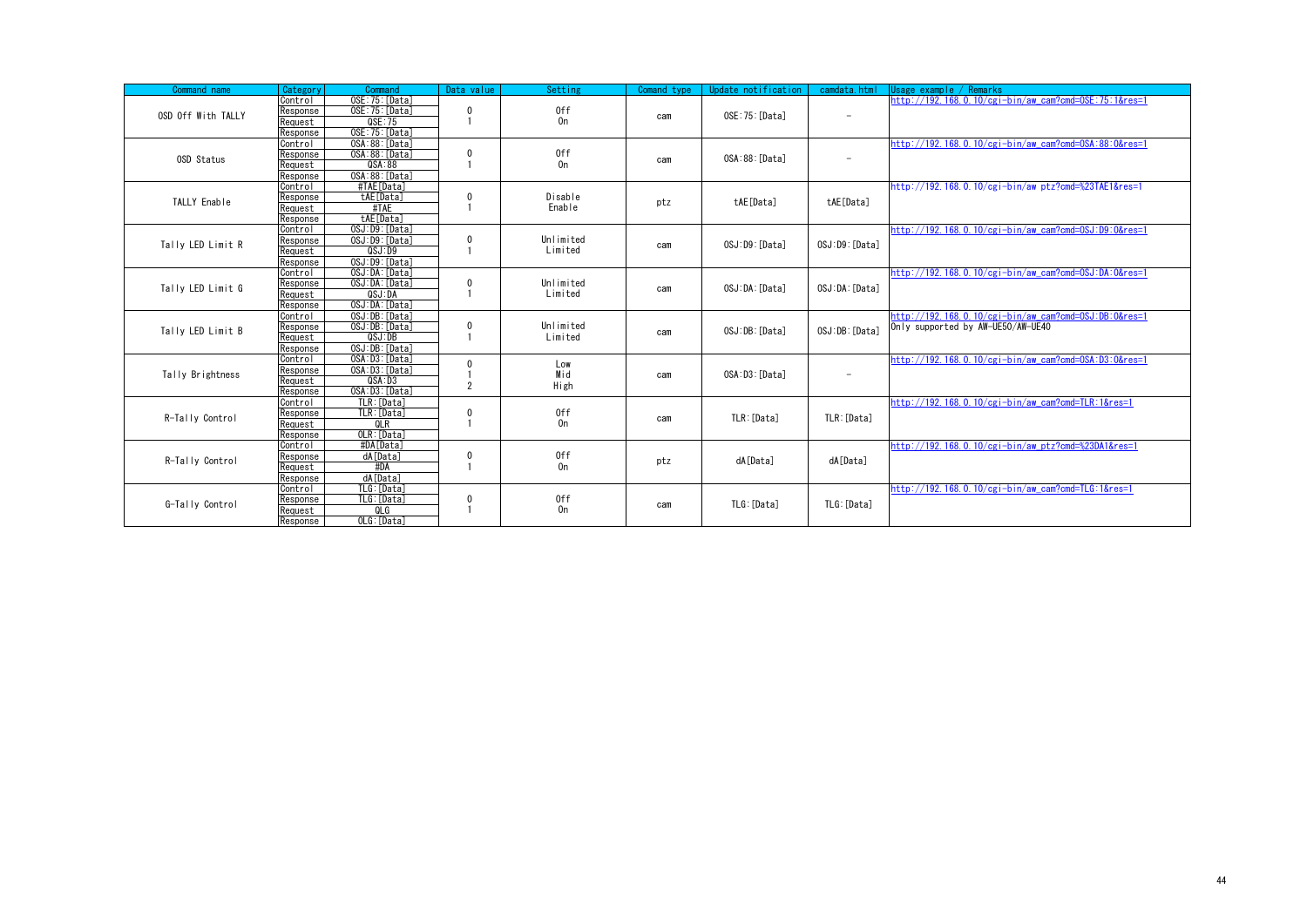| Command name | Category | Command | Data value | Setting | Comand type | Update notification | camdata.html | Usage example / Remarks |
|---|---|---|---|---|---|---|---|---|
| OSD Off With TALLY | Control | OSE:75:[Data] | 0<br>1 | Off<br>On | cam | OSE:75:[Data] | – | http://192.168.0.10/cgi-bin/aw_cam?cmd=OSE:75:1&res=1 |
| | Response | OSE:75:[Data] | | | | | | |
| | Request | QSE:75 | | | | | | |
| | Response | OSE:75:[Data] | | | | | | |
| OSD Status | Control | OSA:88:[Data] | 0<br>1 | Off<br>On | cam | OSA:88:[Data] | – | http://192.168.0.10/cgi-bin/aw_cam?cmd=OSA:88:0&res=1 |
| | Response | OSA:88:[Data] | | | | | | |
| | Request | QSA:88 | | | | | | |
| | Response | OSA:88:[Data] | | | | | | |
| TALLY Enable | Control | #TAE[Data] | 0<br>1 | Disable<br>Enable | ptz | tAE[Data] | tAE[Data] | http://192.168.0.10/cgi-bin/aw_ptz?cmd=%23TAE1&res=1 |
| | Response | tAE[Data] | | | | | | |
| | Request | #TAE | | | | | | |
| | Response | tAE[Data] | | | | | | |
| Tally LED Limit R | Control | OSJ:D9:[Data] | 0<br>1 | Unlimited<br>Limited | cam | OSJ:D9:[Data] | OSJ:D9:[Data] | http://192.168.0.10/cgi-bin/aw_cam?cmd=OSJ:D9:0&res=1 |
| | Response | OSJ:D9:[Data] | | | | | | |
| | Request | QSJ:D9 | | | | | | |
| | Response | OSJ:D9:[Data] | | | | | | |
| Tally LED Limit G | Control | OSJ:DA:[Data] | 0<br>1 | Unlimited<br>Limited | cam | OSJ:DA:[Data] | OSJ:DA:[Data] | http://192.168.0.10/cgi-bin/aw_cam?cmd=OSJ:DA:0&res=1 |
| | Response | OSJ:DA:[Data] | | | | | | |
| | Request | QSJ:DA | | | | | | |
| | Response | OSJ:DA:[Data] | | | | | | |
| Tally LED Limit B | Control | OSJ:DB:[Data] | 0<br>1 | Unlimited<br>Limited | cam | OSJ:DB:[Data] | OSJ:DB:[Data] | http://192.168.0.10/cgi-bin/aw_cam?cmd=OSJ:DB:0&res=1<br>Only supported by AW-UE50/AW-UE40 |
| | Response | OSJ:DB:[Data] | | | | | | |
| | Request | QSJ:DB | | | | | | |
| | Response | OSJ:DB:[Data] | | | | | | |
| Tally Brightness | Control | OSA:D3:[Data] | 0<br>1<br>2 | Low<br>Mid<br>High | cam | OSA:D3:[Data] | – | http://192.168.0.10/cgi-bin/aw_cam?cmd=OSA:D3:0&res=1 |
| | Response | OSA:D3:[Data] | | | | | | |
| | Request | QSA:D3 | | | | | | |
| | Response | OSA:D3:[Data] | | | | | | |
| R-Tally Control | Control | TLR:[Data] | 0<br>1 | Off<br>On | cam | TLR:[Data] | TLR:[Data] | http://192.168.0.10/cgi-bin/aw_cam?cmd=TLR:1&res=1 |
| | Response | TLR:[Data] | | | | | | |
| | Request | QLR | | | | | | |
| | Response | OLR:[Data] | | | | | | |
| R-Tally Control | Control | #DA[Data] | 0<br>1 | Off<br>On | ptz | dA[Data] | dA[Data] | http://192.168.0.10/cgi-bin/aw_ptz?cmd=%23DA1&res=1 |
| | Response | dA[Data] | | | | | | |
| | Request | #DA | | | | | | |
| | Response | dA[Data] | | | | | | |
| G-Tally Control | Control | TLG:[Data] | 0<br>1 | Off<br>On | cam | TLG:[Data] | TLG:[Data] | http://192.168.0.10/cgi-bin/aw_cam?cmd=TLG:1&res=1 |
| | Response | TLG:[Data] | | | | | | |
| | Request | QLG | | | | | | |
| | Response | OLG:[Data] | | | | | | |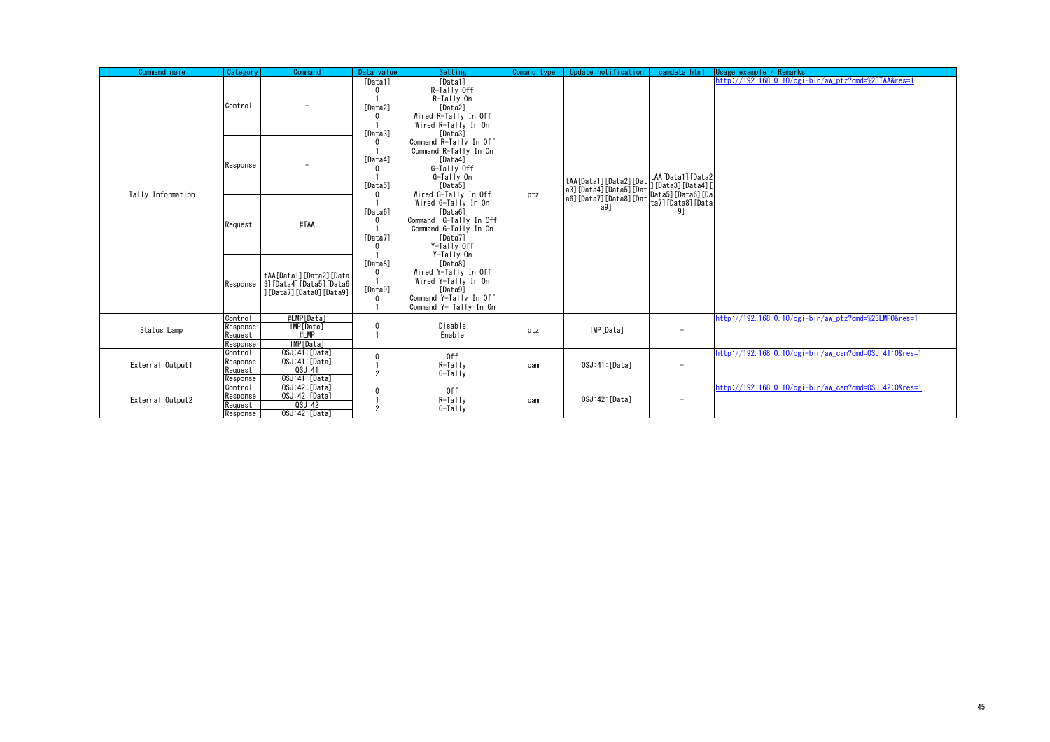| Command name | Category | Command | Data value | Setting | Comand type | Update notification | camdata.html | Usage example / Remarks |
|---|---|---|---|---|---|---|---|---|
| Tally Information | Control | – | [Data1]<br>0<br>1<br>[Data2]<br>0<br>1<br>[Data3]<br>0<br>1<br>[Data4]<br>0<br>1<br>[Data5]<br>0<br>1<br>[Data6]<br>0<br>1<br>[Data7]<br>0<br>1<br>[Data8]<br>0<br>1<br>[Data9]<br>0<br>1 | [Data1]<br>R-Tally Off<br>R-Tally On<br>[Data2]<br>Wired R-Tally In Off<br>Wired R-Tally In On<br>[Data3]<br>Command R-Tally In Off<br>Command R-Tally In On<br>[Data4]<br>G-Tally Off<br>G-Tally On<br>[Data5]<br>Wired G-Tally In Off<br>Wired G-Tally In On<br>[Data6]<br>Command G-Tally In Off<br>Command G-Tally In On<br>[Data7]<br>Y-Tally Off<br>Y-Tally On<br>[Data8]<br>Wired Y-Tally In Off<br>Wired Y-Tally In On<br>[Data9]<br>Command Y-Tally In Off<br>Command Y- Tally In On | ptz | tAA[Data1][Data2][Data3][Data4][Data5][Data6][Data7][Data8][Data9] | tAA[Data1][Data2][Data3][Data4][Data5][Data6][Data7][Data8][Data9] | http://192.168.0.10/cgi-bin/aw_ptz?cmd=%23TAA&res=1 |
| | Response | – | | | | | | |
| | Request | #TAA | | | | | | |
| | Response | tAA[Data1][Data2][Data3][Data4][Data5][Data6][Data7][Data8][Data9] | | | | | | |
| Status Lamp | Control | #LMP[Data] | 0<br>1 | Disable<br>Enable | ptz | lMP[Data] | – | http://192.168.0.10/cgi-bin/aw_ptz?cmd=%23LMP0&res=1 |
| | Response | lMP[Data] | | | | | | |
| | Request | #LMP | | | | | | |
| | Response | lMP[Data] | | | | | | |
| External Output1 | Control | OSJ:41:[Data] | 0<br>1<br>2 | Off<br>R-Tally<br>G-Tally | cam | OSJ:41:[Data] | – | http://192.168.0.10/cgi-bin/aw_cam?cmd=OSJ:41:0&res=1 |
| | Response | OSJ:41:[Data] | | | | | | |
| | Request | QSJ:41 | | | | | | |
| | Response | OSJ:41:[Data] | | | | | | |
| External Output2 | Control | OSJ:42:[Data] | 0<br>1<br>2 | Off<br>R-Tally<br>G-Tally | cam | OSJ:42:[Data] | – | http://192.168.0.10/cgi-bin/aw_cam?cmd=OSJ:42:0&res=1 |
| | Response | OSJ:42:[Data] | | | | | | |
| | Request | QSJ:42 | | | | | | |
| | Response | OSJ:42:[Data] | | | | | | |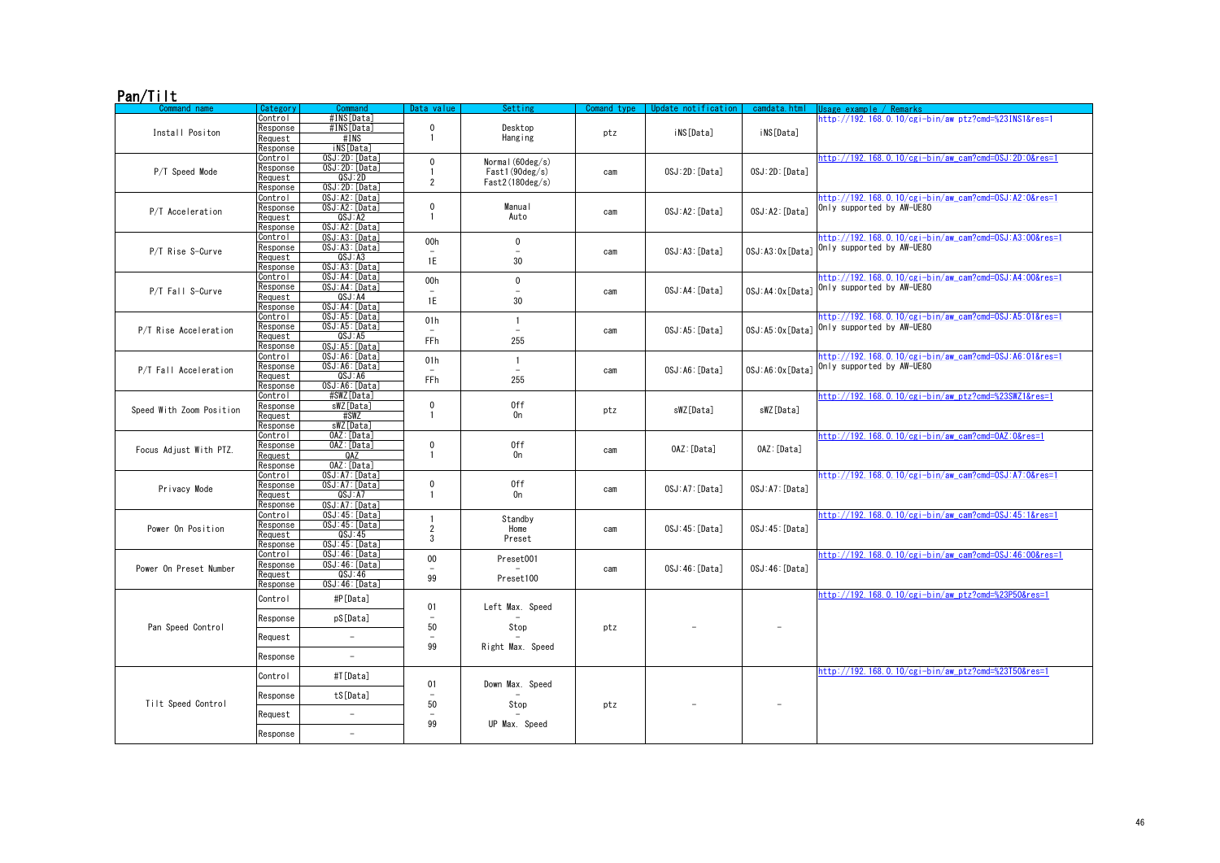## Pan/Tilt

| Command name | Category | Command | Data value | Setting | Comand type | Update notification | camdata.html | Usage example / Remarks |
|---|---|---|---|---|---|---|---|---|
| Install Positon | Control | #INS[Data] | 0<br>1 | Desktop<br>Hanging | ptz | iNS[Data] | iNS[Data] | http://192.168.0.10/cgi-bin/aw_ptz?cmd=%23INS1&res=1 |
| | Response | #INS[Data] | | | | | | |
| | Request | #INS | | | | | | |
| | Response | iNS[Data] | | | | | | |
| P/T Speed Mode | Control | OSJ:2D:[Data] | 0<br>1<br>2 | Normal(60deg/s)<br>Fast1(90deg/s)<br>Fast2(180deg/s) | cam | OSJ:2D:[Data] | OSJ:2D:[Data] | http://192.168.0.10/cgi-bin/aw_cam?cmd=OSJ:2D:0&res=1 |
| | Response | OSJ:2D:[Data] | | | | | | |
| | Request | QSJ:2D | | | | | | |
| | Response | OSJ:2D:[Data] | | | | | | |
| P/T Acceleration | Control | OSJ:A2:[Data] | 0<br>1 | Manual<br>Auto | cam | OSJ:A2:[Data] | OSJ:A2:[Data] | http://192.168.0.10/cgi-bin/aw_cam?cmd=OSJ:A2:0&res=1<br>Only supported by AW-UE80 |
| | Response | OSJ:A2:[Data] | | | | | | |
| | Request | QSJ:A2 | | | | | | |
| | Response | OSJ:A2:[Data] | | | | | | |
| P/T Rise S-Curve | Control | OSJ:A3:[Data] | 00h<br>–<br>1E | 0<br>–<br>30 | cam | OSJ:A3:[Data] | OSJ:A3:0x[Data] | http://192.168.0.10/cgi-bin/aw_cam?cmd=OSJ:A3:00&res=1<br>Only supported by AW-UE80 |
| | Response | OSJ:A3:[Data] | | | | | | |
| | Request | QSJ:A3 | | | | | | |
| | Response | OSJ:A3:[Data] | | | | | | |
| P/T Fall S-Curve | Control | OSJ:A4:[Data] | 00h<br>–<br>1E | 0<br>–<br>30 | cam | OSJ:A4:[Data] | OSJ:A4:0x[Data] | http://192.168.0.10/cgi-bin/aw_cam?cmd=OSJ:A4:00&res=1<br>Only supported by AW-UE80 |
| | Response | OSJ:A4:[Data] | | | | | | |
| | Request | QSJ:A4 | | | | | | |
| | Response | OSJ:A4:[Data] | | | | | | |
| P/T Rise Acceleration | Control | OSJ:A5:[Data] | 01h<br>–<br>FFh | 1<br>–<br>255 | cam | OSJ:A5:[Data] | OSJ:A5:0x[Data] | http://192.168.0.10/cgi-bin/aw_cam?cmd=OSJ:A5:01&res=1<br>Only supported by AW-UE80 |
| | Response | OSJ:A5:[Data] | | | | | | |
| | Request | QSJ:A5 | | | | | | |
| | Response | OSJ:A5:[Data] | | | | | | |
| P/T Fall Acceleration | Control | OSJ:A6:[Data] | 01h<br>–<br>FFh | 1<br>–<br>255 | cam | OSJ:A6:[Data] | OSJ:A6:0x[Data] | http://192.168.0.10/cgi-bin/aw_cam?cmd=OSJ:A6:01&res=1<br>Only supported by AW-UE80 |
| | Response | OSJ:A6:[Data] | | | | | | |
| | Request | QSJ:A6 | | | | | | |
| | Response | OSJ:A6:[Data] | | | | | | |
| Speed With Zoom Position | Control | #SWZ[Data] | 0<br>1 | Off<br>On | ptz | sWZ[Data] | sWZ[Data] | http://192.168.0.10/cgi-bin/aw_ptz?cmd=%23SWZ1&res=1 |
| | Response | sWZ[Data] | | | | | | |
| | Request | #SWZ | | | | | | |
| | Response | sWZ[Data] | | | | | | |
| Focus Adjust With PTZ. | Control | OAZ:[Data] | 0<br>1 | Off<br>On | cam | OAZ:[Data] | OAZ:[Data] | http://192.168.0.10/cgi-bin/aw_cam?cmd=OAZ:0&res=1 |
| | Response | OAZ:[Data] | | | | | | |
| | Request | QAZ | | | | | | |
| | Response | OAZ:[Data] | | | | | | |
| Privacy Mode | Control | OSJ:A7:[Data] | 0<br>1 | Off<br>On | cam | OSJ:A7:[Data] | OSJ:A7:[Data] | http://192.168.0.10/cgi-bin/aw_cam?cmd=OSJ:A7:0&res=1 |
| | Response | OSJ:A7:[Data] | | | | | | |
| | Request | QSJ:A7 | | | | | | |
| | Response | OSJ:A7:[Data] | | | | | | |
| Power On Position | Control | OSJ:45:[Data] | 1<br>2<br>3 | Standby<br>Home<br>Preset | cam | OSJ:45:[Data] | OSJ:45:[Data] | http://192.168.0.10/cgi-bin/aw_cam?cmd=OSJ:45:1&res=1 |
| | Response | OSJ:45:[Data] | | | | | | |
| | Request | QSJ:45 | | | | | | |
| | Response | OSJ:45:[Data] | | | | | | |
| Power On Preset Number | Control | OSJ:46:[Data] | 00<br>–<br>99 | Preset001<br>–<br>Preset100 | cam | OSJ:46:[Data] | OSJ:46:[Data] | http://192.168.0.10/cgi-bin/aw_cam?cmd=OSJ:46:00&res=1 |
| | Response | OSJ:46:[Data] | | | | | | |
| | Request | QSJ:46 | | | | | | |
| | Response | OSJ:46:[Data] | | | | | | |
| Pan Speed Control | Control | #P[Data] | 01<br>–<br>50<br>–<br>99 | Left Max. Speed<br>–<br>Stop<br>–<br>Right Max. Speed | ptz | – | – | http://192.168.0.10/cgi-bin/aw_ptz?cmd=%23P50&res=1 |
| | Response | pS[Data] | | | | | | |
| | Request | – | | | | | | |
| | Response | – | | | | | | |
| Tilt Speed Control | Control | #T[Data] | 01<br>–<br>50<br>–<br>99 | Down Max. Speed<br>–<br>Stop<br>–<br>UP Max. Speed | ptz | – | – | http://192.168.0.10/cgi-bin/aw_ptz?cmd=%23T50&res=1 |
| | Response | tS[Data] | | | | | | |
| | Request | – | | | | | | |
| | Response | – | | | | | | |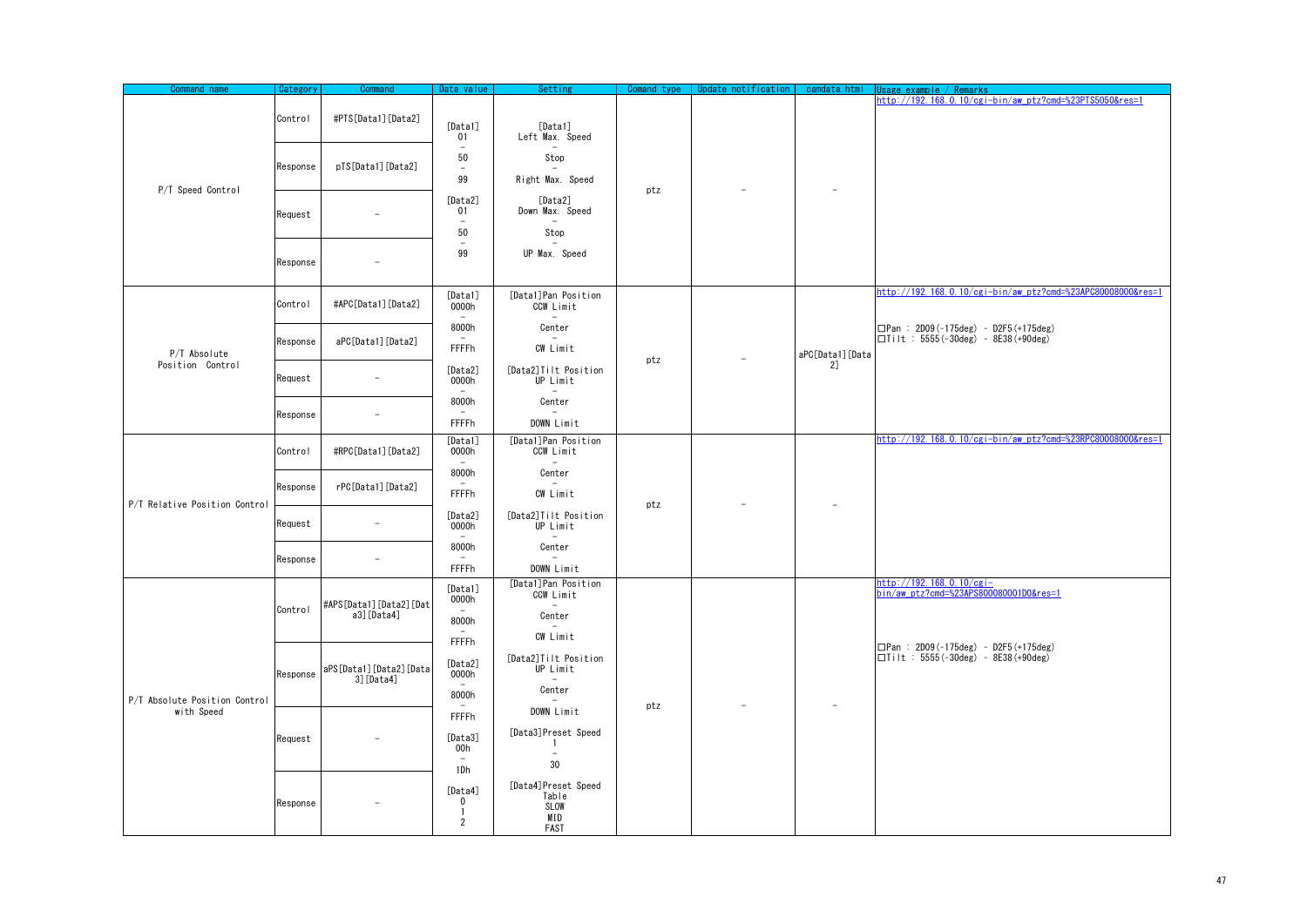| Command name | Category | Command | Data value | Setting | Comand type | Update notification | camdata.html | Usage example / Remarks |
|---|---|---|---|---|---|---|---|---|
| P/T Speed Control | Control | #PTS[Data1][Data2] | [Data1]<br>01<br>－<br>50<br>－<br>99<br>[Data2]<br>01<br>－<br>50<br>－<br>99 | [Data1]<br>Left Max. Speed<br>－<br>Stop<br>－<br>Right Max. Speed<br>[Data2]<br>Down Max. Speed<br>－<br>Stop<br>－<br>UP Max. Speed | ptz | － | － | http://192.168.0.10/cgi-bin/aw_ptz?cmd=%23PTS5050&res=1 |
| | Response | pTS[Data1][Data2] | | | | | | |
| | Request | － | | | | | | |
| | Response | － | | | | | | |
| P/T Absolute Position Control | Control | #APC[Data1][Data2] | [Data1]<br>0000h<br>－<br>8000h<br>－<br>FFFFh<br>[Data2]<br>0000h<br>－<br>8000h<br>－<br>FFFFh | [Data1]Pan Position<br>CCW Limit<br>－<br>Center<br>－<br>CW Limit<br>[Data2]Tilt Position<br>UP Limit<br>－<br>Center<br>－<br>DOWN Limit | ptz | － | aPC[Data1][Data2] | http://192.168.0.10/cgi-bin/aw_ptz?cmd=%23APC80008000&res=1<br><br>□Pan : 2D09(-175deg) - D2F5(+175deg)<br>□Tilt : 5555(-30deg) - 8E38(+90deg) |
| | Response | aPC[Data1][Data2] | | | | | | |
| | Request | － | | | | | | |
| | Response | － | | | | | | |
| P/T Relative Position Control | Control | #RPC[Data1][Data2] | [Data1]<br>0000h<br>－<br>8000h<br>－<br>FFFFh<br>[Data2]<br>0000h<br>－<br>8000h<br>－<br>FFFFh | [Data1]Pan Position<br>CCW Limit<br>－<br>Center<br>－<br>CW Limit<br>[Data2]Tilt Position<br>UP Limit<br>－<br>Center<br>－<br>DOWN Limit | ptz | － | － | http://192.168.0.10/cgi-bin/aw_ptz?cmd=%23RPC80008000&res=1 |
| | Response | rPC[Data1][Data2] | | | | | | |
| | Request | － | | | | | | |
| | Response | － | | | | | | |
| P/T Absolute Position Control with Speed | Control | #APS[Data1][Data2][Data3][Data4] | [Data1]<br>0000h<br>－<br>8000h<br>－<br>FFFFh<br>[Data2]<br>0000h<br>－<br>8000h<br>－<br>FFFFh<br>[Data3]<br>00h<br>－<br>1Dh<br>[Data4]<br>0<br>1<br>2 | [Data1]Pan Position<br>CCW Limit<br>－<br>Center<br>－<br>CW Limit<br>[Data2]Tilt Position<br>UP Limit<br>－<br>Center<br>－<br>DOWN Limit<br>[Data3]Preset Speed<br>1<br>－<br>30<br>[Data4]Preset Speed Table<br>SLOW<br>MID<br>FAST | ptz | － | － | http://192.168.0.10/cgi-bin/aw_ptz?cmd=%23APS800080001D0&res=1<br><br>□Pan : 2D09(-175deg) - D2F5(+175deg)<br>□Tilt : 5555(-30deg) - 8E38(+90deg) |
| | Response | aPS[Data1][Data2][Data3][Data4] | | | | | | |
| | Request | － | | | | | | |
| | Response | － | | | | | | |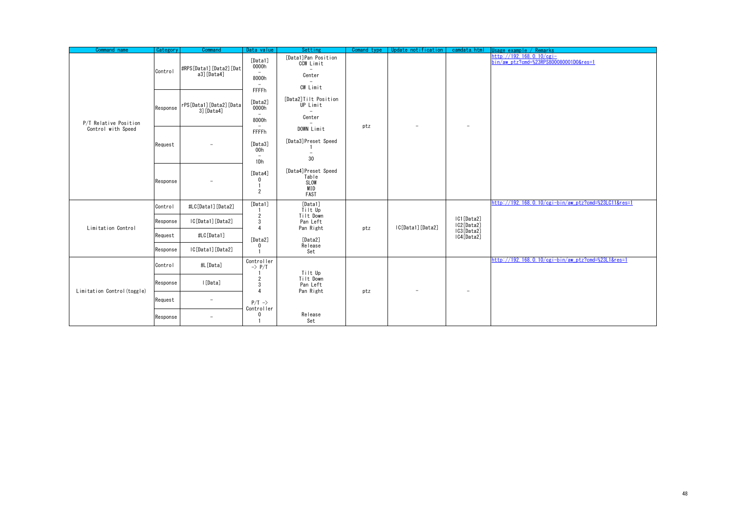| Command name | Category | Command | Data value | Setting | Comand type | Update notification | camdata.html | Usage example / Remarks |
|---|---|---|---|---|---|---|---|---|
| P/T Relative Position Control with Speed | Control | #RPS[Data1][Data2][Data3][Data4] | [Data1]<br>0000h<br>–<br>8000h<br>–<br>FFFFh<br><br>[Data2]<br>0000h<br>–<br>8000h<br>–<br>FFFFh<br><br>[Data3]<br>00h<br>–<br>1Dh<br><br>[Data4]<br>0<br>1<br>2 | [Data1]Pan Position<br>CCW Limit<br>–<br>Center<br>–<br>CW Limit<br><br>[Data2]Tilt Position<br>UP Limit<br>–<br>Center<br>–<br>DOWN Limit<br><br>[Data3]Preset Speed<br>1<br>–<br>30<br><br>[Data4]Preset Speed Table<br>SLOW<br>MID<br>FAST | ptz | – | – | http://192.168.0.10/cgi-bin/aw_ptz?cmd=%23RPS800080001D0&res=1 |
| | Response | rPS[Data1][Data2][Data3][Data4] | | | | | | |
| | Request | – | | | | | | |
| | Response | – | | | | | | |
| Limitation Control | Control | #LC[Data1][Data2] | [Data1]<br>1<br>2<br>3<br>4<br><br>[Data2]<br>0<br>1 | [Data1]<br>Tilt Up<br>Tilt Down<br>Pan Left<br>Pan Right<br><br>[Data2]<br>Release<br>Set | ptz | lC[Data1][Data2] | lC1[Data2]<br>lC2[Data2]<br>lC3[Data2]<br>lC4[Data2] | http://192.168.0.10/cgi-bin/aw_ptz?cmd=%23LC11&res=1 |
| | Response | lC[Data1][Data2] | | | | | | |
| | Request | #LC[Data1] | | | | | | |
| | Response | lC[Data1][Data2] | | | | | | |
| Limitation Control(toggle) | Control | #L[Data] | Controller -> P/T<br>1<br>2<br>3<br>4<br><br>P/T -> Controller<br>0<br>1 | Tilt Up<br>Tilt Down<br>Pan Left<br>Pan Right<br><br><br>Release<br>Set | ptz | – | – | http://192.168.0.10/cgi-bin/aw_ptz?cmd=%23L1&res=1 |
| | Response | l[Data] | | | | | | |
| | Request | – | | | | | | |
| | Response | – | | | | | | |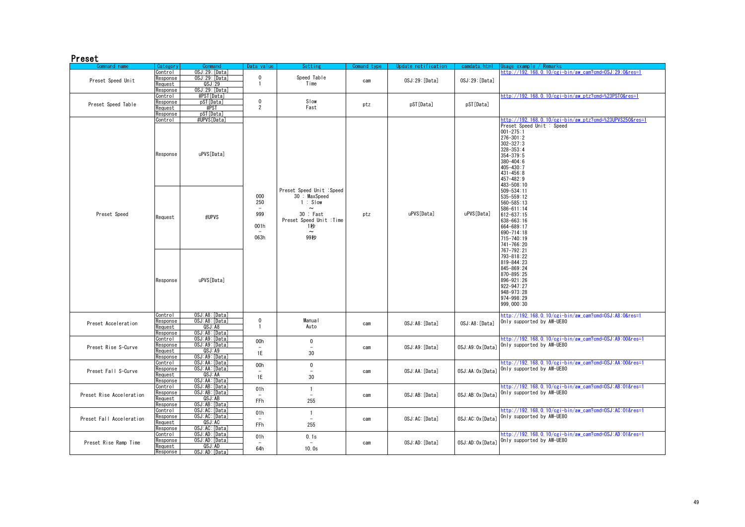## Preset

| Command name | Category | Command | Data value | Setting | Comand type | Update notification | camdata.html | Usage example / Remarks |
|---|---|---|---|---|---|---|---|---|
| Preset Speed Unit | Control | OSJ:29:[Data] | 0<br>1 | Speed Table<br>Time | cam | OSJ:29:[Data] | OSJ:29:[Data] | http://192.168.0.10/cgi-bin/aw_cam?cmd=OSJ:29:0&res=1 |
| | Response | OSJ:29:[Data] | | | | | | |
| | Request | QSJ:29 | | | | | | |
| | Response | OSJ:29:[Data] | | | | | | |
| Preset Speed Table | Control | #PST[Data] | 0<br>2 | Slow<br>Fast | ptz | pST[Data] | pST[Data] | http://192.168.0.10/cgi-bin/aw_ptz?cmd=%23PST0&res=1 |
| | Response | pST[Data] | | | | | | |
| | Request | #PST | | | | | | |
| | Response | pST[Data] | | | | | | |
| Preset Speed | Control | #UPVS[Data] | 000<br>250<br>－<br>999<br><br>001h<br>－<br>063h | Preset Speed Unit :Speed<br>30 : MaxSpeed<br>1 : Slow<br>～<br>30 : Fast<br>Preset Speed Unit :Time<br>1秒<br>～<br>99秒 | ptz | uPVS[Data] | uPVS[Data] | http://192.168.0.10/cgi-bin/aw_ptz?cmd=%23UPVS250&res=1<br>Preset Speed Unit : Speed<br>001-275:1<br>276-301:2<br>302-327:3<br>328-353:4<br>354-379:5<br>380-404:6<br>405-430:7<br>431-456:8<br>457-482:9<br>483-508:10<br>509-534:11<br>535-559:12<br>560-585:13<br>586-611:14<br>612-637:15<br>638-663:16<br>664-689:17<br>690-714:18<br>715-740:19<br>741-766:20<br>767-792:21<br>793-818:22<br>819-844:23<br>845-869:24<br>870-895:25<br>896-921:26<br>922-947:27<br>948-973:28<br>974-998:29<br>999,000:30 |
| | Response | uPVS[Data] | | | | | | |
| | Request | #UPVS | | | | | | |
| | Response | uPVS[Data] | | | | | | |
| Preset Acceleration | Control | OSJ:A8:[Data] | 0<br>1 | Manual<br>Auto | cam | OSJ:A8:[Data] | OSJ:A8:[Data] | http://192.168.0.10/cgi-bin/aw_cam?cmd=OSJ:A8:0&res=1<br>Only supported by AW-UE80 |
| | Response | OSJ:A8:[Data] | | | | | | |
| | Request | QSJ:A8 | | | | | | |
| | Response | OSJ:A8:[Data] | | | | | | |
| Preset Rise S-Curve | Control | OSJ:A9:[Data] | 00h<br>－<br>1E | 0<br>－<br>30 | cam | OSJ:A9:[Data] | OSJ:A9:0x[Data] | http://192.168.0.10/cgi-bin/aw_cam?cmd=OSJ:A9:00&res=1<br>Only supported by AW-UE80 |
| | Response | OSJ:A9:[Data] | | | | | | |
| | Request | QSJ:A9 | | | | | | |
| | Response | OSJ:A9:[Data] | | | | | | |
| Preset Fall S-Curve | Control | OSJ:AA:[Data] | 00h<br>－<br>1E | 0<br>－<br>30 | cam | OSJ:AA:[Data] | OSJ:AA:0x[Data] | http://192.168.0.10/cgi-bin/aw_cam?cmd=OSJ:AA:00&res=1<br>Only supported by AW-UE80 |
| | Response | OSJ:AA:[Data] | | | | | | |
| | Request | QSJ:AA | | | | | | |
| | Response | OSJ:AA:[Data] | | | | | | |
| Preset Rise Acceleration | Control | OSJ:AB:[Data] | 01h<br>－<br>FFh | 1<br>－<br>255 | cam | OSJ:AB:[Data] | OSJ:AB:0x[Data] | http://192.168.0.10/cgi-bin/aw_cam?cmd=OSJ:AB:01&res=1<br>Only supported by AW-UE80 |
| | Response | OSJ:AB:[Data] | | | | | | |
| | Request | QSJ:AB | | | | | | |
| | Response | OSJ:AB:[Data] | | | | | | |
| Preset Fall Acceleration | Control | OSJ:AC:[Data] | 01h<br>－<br>FFh | 1<br>－<br>255 | cam | OSJ:AC:[Data] | OSJ:AC:0x[Data] | http://192.168.0.10/cgi-bin/aw_cam?cmd=OSJ:AC:01&res=1<br>Only supported by AW-UE80 |
| | Response | OSJ:AC:[Data] | | | | | | |
| | Request | QSJ:AC | | | | | | |
| | Response | OSJ:AC:[Data] | | | | | | |
| Preset Rise Ramp Time | Control | OSJ:AD:[Data] | 01h<br>－<br>64h | 0.1s<br>－<br>10.0s | cam | OSJ:AD:[Data] | OSJ:AD:0x[Data] | http://192.168.0.10/cgi-bin/aw_cam?cmd=OSJ:AD:01&res=1<br>Only supported by AW-UE80 |
| | Response | OSJ:AD:[Data] | | | | | | |
| | Request | QSJ:AD | | | | | | |
| | Response | OSJ:AD:[Data] | | | | | | |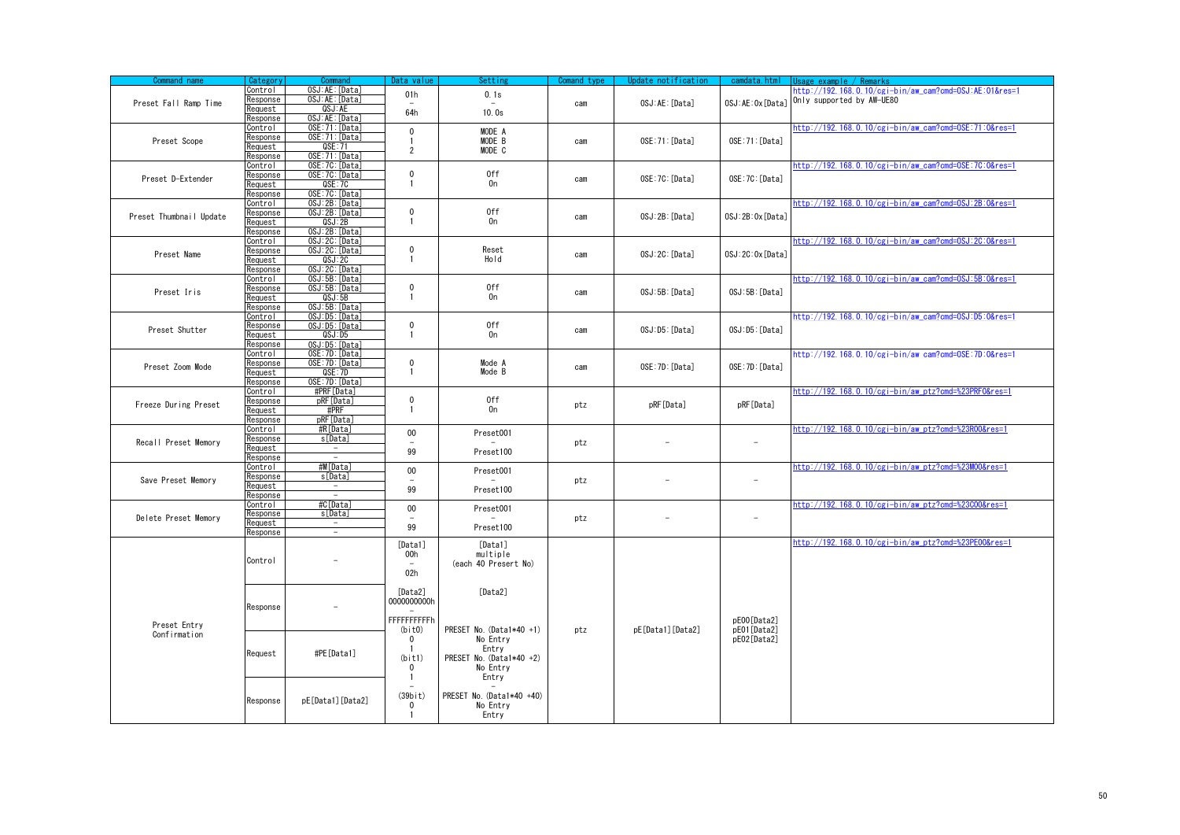| Command name | Category | Command | Data value | Setting | Comand type | Update notification | camdata.html | Usage example / Remarks |
|---|---|---|---|---|---|---|---|---|
| Preset Fall Ramp Time | Control | OSJ:AE:[Data] | 01h<br>–<br>64h | 0.1s<br>–<br>10.0s | cam | OSJ:AE:[Data] | OSJ:AE:0x[Data] | http://192.168.0.10/cgi-bin/aw_cam?cmd=OSJ:AE:01&res=1<br>Only supported by AW-UE80 |
| | Response | OSJ:AE:[Data] | | | | | | |
| | Request | QSJ:AE | | | | | | |
| | Response | OSJ:AE:[Data] | | | | | | |
| Preset Scope | Control | OSE:71:[Data] | 0<br>1<br>2 | MODE A<br>MODE B<br>MODE C | cam | OSE:71:[Data] | OSE:71:[Data] | http://192.168.0.10/cgi-bin/aw_cam?cmd=OSE:71:0&res=1 |
| | Response | OSE:71:[Data] | | | | | | |
| | Request | QSE:71 | | | | | | |
| | Response | OSE:71:[Data] | | | | | | |
| Preset D-Extender | Control | OSE:7C:[Data] | 0<br>1 | Off<br>On | cam | OSE:7C:[Data] | OSE:7C:[Data] | http://192.168.0.10/cgi-bin/aw_cam?cmd=OSE:7C:0&res=1 |
| | Response | OSE:7C:[Data] | | | | | | |
| | Request | QSE:7C | | | | | | |
| | Response | OSE:7C:[Data] | | | | | | |
| Preset Thumbnail Update | Control | OSJ:2B:[Data] | 0<br>1 | Off<br>On | cam | OSJ:2B:[Data] | OSJ:2B:0x[Data] | http://192.168.0.10/cgi-bin/aw_cam?cmd=OSJ:2B:0&res=1 |
| | Response | OSJ:2B:[Data] | | | | | | |
| | Request | QSJ:2B | | | | | | |
| | Response | OSJ:2B:[Data] | | | | | | |
| Preset Name | Control | OSJ:2C:[Data] | 0<br>1 | Reset<br>Hold | cam | OSJ:2C:[Data] | OSJ:2C:0x[Data] | http://192.168.0.10/cgi-bin/aw_cam?cmd=OSJ:2C:0&res=1 |
| | Response | OSJ:2C:[Data] | | | | | | |
| | Request | QSJ:2C | | | | | | |
| | Response | OSJ:2C:[Data] | | | | | | |
| Preset Iris | Control | OSJ:5B:[Data] | 0<br>1 | Off<br>On | cam | OSJ:5B:[Data] | OSJ:5B:[Data] | http://192.168.0.10/cgi-bin/aw_cam?cmd=OSJ:5B:0&res=1 |
| | Response | OSJ:5B:[Data] | | | | | | |
| | Request | QSJ:5B | | | | | | |
| | Response | OSJ:5B:[Data] | | | | | | |
| Preset Shutter | Control | OSJ:D5:[Data] | 0<br>1 | Off<br>On | cam | OSJ:D5:[Data] | OSJ:D5:[Data] | http://192.168.0.10/cgi-bin/aw_cam?cmd=OSJ:D5:0&res=1 |
| | Response | OSJ:D5:[Data] | | | | | | |
| | Request | QSJ:D5 | | | | | | |
| | Response | OSJ:D5:[Data] | | | | | | |
| Preset Zoom Mode | Control | OSE:7D:[Data] | 0<br>1 | Mode A<br>Mode B | cam | OSE:7D:[Data] | OSE:7D:[Data] | http://192.168.0.10/cgi-bin/aw cam?cmd=OSE:7D:0&res=1 |
| | Response | OSE:7D:[Data] | | | | | | |
| | Request | QSE:7D | | | | | | |
| | Response | OSE:7D:[Data] | | | | | | |
| Freeze During Preset | Control | #PRF[Data] | 0<br>1 | Off<br>On | ptz | pRF[Data] | pRF[Data] | http://192.168.0.10/cgi-bin/aw_ptz?cmd=%23PRF0&res=1 |
| | Response | pRF[Data] | | | | | | |
| | Request | #PRF | | | | | | |
| | Response | pRF[Data] | | | | | | |
| Recall Preset Memory | Control | #R[Data] | 00<br>–<br>99 | Preset001<br>–<br>Preset100 | ptz | – | – | http://192.168.0.10/cgi-bin/aw_ptz?cmd=%23R00&res=1 |
| | Response | s[Data] | | | | | | |
| | Request | – | | | | | | |
| | Response | – | | | | | | |
| Save Preset Memory | Control | #M[Data] | 00<br>–<br>99 | Preset001<br>–<br>Preset100 | ptz | – | – | http://192.168.0.10/cgi-bin/aw_ptz?cmd=%23M00&res=1 |
| | Response | s[Data] | | | | | | |
| | Request | – | | | | | | |
| | Response | – | | | | | | |
| Delete Preset Memory | Control | #C[Data] | 00<br>–<br>99 | Preset001<br>–<br>Preset100 | ptz | – | – | http://192.168.0.10/cgi-bin/aw_ptz?cmd=%23C00&res=1 |
| | Response | s[Data] | | | | | | |
| | Request | – | | | | | | |
| | Response | – | | | | | | |
| Preset Entry Confirmation | Control | – | [Data1]<br>00h<br>–<br>02h | [Data1]<br>multiple<br>(each 40 Presert No) | ptz | pE[Data1][Data2] | pE00[Data2]<br>pE01[Data2]<br>pE02[Data2] | http://192.168.0.10/cgi-bin/aw_ptz?cmd=%23PE00&res=1 |
| | Response | – | [Data2]<br>0000000000h<br>–<br>FFFFFFFFFFh | [Data2] | | | | |
| | Request | #PE[Data1] | (bit0)<br>0<br>1<br>(bit1)<br>0<br>1 | PRESET No. (Data1*40 +1)<br>No Entry<br>Entry<br>PRESET No. (Data1*40 +2)<br>No Entry<br>Entry | | | | |
| | Response | pE[Data1][Data2] | –<br>(39bit)<br>0<br>1 | –<br>PRESET No. (Data1*40 +40)<br>No Entry<br>Entry | | | | |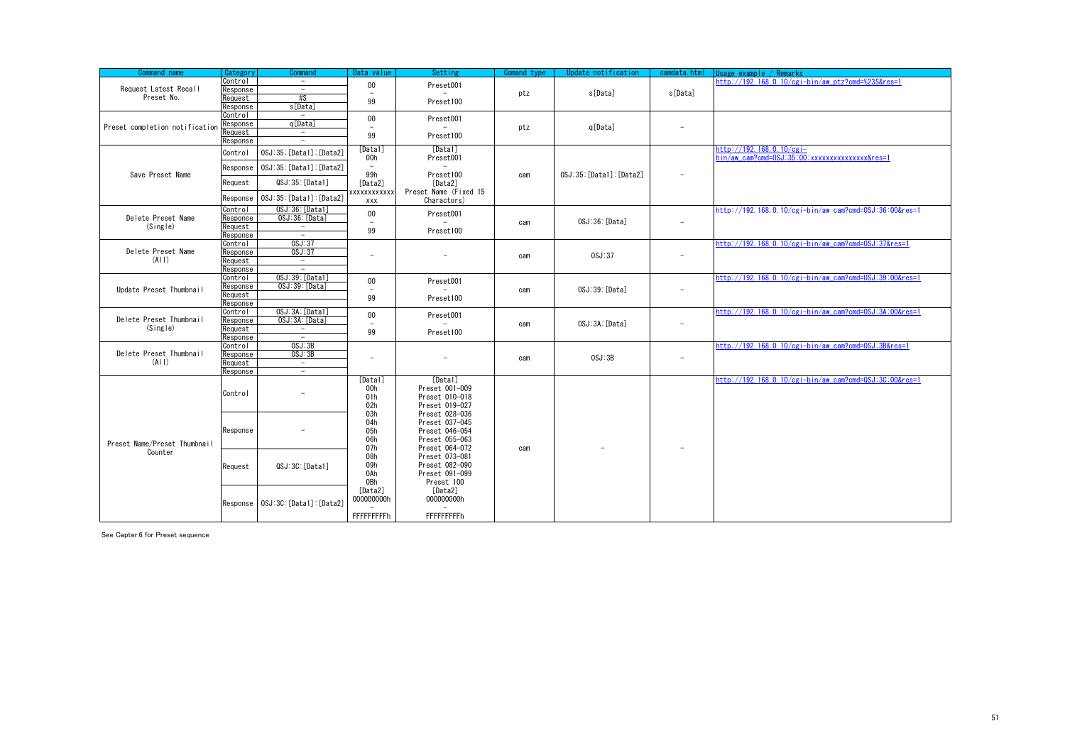| Command name | Category | Command | Data value | Setting | Comand type | Update notification | camdata.html | Usage example / Remarks |
|---|---|---|---|---|---|---|---|---|
| Request Latest Recall Preset No. | Control | – | 00<br>–<br>99 | Preset001<br>–<br>Preset100 | ptz | s[Data] | s[Data] | http://192.168.0.10/cgi-bin/aw_ptz?cmd=%23S&res=1 |
| | Response | – | | | | | | |
| | Request | #S | | | | | | |
| | Response | s[Data] | | | | | | |
| Preset completion notification | Control | – | 00<br>–<br>99 | Preset001<br>–<br>Preset100 | ptz | q[Data] | – | |
| | Response | q[Data] | | | | | | |
| | Request | – | | | | | | |
| | Response | – | | | | | | |
| Save Preset Name | Control | OSJ:35:[Data1]:[Data2] | [Data1]<br>00h<br>–<br>99h<br>[Data2]<br>xxxxxxxxxxxx<br>xxx | [Data1]<br>Preset001<br>–<br>Preset100<br>[Data2]<br>Preset Name (Fixed 15 Charactors) | cam | OSJ:35:[Data1]:[Data2] | – | http://192.168.0.10/cgi-bin/aw_cam?cmd=OSJ:35:00:xxxxxxxxxxxxxxx&res=1 |
| | Response | OSJ:35:[Data1]:[Data2] | | | | | | |
| | Request | QSJ:35:[Data1] | | | | | | |
| | Response | OSJ:35:[Data1]:[Data2] | | | | | | |
| Delete Preset Name (Single) | Control | OSJ:36:[Data1] | 00<br>–<br>99 | Preset001<br>–<br>Preset100 | cam | OSJ:36:[Data] | – | http://192.168.0.10/cgi-bin/aw_cam?cmd=OSJ:36:00&res=1 |
| | Response | OSJ:36:[Data] | | | | | | |
| | Request | – | | | | | | |
| | Response | – | | | | | | |
| Delete Preset Name (All) | Control | OSJ:37 | – | – | cam | OSJ:37 | – | http://192.168.0.10/cgi-bin/aw_cam?cmd=OSJ:37&res=1 |
| | Response | OSJ:37 | | | | | | |
| | Request | – | | | | | | |
| | Response | – | | | | | | |
| Update Preset Thumbnail | Control | OSJ:39:[Data1] | 00<br>–<br>99 | Preset001<br>–<br>Preset100 | cam | OSJ:39:[Data] | – | http://192.168.0.10/cgi-bin/aw_cam?cmd=OSJ:39:00&res=1 |
| | Response | OSJ:39:[Data] | | | | | | |
| | Request | | | | | | | |
| | Response | | | | | | | |
| Delete Preset Thumbnail (Single) | Control | OSJ:3A:[Data1] | 00<br>–<br>99 | Preset001<br>–<br>Preset100 | cam | OSJ:3A:[Data] | – | http://192.168.0.10/cgi-bin/aw_cam?cmd=OSJ:3A:00&res=1 |
| | Response | OSJ:3A:[Data] | | | | | | |
| | Request | – | | | | | | |
| | Response | – | | | | | | |
| Delete Preset Thumbnail (All) | Control | OSJ:3B | – | – | cam | OSJ:3B | – | http://192.168.0.10/cgi-bin/aw_cam?cmd=OSJ:3B&res=1 |
| | Response | OSJ:3B | | | | | | |
| | Request | – | | | | | | |
| | Response | – | | | | | | |
| Preset Name/Preset Thumbnail Counter | Control | – | [Data1]<br>00h<br>01h<br>02h<br>03h<br>04h<br>05h<br>06h<br>07h<br>08h<br>09h<br>0Ah<br>0Bh<br>[Data2]<br>000000000h<br>–<br>FFFFFFFFFh | [Data1]<br>Preset 001-009<br>Preset 010-018<br>Preset 019-027<br>Preset 028-036<br>Preset 037-045<br>Preset 046-054<br>Preset 055-063<br>Preset 064-072<br>Preset 073-081<br>Preset 082-090<br>Preset 091-099<br>Preset 100<br>[Data2]<br>000000000h<br>–<br>FFFFFFFFFh | cam | – | – | http://192.168.0.10/cgi-bin/aw_cam?cmd=QSJ:3C:00&res=1 |
| | Response | – | | | | | | |
| | Request | QSJ:3C:[Data1] | | | | | | |
| | Response | OSJ:3C:[Data1]:[Data2] | | | | | | |

See Capter.6 for Preset sequence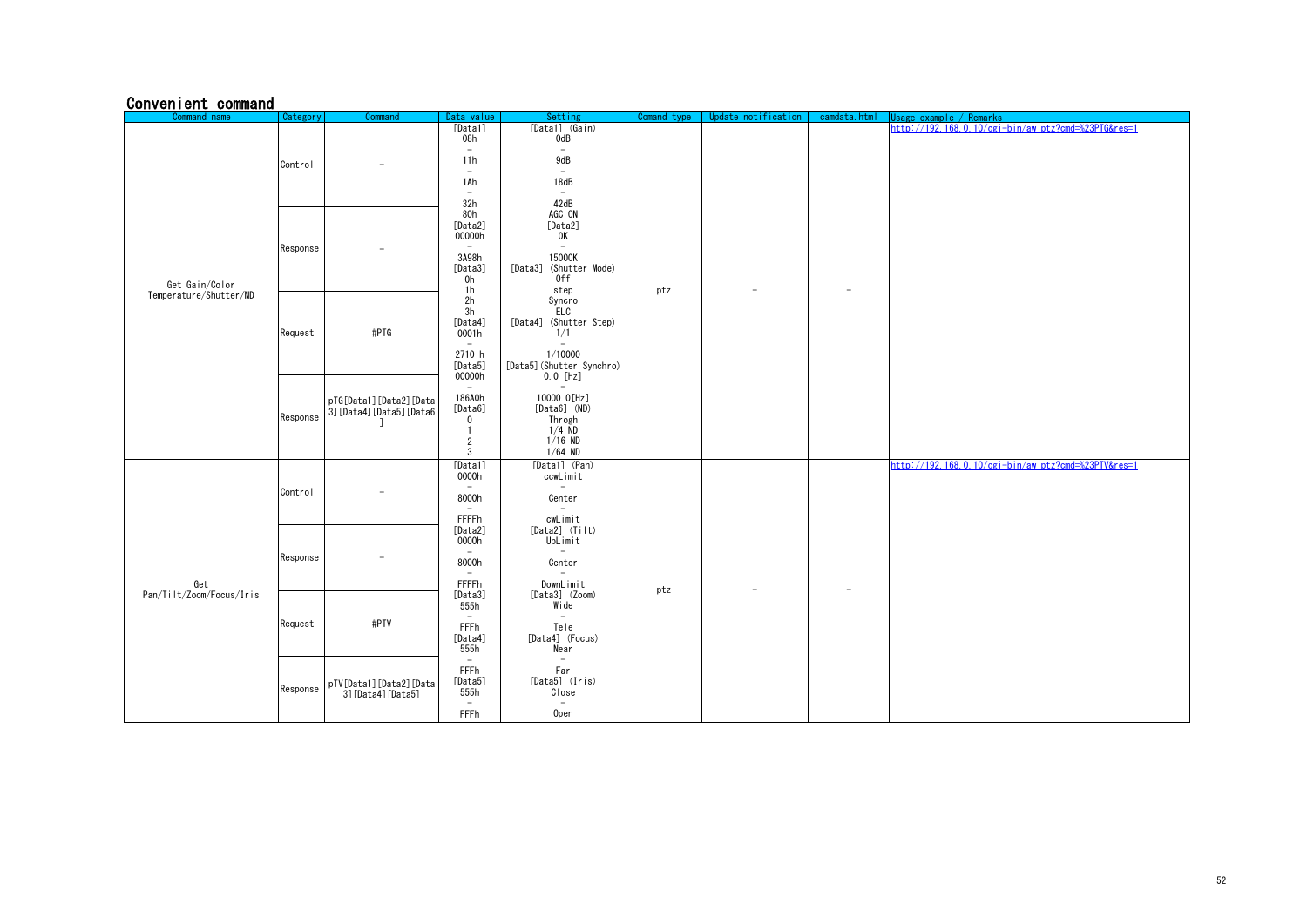## Convenient command

| Command name | Category | Command | Data value | Setting | Comand type | Update notification | camdata.html | Usage example / Remarks |
|---|---|---|---|---|---|---|---|---|
| Get Gain/Color Temperature/Shutter/ND | Control | – | [Data1]<br>08h<br>–<br>11h<br>–<br>1Ah<br>–<br>32h<br>80h<br>[Data2]<br>00000h<br>–<br>3A98h<br>[Data3]<br>0h<br>1h<br>2h<br>3h<br>[Data4]<br>0001h<br>–<br>2710 h<br>[Data5]<br>00000h<br>–<br>186A0h<br>[Data6]<br>0<br>1<br>2<br>3 | [Data1] (Gain)<br>0dB<br>–<br>9dB<br>–<br>18dB<br>–<br>42dB<br>AGC ON<br>[Data2]<br>0K<br>–<br>15000K<br>[Data3] (Shutter Mode)<br>Off<br>step<br>Syncro<br>ELC<br>[Data4] (Shutter Step)<br>1/1<br>–<br>1/10000<br>[Data5] (Shutter Synchro)<br>0.0 [Hz]<br>–<br>10000.0[Hz]<br>[Data6] (ND)<br>Throgh<br>1/4 ND<br>1/16 ND<br>1/64 ND | ptz | – | – | http://192.168.0.10/cgi-bin/aw_ptz?cmd=%23PTG&res=1 |
| | Response | – | | | | | | |
| | Request | #PTG | | | | | | |
| | Response | pTG[Data1][Data2][Data3][Data4][Data5][Data6] | | | | | | |
| Get Pan/Tilt/Zoom/Focus/Iris | Control | – | [Data1]<br>0000h<br>–<br>8000h<br>–<br>FFFFh<br>[Data2]<br>0000h<br>–<br>8000h<br>–<br>FFFFh<br>[Data3]<br>555h<br>–<br>FFFh<br>[Data4]<br>555h<br>–<br>FFFh<br>[Data5]<br>555h<br>–<br>FFFh | [Data1] (Pan)<br>ccwLimit<br>–<br>Center<br>–<br>cwLimit<br>[Data2] (Tilt)<br>UpLimit<br>–<br>Center<br>–<br>DownLimit<br>[Data3] (Zoom)<br>Wide<br>–<br>Tele<br>[Data4] (Focus)<br>Near<br>–<br>Far<br>[Data5] (Iris)<br>Close<br>–<br>Open | ptz | – | – | http://192.168.0.10/cgi-bin/aw_ptz?cmd=%23PTV&res=1 |
| | Response | – | | | | | | |
| | Request | #PTV | | | | | | |
| | Response | pTV[Data1][Data2][Data3][Data4][Data5] | | | | | | |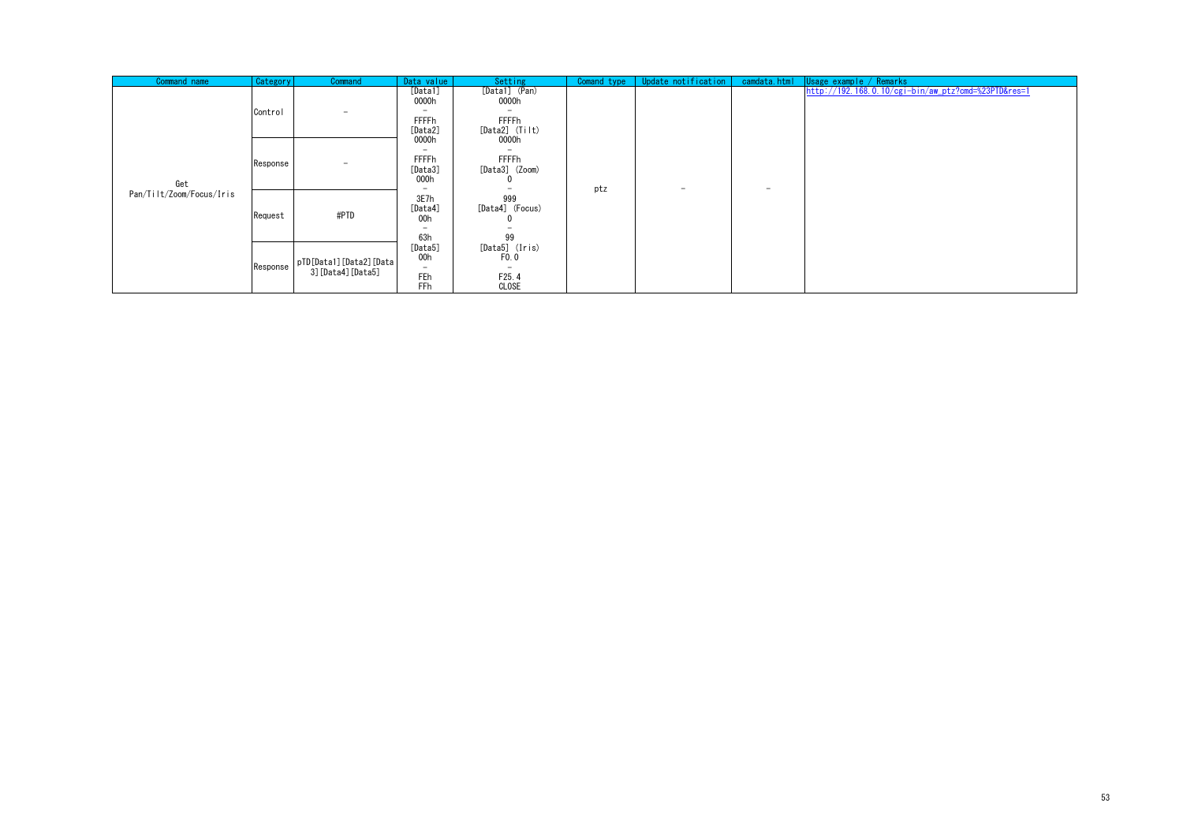| Command name | Category | Command | Data value | Setting | Comand type | Update notification | camdata.html | Usage example / Remarks |
|---|---|---|---|---|---|---|---|---|
| Get Pan/Tilt/Zoom/Focus/Iris | Control | － | [Data1]<br>0000h<br>－<br>FFFFh<br>[Data2]<br>0000h<br>－<br>FFFFh<br>[Data3]<br>000h<br>－<br>3E7h<br>[Data4]<br>00h<br>－<br>63h<br>[Data5]<br>00h<br>－<br>FEh<br>FFh | [Data1] (Pan)<br>0000h<br>－<br>FFFFh<br>[Data2] (Tilt)<br>0000h<br>－<br>FFFFh<br>[Data3] (Zoom)<br>0<br>－<br>999<br>[Data4] (Focus)<br>0<br>－<br>99<br>[Data5] (Iris)<br>F0.0<br>－<br>F25.4<br>CLOSE | ptz | － | － | http://192.168.0.10/cgi-bin/aw_ptz?cmd=%23PTD&res=1 |
| | Response | － | | | | | | |
| | Request | #PTD | | | | | | |
| | Response | pTD[Data1][Data2][Data3][Data4][Data5] | | | | | | |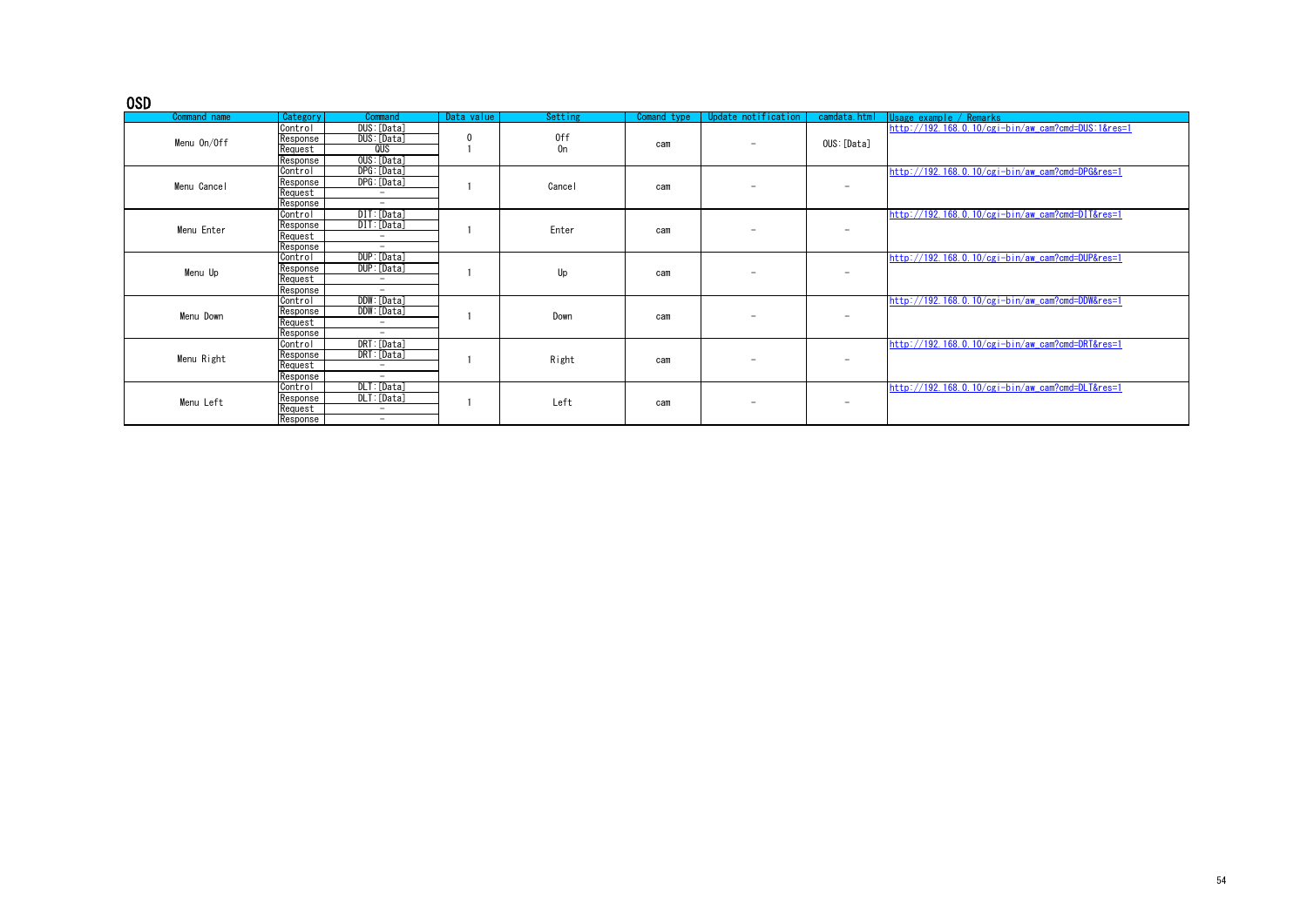## OSD

| Command name | Category | Command | Data value | Setting | Comand type | Update notification | camdata.html | Usage example / Remarks |
|---|---|---|---|---|---|---|---|---|
| Menu On/Off | Control | DUS:[Data] | 0<br>1 | Off<br>On | cam | − | OUS:[Data] | http://192.168.0.10/cgi-bin/aw_cam?cmd=DUS:1&res=1 |
| | Response | DUS:[Data] | | | | | | |
| | Request | QUS | | | | | | |
| | Response | OUS:[Data] | | | | | | |
| Menu Cancel | Control | DPG:[Data] | 1 | Cancel | cam | − | − | http://192.168.0.10/cgi-bin/aw_cam?cmd=DPG&res=1 |
| | Response | DPG:[Data] | | | | | | |
| | Request | − | | | | | | |
| | Response | − | | | | | | |
| Menu Enter | Control | DIT:[Data] | 1 | Enter | cam | − | − | http://192.168.0.10/cgi-bin/aw_cam?cmd=DIT&res=1 |
| | Response | DIT:[Data] | | | | | | |
| | Request | − | | | | | | |
| | Response | − | | | | | | |
| Menu Up | Control | DUP:[Data] | 1 | Up | cam | − | − | http://192.168.0.10/cgi-bin/aw_cam?cmd=DUP&res=1 |
| | Response | DUP:[Data] | | | | | | |
| | Request | − | | | | | | |
| | Response | − | | | | | | |
| Menu Down | Control | DDW:[Data] | 1 | Down | cam | − | − | http://192.168.0.10/cgi-bin/aw_cam?cmd=DDW&res=1 |
| | Response | DDW:[Data] | | | | | | |
| | Request | − | | | | | | |
| | Response | − | | | | | | |
| Menu Right | Control | DRT:[Data] | 1 | Right | cam | − | − | http://192.168.0.10/cgi-bin/aw_cam?cmd=DRT&res=1 |
| | Response | DRT:[Data] | | | | | | |
| | Request | − | | | | | | |
| | Response | − | | | | | | |
| Menu Left | Control | DLT:[Data] | 1 | Left | cam | − | − | http://192.168.0.10/cgi-bin/aw_cam?cmd=DLT&res=1 |
| | Response | DLT:[Data] | | | | | | |
| | Request | − | | | | | | |
| | Response | − | | | | | | |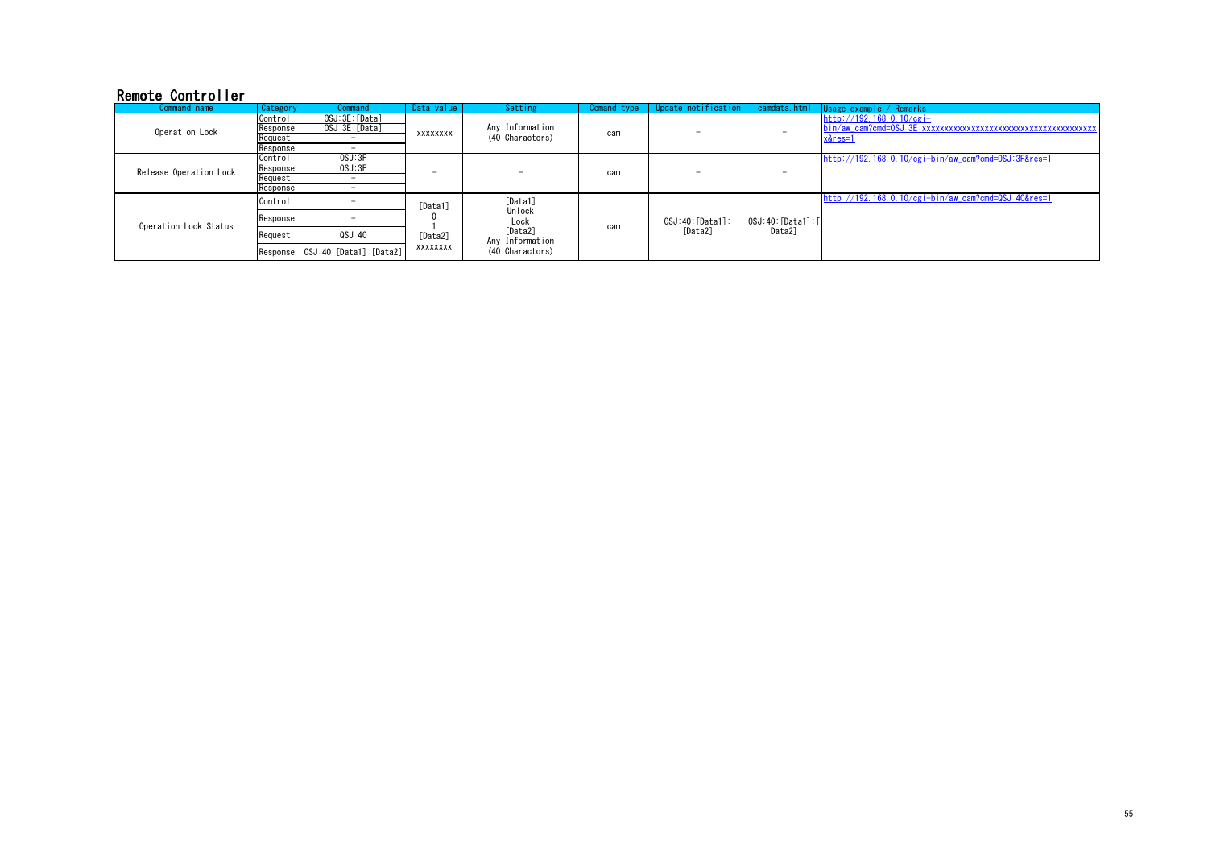## Remote Controller

| Command name | Category | Command | Data value | Setting | Comand type | Update notification | camdata.html | Usage example / Remarks |
|---|---|---|---|---|---|---|---|---|
| Operation Lock | Control | OSJ:3E:[Data] | xxxxxxxx | Any Information (40 Charactors) | cam | − | − | http://192.168.0.10/cgi-bin/aw_cam?cmd=OSJ:3E:xxxxxxxxxxxxxxxxxxxxxxxxxxxxxxxxxxxxxxxx&res=1 |
| | Response | OSJ:3E:[Data] | | | | | | |
| | Request | − | | | | | | |
| | Response | − | | | | | | |
| Release Operation Lock | Control | OSJ:3F | − | − | cam | − | − | http://192.168.0.10/cgi-bin/aw_cam?cmd=OSJ:3F&res=1 |
| | Response | OSJ:3F | | | | | | |
| | Request | − | | | | | | |
| | Response | − | | | | | | |
| Operation Lock Status | Control | − | [Data1]<br>0<br>1<br>[Data2]<br>xxxxxxxx | [Data1]<br>Unlock<br>Lock<br>[Data2]<br>Any Information (40 Charactors) | cam | OSJ:40:[Data1]:[Data2] | OSJ:40:[Data1]:[Data2] | http://192.168.0.10/cgi-bin/aw_cam?cmd=QSJ:40&res=1 |
| | Response | − | | | | | | |
| | Request | QSJ:40 | | | | | | |
| | Response | OSJ:40:[Data1]:[Data2] | | | | | | |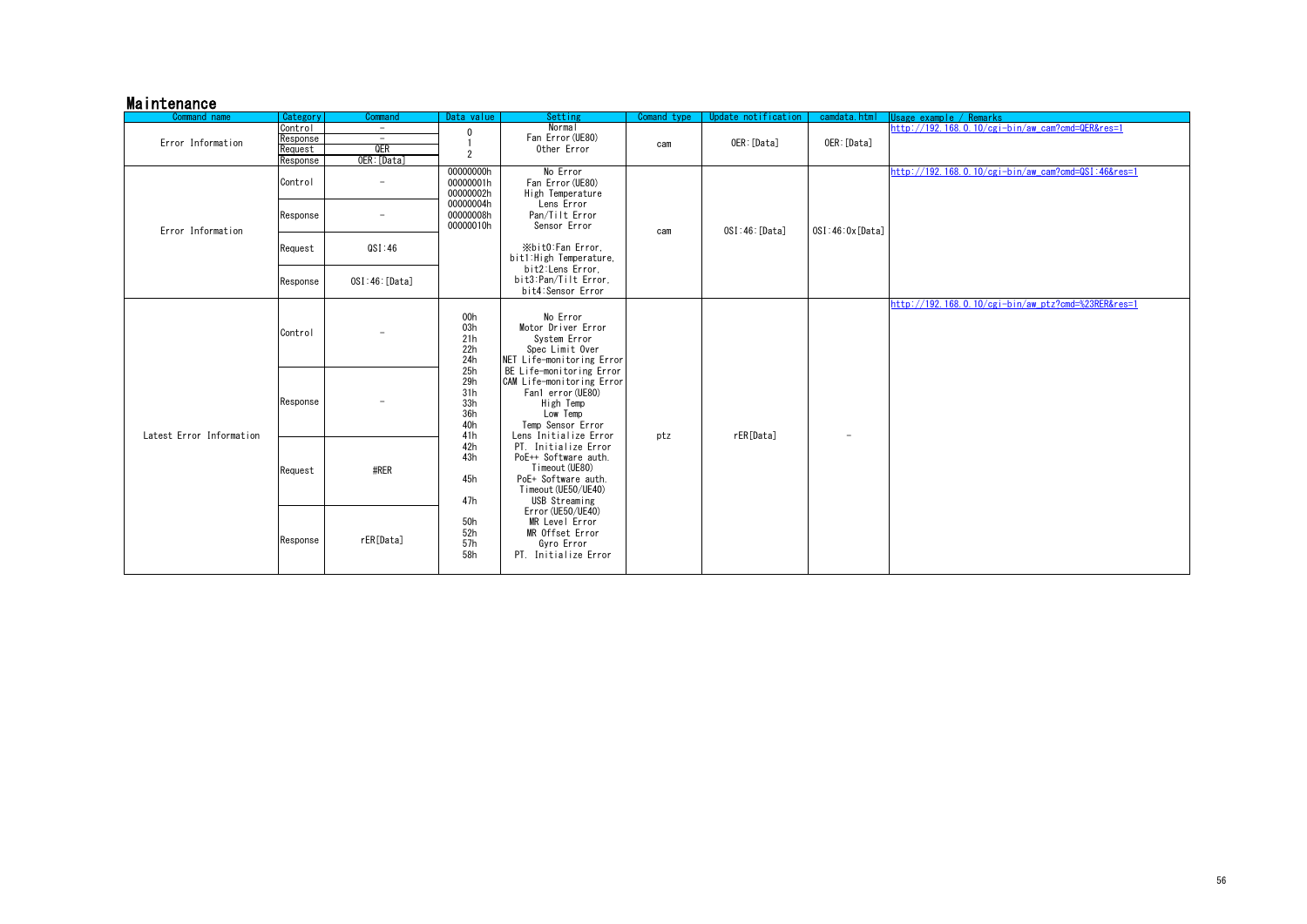## Maintenance

| Command name | Category | Command | Data value | Setting | Comand type | Update notification | camdata.html | Usage example / Remarks |
|---|---|---|---|---|---|---|---|---|
| Error Information | Control | – | 0<br>1<br>2 | Normal<br>Fan Error(UE80)<br>Other Error | cam | OER:[Data] | OER:[Data] | http://192.168.0.10/cgi-bin/aw_cam?cmd=QER&res=1 |
| | Response | – | | | | | | |
| | Request | QER | | | | | | |
| | Response | OER:[Data] | | | | | | |
| Error Information | Control | – | 00000000h<br>00000001h<br>00000002h<br>00000004h<br>00000008h<br>00000010h | No Error<br>Fan Error(UE80)<br>High Temperature<br>Lens Error<br>Pan/Tilt Error<br>Sensor Error<br><br>※bit0:Fan Error,<br>bit1:High Temperature,<br>bit2:Lens Error,<br>bit3:Pan/Tilt Error,<br>bit4:Sensor Error | cam | OSI:46:[Data] | OSI:46:0x[Data] | http://192.168.0.10/cgi-bin/aw_cam?cmd=QSI:46&res=1 |
| | Response | – | | | | | | |
| | Request | QSI:46 | | | | | | |
| | Response | OSI:46:[Data] | | | | | | |
| Latest Error Information | Control | – | 00h<br>03h<br>21h<br>22h<br>24h<br>25h<br>29h<br>31h<br>33h<br>36h<br>40h<br>41h<br>42h<br>43h<br><br>45h<br><br>47h<br><br>50h<br>52h<br>57h<br>58h | No Error<br>Motor Driver Error<br>System Error<br>Spec Limit Over<br>NET Life-monitoring Error<br>BE Life-monitoring Error<br>CAM Life-monitoring Error<br>Fan1 error(UE80)<br>High Temp<br>Low Temp<br>Temp Sensor Error<br>Lens Initialize Error<br>PT. Initialize Error<br>PoE++ Software auth. Timeout(UE80)<br>PoE+ Software auth. Timeout(UE50/UE40)<br>USB Streaming Error(UE50/UE40)<br>MR Level Error<br>MR Offset Error<br>Gyro Error<br>PT. Initialize Error | ptz | rER[Data] | – | http://192.168.0.10/cgi-bin/aw_ptz?cmd=%23RER&res=1 |
| | Response | – | | | | | | |
| | Request | #RER | | | | | | |
| | Response | rER[Data] | | | | | | |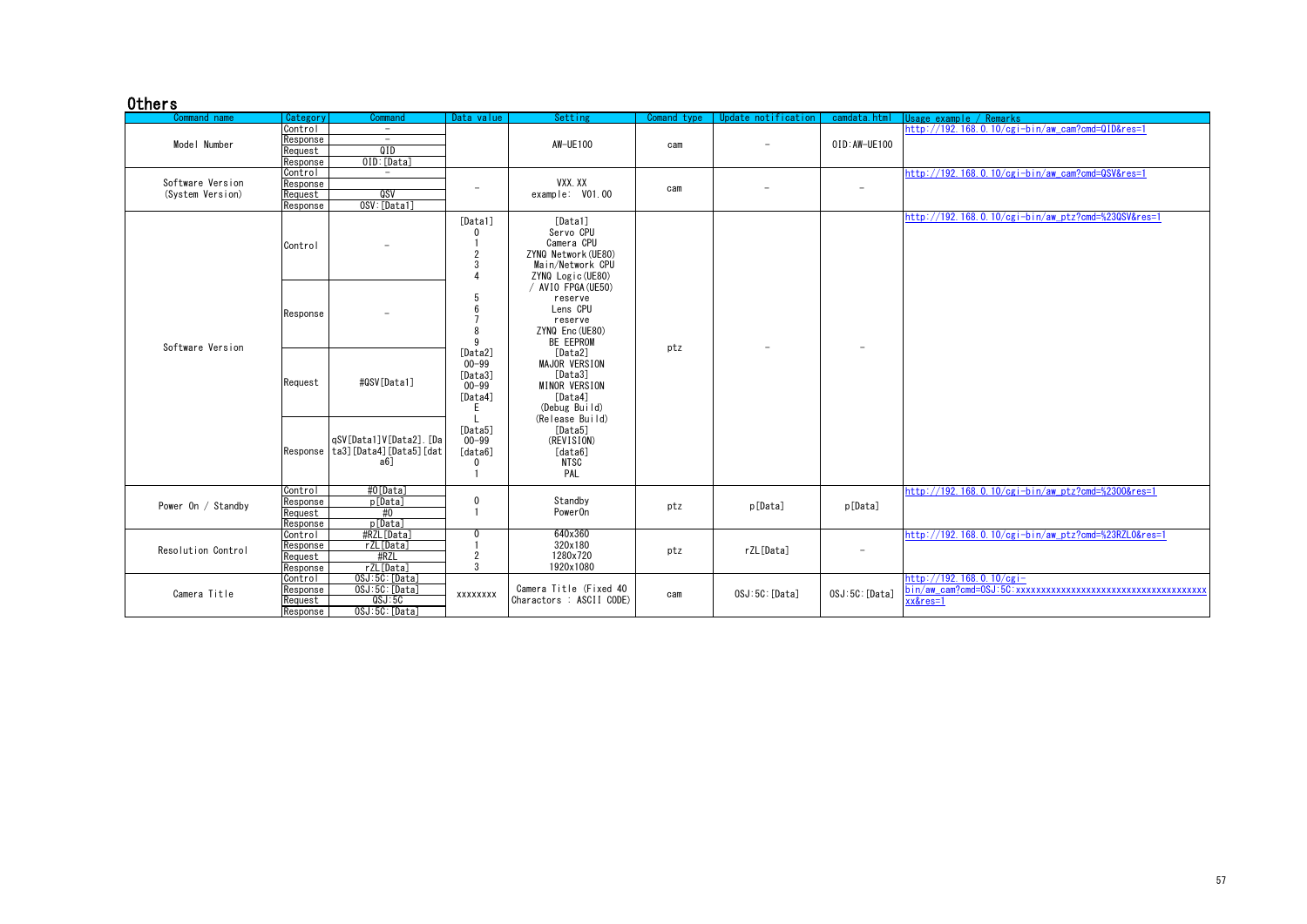## Others

| Command name | Category | Command | Data value | Setting | Comand type | Update notification | camdata.html | Usage example / Remarks |
|---|---|---|---|---|---|---|---|---|
| Model Number | Control | － |  | AW-UE100 | cam | － | OID:AW-UE100 | http://192.168.0.10/cgi-bin/aw_cam?cmd=QID&res=1 |
| | Response | － | | | | | | |
| | Request | QID | | | | | | |
| | Response | OID:[Data] | | | | | | |
| Software Version (System Version) | Control | － | － | VXX.XX<br>example: V01.00 | cam | － | － | http://192.168.0.10/cgi-bin/aw_cam?cmd=QSV&res=1 |
| | Response | | | | | | | |
| | Request | QSV | | | | | | |
| | Response | OSV:[Data1] | | | | | | |
| Software Version | Control | － | [Data1]<br>0<br>1<br>2<br>3<br>4<br><br>5<br>6<br>7<br>8<br>9<br>[Data2]<br>00-99<br>[Data3]<br>00-99<br>[Data4]<br>E<br>L<br>[Data5]<br>00-99<br>[data6]<br>0<br>1 | [Data1]<br>Servo CPU<br>Camera CPU<br>ZYNQ Network(UE80)<br>Main/Network CPU<br>ZYNQ Logic(UE80)<br>/ AVIO FPGA(UE50)<br>reserve<br>Lens CPU<br>reserve<br>ZYNQ Enc(UE80)<br>BE EEPROM<br>[Data2]<br>MAJOR VERSION<br>[Data3]<br>MINOR VERSION<br>[Data4]<br>(Debug Build)<br>(Release Build)<br>[Data5]<br>(REVISION)<br>[data6]<br>NTSC<br>PAL | ptz | － | － | http://192.168.0.10/cgi-bin/aw_ptz?cmd=%23QSV&res=1 |
| | Response | － | | | | | | |
| | Request | #QSV[Data1] | | | | | | |
| | Response | qSV[Data1]V[Data2].[Data3][Data4][Data5][data6] | | | | | | |
| Power On / Standby | Control | #O[Data] | 0<br>1 | Standby<br>PowerOn | ptz | p[Data] | p[Data] | http://192.168.0.10/cgi-bin/aw_ptz?cmd=%23O0&res=1 |
| | Response | p[Data] | | | | | | |
| | Request | #O | | | | | | |
| | Response | p[Data] | | | | | | |
| Resolution Control | Control | #RZL[Data] | 0<br>1<br>2<br>3 | 640x360<br>320x180<br>1280x720<br>1920x1080 | ptz | rZL[Data] | － | http://192.168.0.10/cgi-bin/aw_ptz?cmd=%23RZL0&res=1 |
| | Response | rZL[Data] | | | | | | |
| | Request | #RZL | | | | | | |
| | Response | rZL[Data] | | | | | | |
| Camera Title | Control | OSJ:5C:[Data] | xxxxxxxx | Camera Title (Fixed 40 Charactors : ASCII CODE) | cam | OSJ:5C:[Data] | OSJ:5C:[Data] | http://192.168.0.10/cgi-bin/aw_cam?cmd=OSJ:5C:xxxxxxxxxxxxxxxxxxxxxxxxxxxxxxxxxxxxxxxx&res=1 |
| | Response | OSJ:5C:[Data] | | | | | | |
| | Request | QSJ:5C | | | | | | |
| | Response | OSJ:5C:[Data] | | | | | | |